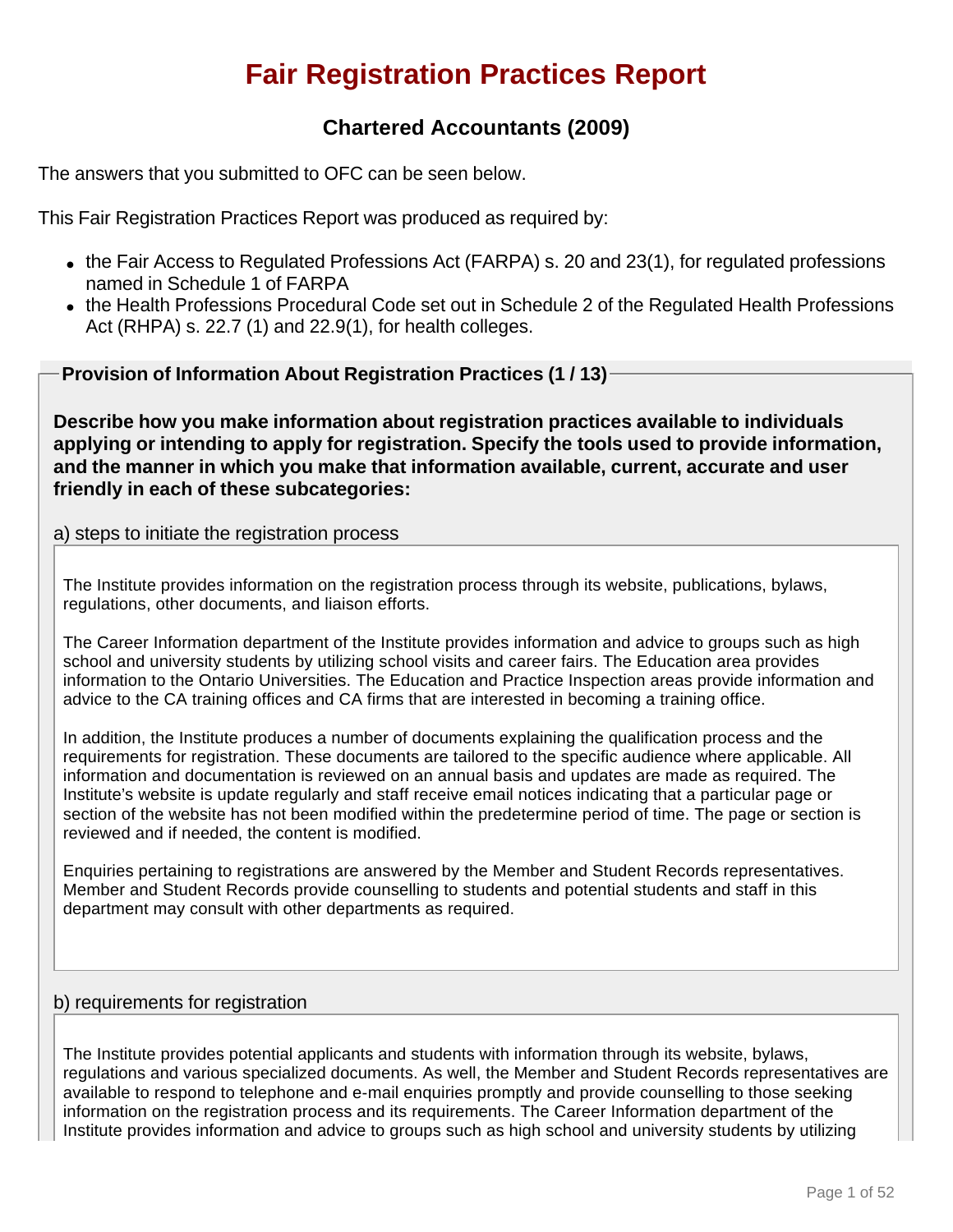# Fair Registration Practices Report

## Chartered Accountants (2009)

The answers that you submitted to OFC can be seen below.

This Fair Registration Practices Report was produced as required by:

- the Fair Access to Regulated Professions Act (FARPA) s. 20 and 23(1), for regulated professions named in Schedule 1 of FARPA
- the Health Professions Procedural Code set out in Schedule 2 of the Regulated Health Professions Act (RHPA) s. 22.7 (1) and 22.9(1), for health colleges.

### Provision of Information About Registration Practices (1 / 13)

**Describe how you make information about registration practices available to individuals applying or intending to apply for registration. Specify the tools used to provide information, and the manner in which you make that information available, current, accurate and user friendly in each of these subcategories:**

a) steps to initiate the registration process

The Institute provides information on the registration process through its website, publications, bylaws, regulations, other documents, and liaison efforts.

The Career Information department of the Institute provides information and advice to groups such as high school and university students by utilizing school visits and career fairs. The Education area provides information to the Ontario Universities. The Education and Practice Inspection areas provide information and advice to the CA training offices and CA firms that are interested in becoming a training office.

In addition, the Institute produces a number of documents explaining the qualification process and the requirements for registration. These documents are tailored to the specific audience where applicable. All information and documentation is reviewed on an annual basis and updates are made as required. The Institute's website is update regularly and staff receive email notices indicating that a particular page or section of the website has not been modified within the predetermine period of time. The page or section is reviewed and if needed, the content is modified.

Enquiries pertaining to registrations are answered by the Member and Student Records representatives. Member and Student Records provide counselling to students and potential students and staff in this department may consult with other departments as required.

b) requirements for registration

The Institute provides potential applicants and students with information through its website, bylaws, regulations and various specialized documents. As well, the Member and Student Records representatives are available to respond to telephone and e-mail enquiries promptly and provide counselling to those seeking information on the registration process and its requirements. The Career Information department of the Institute provides information and advice to groups such as high school and university students by utilizing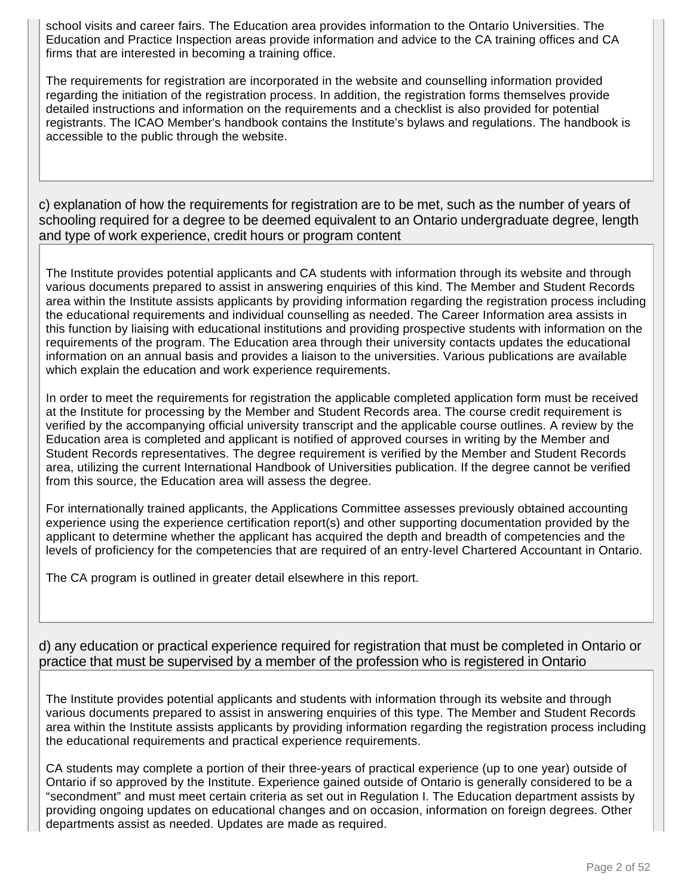school visits and career fairs. The Education area provides information to the Ontario Universities. The Education and Practice Inspection areas provide information and advice to the CA training offices and CA firms that are interested in becoming a training office.

The requirements for registration are incorporated in the website and counselling information provided regarding the initiation of the registration process. In addition, the registration forms themselves provide detailed instructions and information on the requirements and a checklist is also provided for potential registrants. The ICAO Member's handbook contains the Institute's bylaws and regulations. The handbook is accessible to the public through the website.

c) explanation of how the requirements for registration are to be met, such as the number of years of schooling required for a degree to be deemed equivalent to an Ontario undergraduate degree, length and type of work experience, credit hours or program content

The Institute provides potential applicants and CA students with information through its website and through various documents prepared to assist in answering enquiries of this kind. The Member and Student Records area within the Institute assists applicants by providing information regarding the registration process including the educational requirements and individual counselling as needed. The Career Information area assists in this function by liaising with educational institutions and providing prospective students with information on the requirements of the program. The Education area through their university contacts updates the educational information on an annual basis and provides a liaison to the universities. Various publications are available which explain the education and work experience requirements.

In order to meet the requirements for registration the applicable completed application form must be received at the Institute for processing by the Member and Student Records area. The course credit requirement is verified by the accompanying official university transcript and the applicable course outlines. A review by the Education area is completed and applicant is notified of approved courses in writing by the Member and Student Records representatives. The degree requirement is verified by the Member and Student Records area, utilizing the current International Handbook of Universities publication. If the degree cannot be verified from this source, the Education area will assess the degree.

For internationally trained applicants, the Applications Committee assesses previously obtained accounting experience using the experience certification report(s) and other supporting documentation provided by the applicant to determine whether the applicant has acquired the depth and breadth of competencies and the levels of proficiency for the competencies that are required of an entry-level Chartered Accountant in Ontario.

The CA program is outlined in greater detail elsewhere in this report.

d) any education or practical experience required for registration that must be completed in Ontario or practice that must be supervised by a member of the profession who is registered in Ontario

The Institute provides potential applicants and students with information through its website and through various documents prepared to assist in answering enquiries of this type. The Member and Student Records area within the Institute assists applicants by providing information regarding the registration process including the educational requirements and practical experience requirements.

CA students may complete a portion of their three-years of practical experience (up to one year) outside of Ontario if so approved by the Institute. Experience gained outside of Ontario is generally considered to be a "secondment" and must meet certain criteria as set out in Regulation I. The Education department assists by providing ongoing updates on educational changes and on occasion, information on foreign degrees. Other departments assist as needed. Updates are made as required.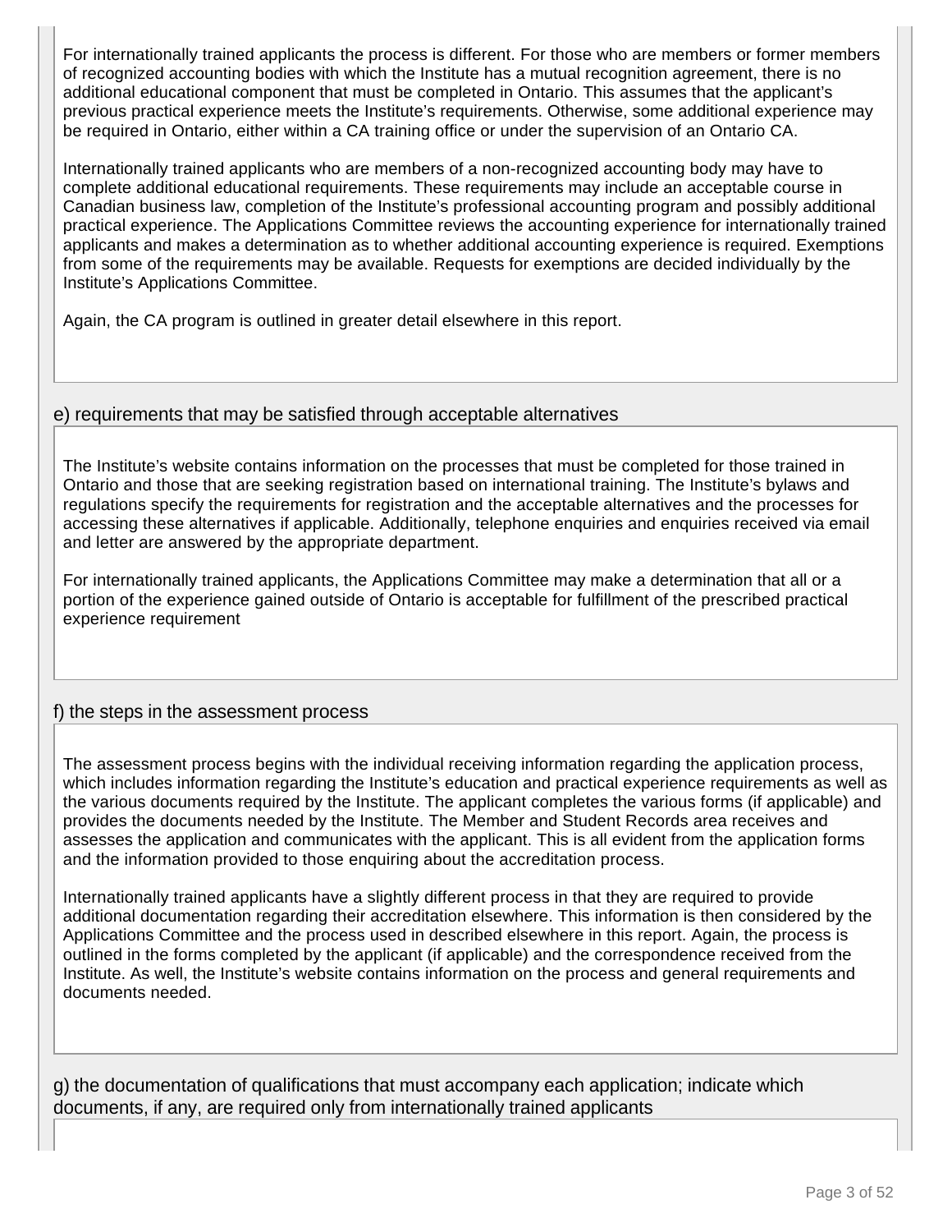For internationally trained applicants the process is different. For those who are members or former members of recognized accounting bodies with which the Institute has a mutual recognition agreement, there is no additional educational component that must be completed in Ontario. This assumes that the applicant's previous practical experience meets the Institute's requirements. Otherwise, some additional experience may be required in Ontario, either within a CA training office or under the supervision of an Ontario CA.

Internationally trained applicants who are members of a non-recognized accounting body may have to complete additional educational requirements. These requirements may include an acceptable course in Canadian business law, completion of the Institute's professional accounting program and possibly additional practical experience. The Applications Committee reviews the accounting experience for internationally trained applicants and makes a determination as to whether additional accounting experience is required. Exemptions from some of the requirements may be available. Requests for exemptions are decided individually by the Institute's Applications Committee.

Again, the CA program is outlined in greater detail elsewhere in this report.

## e) requirements that may be satisfied through acceptable alternatives

The Institute's website contains information on the processes that must be completed for those trained in Ontario and those that are seeking registration based on international training. The Institute's bylaws and regulations specify the requirements for registration and the acceptable alternatives and the processes for accessing these alternatives if applicable. Additionally, telephone enquiries and enquiries received via email and letter are answered by the appropriate department.

For internationally trained applicants, the Applications Committee may make a determination that all or a portion of the experience gained outside of Ontario is acceptable for fulfillment of the prescribed practical experience requirement

## f) the steps in the assessment process

The assessment process begins with the individual receiving information regarding the application process, which includes information regarding the Institute's education and practical experience requirements as well as the various documents required by the Institute. The applicant completes the various forms (if applicable) and provides the documents needed by the Institute. The Member and Student Records area receives and assesses the application and communicates with the applicant. This is all evident from the application forms and the information provided to those enquiring about the accreditation process.

Internationally trained applicants have a slightly different process in that they are required to provide additional documentation regarding their accreditation elsewhere. This information is then considered by the Applications Committee and the process used in described elsewhere in this report. Again, the process is outlined in the forms completed by the applicant (if applicable) and the correspondence received from the Institute. As well, the Institute's website contains information on the process and general requirements and documents needed.

## g) the documentation of qualifications that must accompany each application; indicate which documents, if any, are required only from internationally trained applicants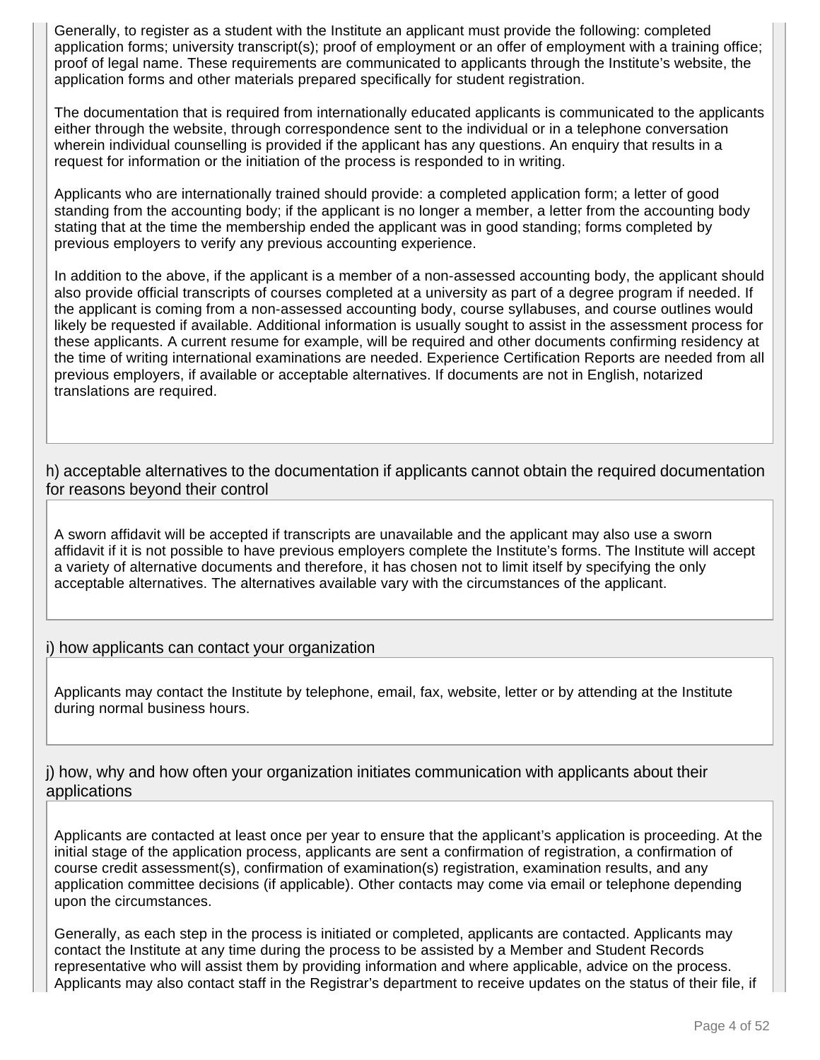Generally, to register as a student with the Institute an applicant must provide the following: completed application forms; university transcript(s); proof of employment or an offer of employment with a training office; proof of legal name. These requirements are communicated to applicants through the Institute's website, the application forms and other materials prepared specifically for student registration.

The documentation that is required from internationally educated applicants is communicated to the applicants either through the website, through correspondence sent to the individual or in a telephone conversation wherein individual counselling is provided if the applicant has any questions. An enquiry that results in a request for information or the initiation of the process is responded to in writing.

Applicants who are internationally trained should provide: a completed application form; a letter of good standing from the accounting body; if the applicant is no longer a member, a letter from the accounting body stating that at the time the membership ended the applicant was in good standing; forms completed by previous employers to verify any previous accounting experience.

In addition to the above, if the applicant is a member of a non-assessed accounting body, the applicant should also provide official transcripts of courses completed at a university as part of a degree program if needed. If the applicant is coming from a non-assessed accounting body, course syllabuses, and course outlines would likely be requested if available. Additional information is usually sought to assist in the assessment process for these applicants. A current resume for example, will be required and other documents confirming residency at the time of writing international examinations are needed. Experience Certification Reports are needed from all previous employers, if available or acceptable alternatives. If documents are not in English, notarized translations are required.

## h) acceptable alternatives to the documentation if applicants cannot obtain the required documentation for reasons beyond their control

A sworn affidavit will be accepted if transcripts are unavailable and the applicant may also use a sworn affidavit if it is not possible to have previous employers complete the Institute's forms. The Institute will accept a variety of alternative documents and therefore, it has chosen not to limit itself by specifying the only acceptable alternatives. The alternatives available vary with the circumstances of the applicant.

## i) how applicants can contact your organization

Applicants may contact the Institute by telephone, email, fax, website, letter or by attending at the Institute during normal business hours.

## j) how, why and how often your organization initiates communication with applicants about their applications

Applicants are contacted at least once per year to ensure that the applicant's application is proceeding. At the initial stage of the application process, applicants are sent a confirmation of registration, a confirmation of course credit assessment(s), confirmation of examination(s) registration, examination results, and any application committee decisions (if applicable). Other contacts may come via email or telephone depending upon the circumstances.

Generally, as each step in the process is initiated or completed, applicants are contacted. Applicants may contact the Institute at any time during the process to be assisted by a Member and Student Records representative who will assist them by providing information and where applicable, advice on the process. Applicants may also contact staff in the Registrar's department to receive updates on the status of their file, if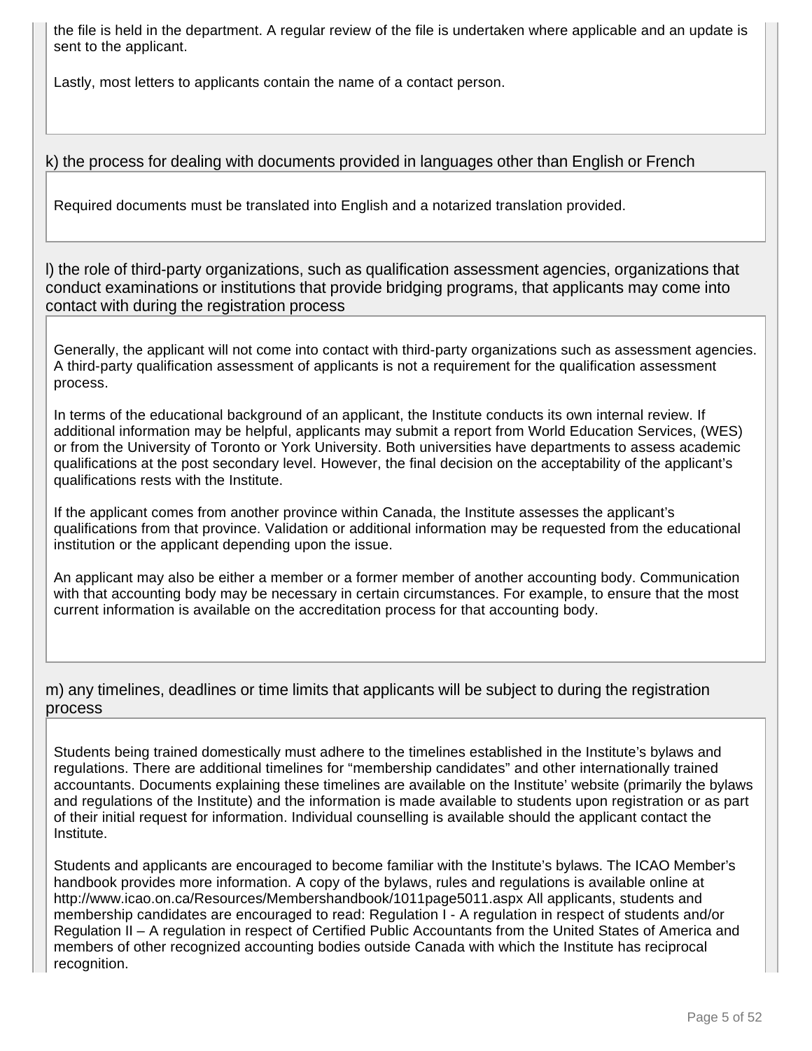the file is held in the department. A regular review of the file is undertaken where applicable and an update is sent to the applicant.

Lastly, most letters to applicants contain the name of a contact person.

### k) the process for dealing with documents provided in languages other than English or French

Required documents must be translated into English and a notarized translation provided.

### l) the role of third-party organizations, such as qualification assessment agencies, organizations that conduct examinations or institutions that provide bridging programs, that applicants may come into contact with during the registration process

Generally, the applicant will not come into contact with third-party organizations such as assessment agencies. A third-party qualification assessment of applicants is not a requirement for the qualification assessment process.

In terms of the educational background of an applicant, the Institute conducts its own internal review. If additional information may be helpful, applicants may submit a report from World Education Services, (WES) or from the University of Toronto or York University. Both universities have departments to assess academic qualifications at the post secondary level. However, the final decision on the acceptability of the applicant's qualifications rests with the Institute.

If the applicant comes from another province within Canada, the Institute assesses the applicant's qualifications from that province. Validation or additional information may be requested from the educational institution or the applicant depending upon the issue.

An applicant may also be either a member or a former member of another accounting body. Communication with that accounting body may be necessary in certain circumstances. For example, to ensure that the most current information is available on the accreditation process for that accounting body.

### m) any timelines, deadlines or time limits that applicants will be subject to during the registration process

Students being trained domestically must adhere to the timelines established in the Institute's bylaws and regulations. There are additional timelines for "membership candidates" and other internationally trained accountants. Documents explaining these timelines are available on the Institute' website (primarily the bylaws and regulations of the Institute) and the information is made available to students upon registration or as part of their initial request for information. Individual counselling is available should the applicant contact the Institute.

Students and applicants are encouraged to become familiar with the Institute's bylaws. The ICAO Member's handbook provides more information. A copy of the bylaws, rules and regulations is available online at http://www.icao.on.ca/Resources/Membershandbook/1011page5011.aspx All applicants, students and membership candidates are encouraged to read: Regulation I - A regulation in respect of students and/or Regulation II – A regulation in respect of Certified Public Accountants from the United States of America and members of other recognized accounting bodies outside Canada with which the Institute has reciprocal recognition.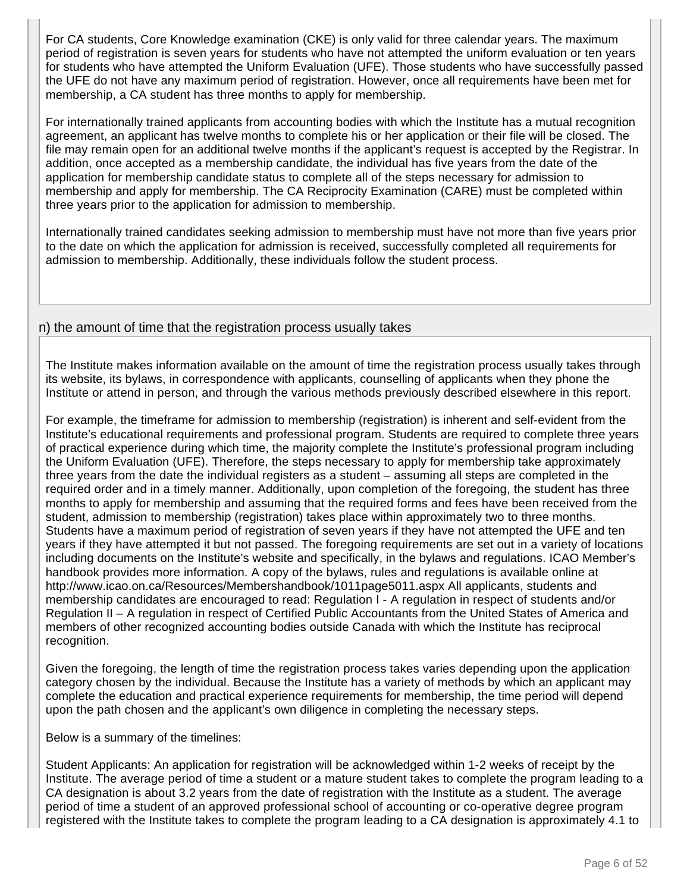For CA students, Core Knowledge examination (CKE) is only valid for three calendar years. The maximum period of registration is seven years for students who have not attempted the uniform evaluation or ten years for students who have attempted the Uniform Evaluation (UFE). Those students who have successfully passed the UFE do not have any maximum period of registration. However, once all requirements have been met for membership, a CA student has three months to apply for membership.

For internationally trained applicants from accounting bodies with which the Institute has a mutual recognition agreement, an applicant has twelve months to complete his or her application or their file will be closed. The file may remain open for an additional twelve months if the applicant's request is accepted by the Registrar. In addition, once accepted as a membership candidate, the individual has five years from the date of the application for membership candidate status to complete all of the steps necessary for admission to membership and apply for membership. The CA Reciprocity Examination (CARE) must be completed within three years prior to the application for admission to membership.

Internationally trained candidates seeking admission to membership must have not more than five years prior to the date on which the application for admission is received, successfully completed all requirements for admission to membership. Additionally, these individuals follow the student process.

## n) the amount of time that the registration process usually takes

The Institute makes information available on the amount of time the registration process usually takes through its website, its bylaws, in correspondence with applicants, counselling of applicants when they phone the Institute or attend in person, and through the various methods previously described elsewhere in this report.

For example, the timeframe for admission to membership (registration) is inherent and self-evident from the Institute's educational requirements and professional program. Students are required to complete three years of practical experience during which time, the majority complete the Institute's professional program including the Uniform Evaluation (UFE). Therefore, the steps necessary to apply for membership take approximately three years from the date the individual registers as a student – assuming all steps are completed in the required order and in a timely manner. Additionally, upon completion of the foregoing, the student has three months to apply for membership and assuming that the required forms and fees have been received from the student, admission to membership (registration) takes place within approximately two to three months. Students have a maximum period of registration of seven years if they have not attempted the UFE and ten years if they have attempted it but not passed. The foregoing requirements are set out in a variety of locations including documents on the Institute's website and specifically, in the bylaws and regulations. ICAO Member's handbook provides more information. A copy of the bylaws, rules and regulations is available online at http://www.icao.on.ca/Resources/Membershandbook/1011page5011.aspx All applicants, students and membership candidates are encouraged to read: Regulation I - A regulation in respect of students and/or Regulation II – A regulation in respect of Certified Public Accountants from the United States of America and members of other recognized accounting bodies outside Canada with which the Institute has reciprocal recognition.

Given the foregoing, the length of time the registration process takes varies depending upon the application category chosen by the individual. Because the Institute has a variety of methods by which an applicant may complete the education and practical experience requirements for membership, the time period will depend upon the path chosen and the applicant's own diligence in completing the necessary steps.

Below is a summary of the timelines:

Student Applicants: An application for registration will be acknowledged within 1-2 weeks of receipt by the Institute. The average period of time a student or a mature student takes to complete the program leading to a CA designation is about 3.2 years from the date of registration with the Institute as a student. The average period of time a student of an approved professional school of accounting or co-operative degree program registered with the Institute takes to complete the program leading to a CA designation is approximately 4.1 to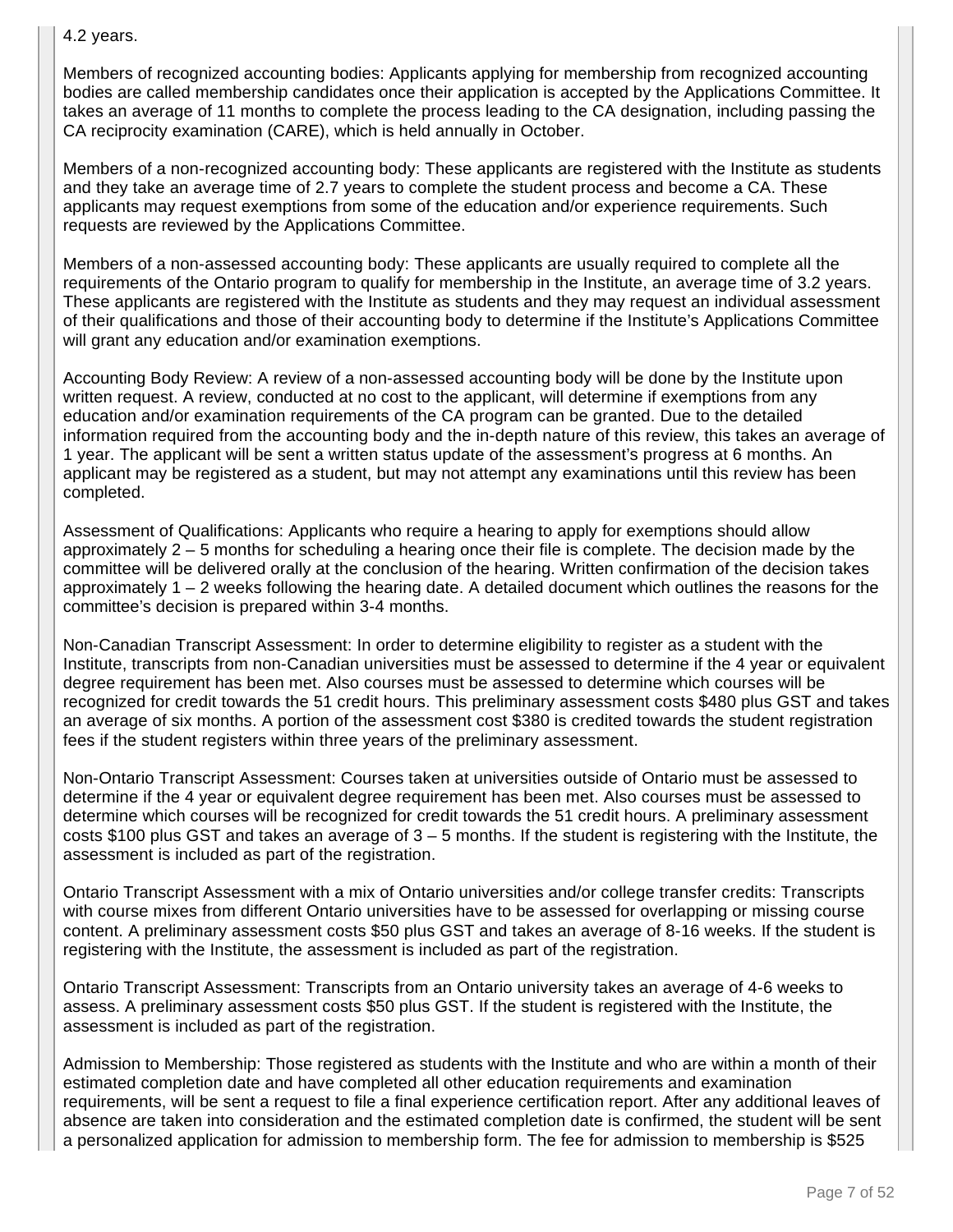4.2 years.

Members of recognized accounting bodies: Applicants applying for membership from recognized accounting bodies are called membership candidates once their application is accepted by the Applications Committee. It takes an average of 11 months to complete the process leading to the CA designation, including passing the CA reciprocity examination (CARE), which is held annually in October.

Members of a non-recognized accounting body: These applicants are registered with the Institute as students and they take an average time of 2.7 years to complete the student process and become a CA. These applicants may request exemptions from some of the education and/or experience requirements. Such requests are reviewed by the Applications Committee.

Members of a non-assessed accounting body: These applicants are usually required to complete all the requirements of the Ontario program to qualify for membership in the Institute, an average time of 3.2 years. These applicants are registered with the Institute as students and they may request an individual assessment of their qualifications and those of their accounting body to determine if the Institute's Applications Committee will grant any education and/or examination exemptions.

Accounting Body Review: A review of a non-assessed accounting body will be done by the Institute upon written request. A review, conducted at no cost to the applicant, will determine if exemptions from any education and/or examination requirements of the CA program can be granted. Due to the detailed information required from the accounting body and the in-depth nature of this review, this takes an average of 1 year. The applicant will be sent a written status update of the assessment's progress at 6 months. An applicant may be registered as a student, but may not attempt any examinations until this review has been completed.

Assessment of Qualifications: Applicants who require a hearing to apply for exemptions should allow approximately 2 – 5 months for scheduling a hearing once their file is complete. The decision made by the committee will be delivered orally at the conclusion of the hearing. Written confirmation of the decision takes approximately 1 – 2 weeks following the hearing date. A detailed document which outlines the reasons for the committee's decision is prepared within 3-4 months.

Non-Canadian Transcript Assessment: In order to determine eligibility to register as a student with the Institute, transcripts from non-Canadian universities must be assessed to determine if the 4 year or equivalent degree requirement has been met. Also courses must be assessed to determine which courses will be recognized for credit towards the 51 credit hours. This preliminary assessment costs $480 plus GST and takes an average of six months. A portion of the assessment cost $380 is credited towards the student registration fees if the student registers within three years of the preliminary assessment.

Non-Ontario Transcript Assessment: Courses taken at universities outside of Ontario must be assessed to determine if the 4 year or equivalent degree requirement has been met. Also courses must be assessed to determine which courses will be recognized for credit towards the 51 credit hours. A preliminary assessment costs $100 plus GST and takes an average of 3 – 5 months. If the student is registering with the Institute, the assessment is included as part of the registration.

Ontario Transcript Assessment with a mix of Ontario universities and/or college transfer credits: Transcripts with course mixes from different Ontario universities have to be assessed for overlapping or missing course content. A preliminary assessment costs $50 plus GST and takes an average of 8-16 weeks. If the student is registering with the Institute, the assessment is included as part of the registration.

Ontario Transcript Assessment: Transcripts from an Ontario university takes an average of 4-6 weeks to assess. A preliminary assessment costs $50 plus GST. If the student is registered with the Institute, the assessment is included as part of the registration.

Admission to Membership: Those registered as students with the Institute and who are within a month of their estimated completion date and have completed all other education requirements and examination requirements, will be sent a request to file a final experience certification report. After any additional leaves of absence are taken into consideration and the estimated completion date is confirmed, the student will be sent a personalized application for admission to membership form. The fee for admission to membership is $525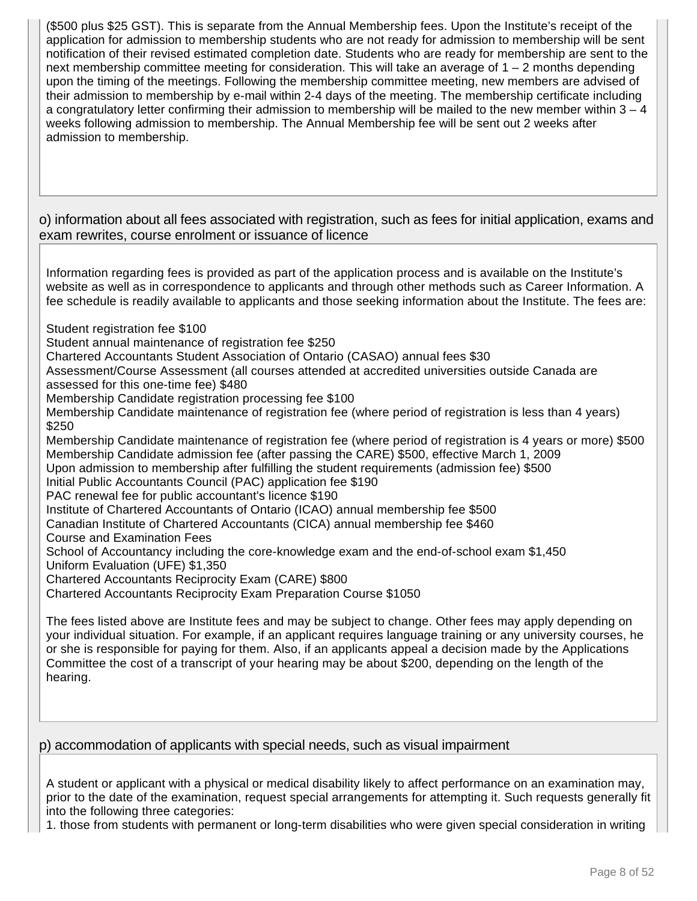($500 plus $25 GST). This is separate from the Annual Membership fees. Upon the Institute's receipt of the application for admission to membership students who are not ready for admission to membership will be sent notification of their revised estimated completion date. Students who are ready for membership are sent to the next membership committee meeting for consideration. This will take an average of 1 – 2 months depending upon the timing of the meetings. Following the membership committee meeting, new members are advised of their admission to membership by e-mail within 2-4 days of the meeting. The membership certificate including a congratulatory letter confirming their admission to membership will be mailed to the new member within 3 – 4 weeks following admission to membership. The Annual Membership fee will be sent out 2 weeks after admission to membership.

## o) information about all fees associated with registration, such as fees for initial application, exams and exam rewrites, course enrolment or issuance of licence

Information regarding fees is provided as part of the application process and is available on the Institute's website as well as in correspondence to applicants and through other methods such as Career Information. A fee schedule is readily available to applicants and those seeking information about the Institute. The fees are:

Student registration fee $100
Student annual maintenance of registration fee $250
Chartered Accountants Student Association of Ontario (CASAO) annual fees $30
Assessment/Course Assessment (all courses attended at accredited universities outside Canada are assessed for this one-time fee) $480
Membership Candidate registration processing fee $100
Membership Candidate maintenance of registration fee (where period of registration is less than 4 years) $250
Membership Candidate maintenance of registration fee (where period of registration is 4 years or more) $500
Membership Candidate admission fee (after passing the CARE) $500, effective March 1, 2009
Upon admission to membership after fulfilling the student requirements (admission fee) $500
Initial Public Accountants Council (PAC) application fee $190
PAC renewal fee for public accountant's licence $190
Institute of Chartered Accountants of Ontario (ICAO) annual membership fee $500
Canadian Institute of Chartered Accountants (CICA) annual membership fee $460
Course and Examination Fees
School of Accountancy including the core-knowledge exam and the end-of-school exam $1,450
Uniform Evaluation (UFE) $1,350
Chartered Accountants Reciprocity Exam (CARE) $800
Chartered Accountants Reciprocity Exam Preparation Course $1050

The fees listed above are Institute fees and may be subject to change. Other fees may apply depending on your individual situation. For example, if an applicant requires language training or any university courses, he or she is responsible for paying for them. Also, if an applicants appeal a decision made by the Applications Committee the cost of a transcript of your hearing may be about $200, depending on the length of the hearing.

## p) accommodation of applicants with special needs, such as visual impairment

A student or applicant with a physical or medical disability likely to affect performance on an examination may, prior to the date of the examination, request special arrangements for attempting it. Such requests generally fit into the following three categories:

1. those from students with permanent or long-term disabilities who were given special consideration in writing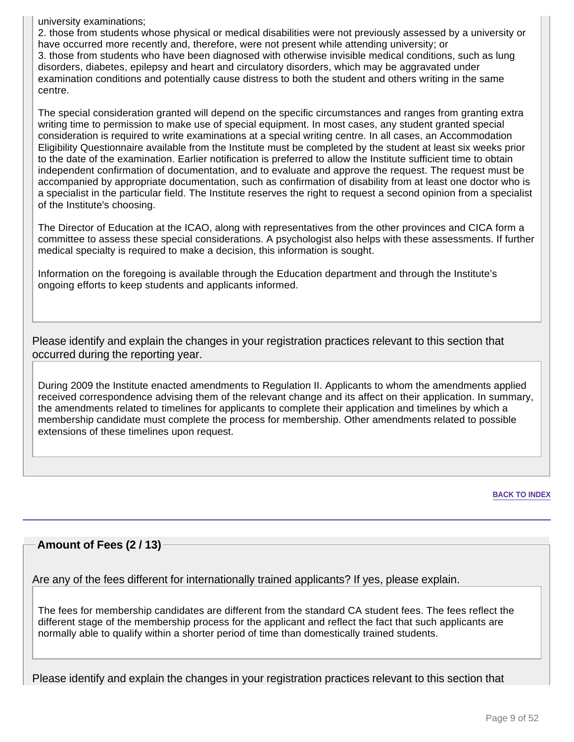university examinations;
2. those from students whose physical or medical disabilities were not previously assessed by a university or have occurred more recently and, therefore, were not present while attending university; or
3. those from students who have been diagnosed with otherwise invisible medical conditions, such as lung disorders, diabetes, epilepsy and heart and circulatory disorders, which may be aggravated under examination conditions and potentially cause distress to both the student and others writing in the same centre.

The special consideration granted will depend on the specific circumstances and ranges from granting extra writing time to permission to make use of special equipment. In most cases, any student granted special consideration is required to write examinations at a special writing centre. In all cases, an Accommodation Eligibility Questionnaire available from the Institute must be completed by the student at least six weeks prior to the date of the examination. Earlier notification is preferred to allow the Institute sufficient time to obtain independent confirmation of documentation, and to evaluate and approve the request. The request must be accompanied by appropriate documentation, such as confirmation of disability from at least one doctor who is a specialist in the particular field. The Institute reserves the right to request a second opinion from a specialist of the Institute's choosing.

The Director of Education at the ICAO, along with representatives from the other provinces and CICA form a committee to assess these special considerations. A psychologist also helps with these assessments. If further medical specialty is required to make a decision, this information is sought.

Information on the foregoing is available through the Education department and through the Institute's ongoing efforts to keep students and applicants informed.

Please identify and explain the changes in your registration practices relevant to this section that occurred during the reporting year.

During 2009 the Institute enacted amendments to Regulation II. Applicants to whom the amendments applied received correspondence advising them of the relevant change and its affect on their application. In summary, the amendments related to timelines for applicants to complete their application and timelines by which a membership candidate must complete the process for membership. Other amendments related to possible extensions of these timelines upon request.

BACK TO INDEX

## Amount of Fees (2 / 13)

Are any of the fees different for internationally trained applicants? If yes, please explain.

The fees for membership candidates are different from the standard CA student fees. The fees reflect the different stage of the membership process for the applicant and reflect the fact that such applicants are normally able to qualify within a shorter period of time than domestically trained students.

Please identify and explain the changes in your registration practices relevant to this section that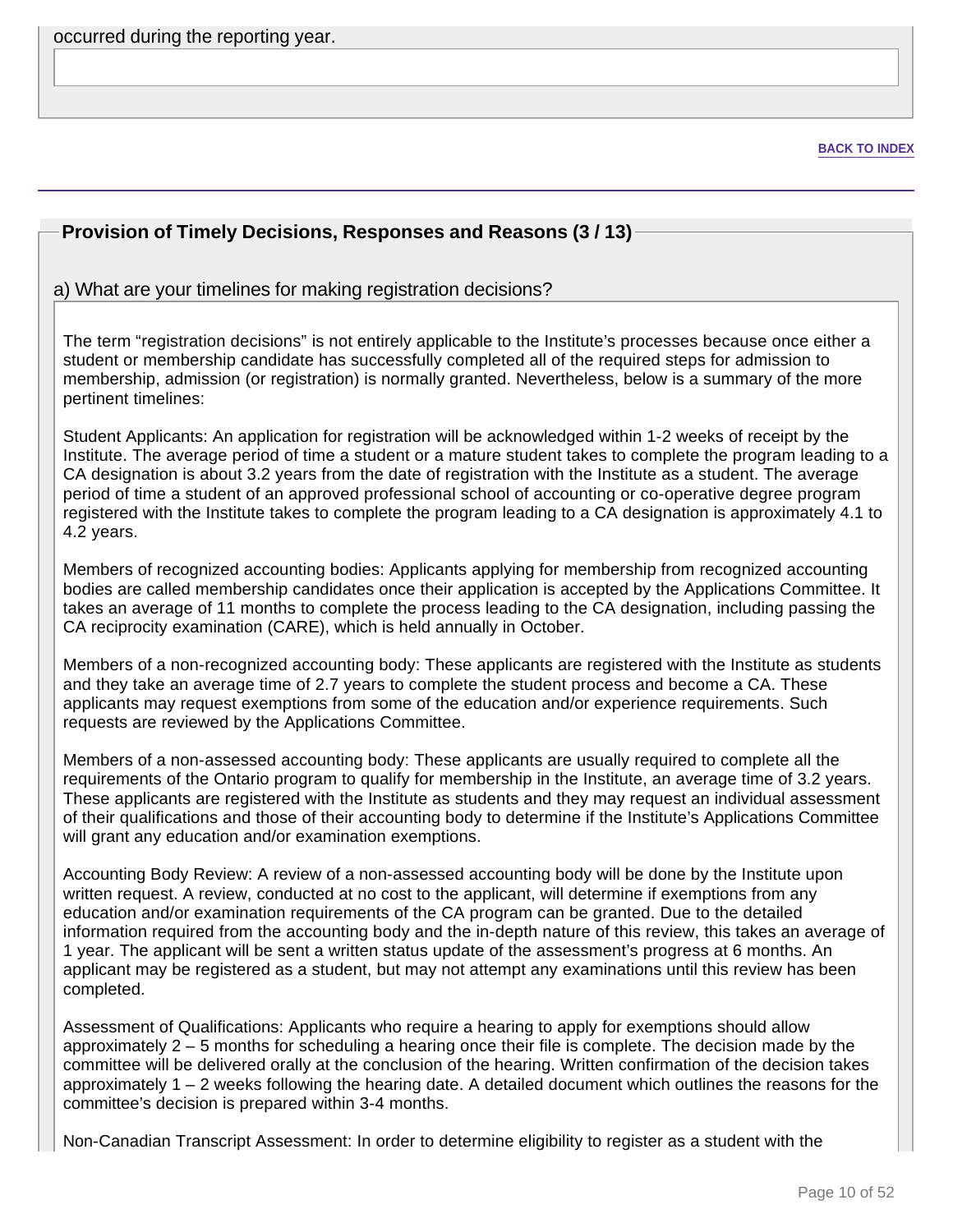occurred during the reporting year.

BACK TO INDEX

## Provision of Timely Decisions, Responses and Reasons (3 / 13)

a) What are your timelines for making registration decisions?

The term “registration decisions” is not entirely applicable to the Institute’s processes because once either a student or membership candidate has successfully completed all of the required steps for admission to membership, admission (or registration) is normally granted. Nevertheless, below is a summary of the more pertinent timelines:

Student Applicants: An application for registration will be acknowledged within 1-2 weeks of receipt by the Institute. The average period of time a student or a mature student takes to complete the program leading to a CA designation is about 3.2 years from the date of registration with the Institute as a student. The average period of time a student of an approved professional school of accounting or co-operative degree program registered with the Institute takes to complete the program leading to a CA designation is approximately 4.1 to 4.2 years.

Members of recognized accounting bodies: Applicants applying for membership from recognized accounting bodies are called membership candidates once their application is accepted by the Applications Committee. It takes an average of 11 months to complete the process leading to the CA designation, including passing the CA reciprocity examination (CARE), which is held annually in October.

Members of a non-recognized accounting body: These applicants are registered with the Institute as students and they take an average time of 2.7 years to complete the student process and become a CA. These applicants may request exemptions from some of the education and/or experience requirements. Such requests are reviewed by the Applications Committee.

Members of a non-assessed accounting body: These applicants are usually required to complete all the requirements of the Ontario program to qualify for membership in the Institute, an average time of 3.2 years. These applicants are registered with the Institute as students and they may request an individual assessment of their qualifications and those of their accounting body to determine if the Institute’s Applications Committee will grant any education and/or examination exemptions.

Accounting Body Review: A review of a non-assessed accounting body will be done by the Institute upon written request. A review, conducted at no cost to the applicant, will determine if exemptions from any education and/or examination requirements of the CA program can be granted. Due to the detailed information required from the accounting body and the in-depth nature of this review, this takes an average of 1 year. The applicant will be sent a written status update of the assessment’s progress at 6 months. An applicant may be registered as a student, but may not attempt any examinations until this review has been completed.

Assessment of Qualifications: Applicants who require a hearing to apply for exemptions should allow approximately 2 – 5 months for scheduling a hearing once their file is complete. The decision made by the committee will be delivered orally at the conclusion of the hearing. Written confirmation of the decision takes approximately 1 – 2 weeks following the hearing date. A detailed document which outlines the reasons for the committee’s decision is prepared within 3-4 months.

Non-Canadian Transcript Assessment: In order to determine eligibility to register as a student with the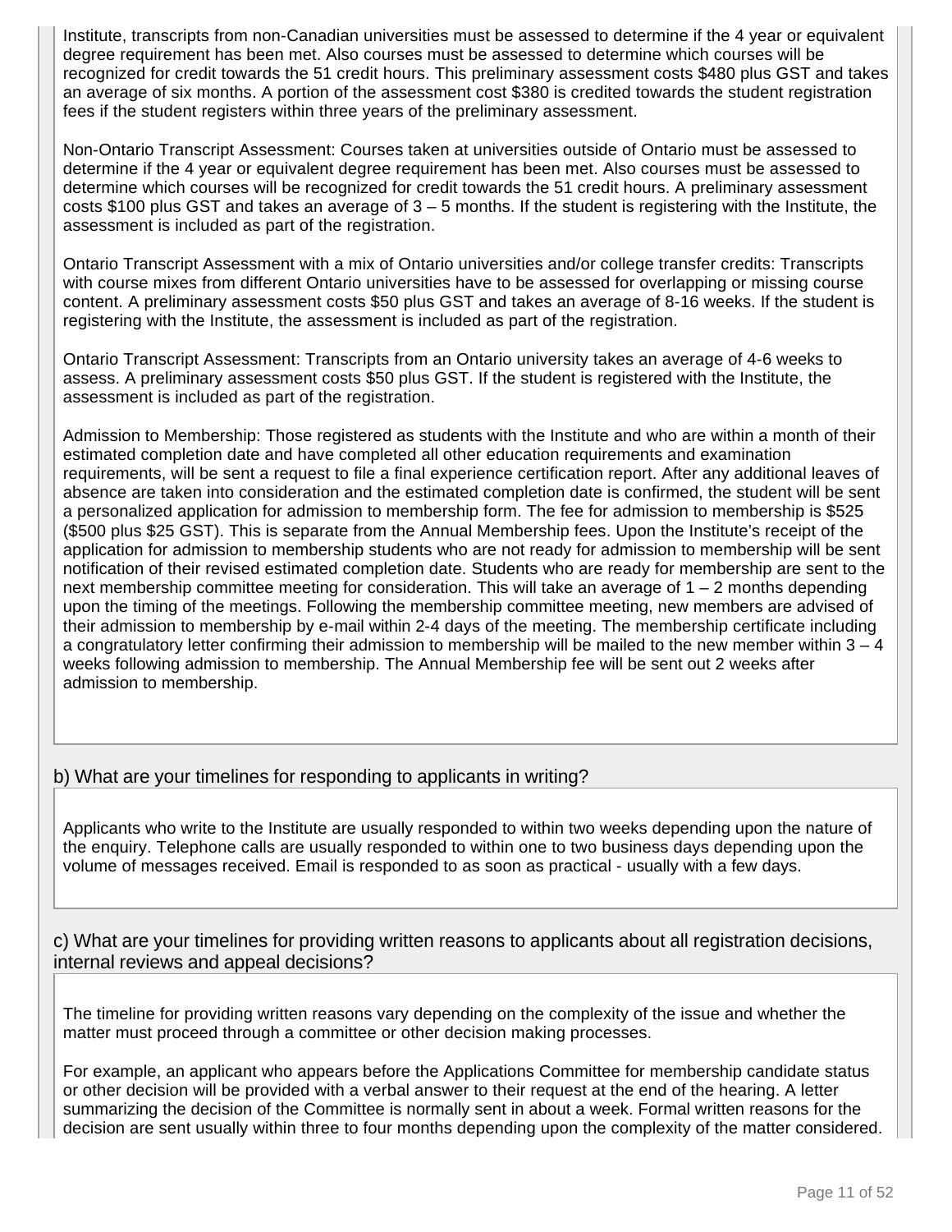Institute, transcripts from non-Canadian universities must be assessed to determine if the 4 year or equivalent degree requirement has been met. Also courses must be assessed to determine which courses will be recognized for credit towards the 51 credit hours. This preliminary assessment costs $480 plus GST and takes an average of six months. A portion of the assessment cost $380 is credited towards the student registration fees if the student registers within three years of the preliminary assessment.

Non-Ontario Transcript Assessment: Courses taken at universities outside of Ontario must be assessed to determine if the 4 year or equivalent degree requirement has been met. Also courses must be assessed to determine which courses will be recognized for credit towards the 51 credit hours. A preliminary assessment costs $100 plus GST and takes an average of 3 – 5 months. If the student is registering with the Institute, the assessment is included as part of the registration.

Ontario Transcript Assessment with a mix of Ontario universities and/or college transfer credits: Transcripts with course mixes from different Ontario universities have to be assessed for overlapping or missing course content. A preliminary assessment costs $50 plus GST and takes an average of 8-16 weeks. If the student is registering with the Institute, the assessment is included as part of the registration.

Ontario Transcript Assessment: Transcripts from an Ontario university takes an average of 4-6 weeks to assess. A preliminary assessment costs $50 plus GST. If the student is registered with the Institute, the assessment is included as part of the registration.

Admission to Membership: Those registered as students with the Institute and who are within a month of their estimated completion date and have completed all other education requirements and examination requirements, will be sent a request to file a final experience certification report. After any additional leaves of absence are taken into consideration and the estimated completion date is confirmed, the student will be sent a personalized application for admission to membership form. The fee for admission to membership is $525 ($500 plus $25 GST). This is separate from the Annual Membership fees. Upon the Institute's receipt of the application for admission to membership students who are not ready for admission to membership will be sent notification of their revised estimated completion date. Students who are ready for membership are sent to the next membership committee meeting for consideration. This will take an average of 1 – 2 months depending upon the timing of the meetings. Following the membership committee meeting, new members are advised of their admission to membership by e-mail within 2-4 days of the meeting. The membership certificate including a congratulatory letter confirming their admission to membership will be mailed to the new member within 3 – 4 weeks following admission to membership. The Annual Membership fee will be sent out 2 weeks after admission to membership.

b) What are your timelines for responding to applicants in writing?

Applicants who write to the Institute are usually responded to within two weeks depending upon the nature of the enquiry. Telephone calls are usually responded to within one to two business days depending upon the volume of messages received. Email is responded to as soon as practical - usually with a few days.

c) What are your timelines for providing written reasons to applicants about all registration decisions, internal reviews and appeal decisions?

The timeline for providing written reasons vary depending on the complexity of the issue and whether the matter must proceed through a committee or other decision making processes.

For example, an applicant who appears before the Applications Committee for membership candidate status or other decision will be provided with a verbal answer to their request at the end of the hearing. A letter summarizing the decision of the Committee is normally sent in about a week. Formal written reasons for the decision are sent usually within three to four months depending upon the complexity of the matter considered.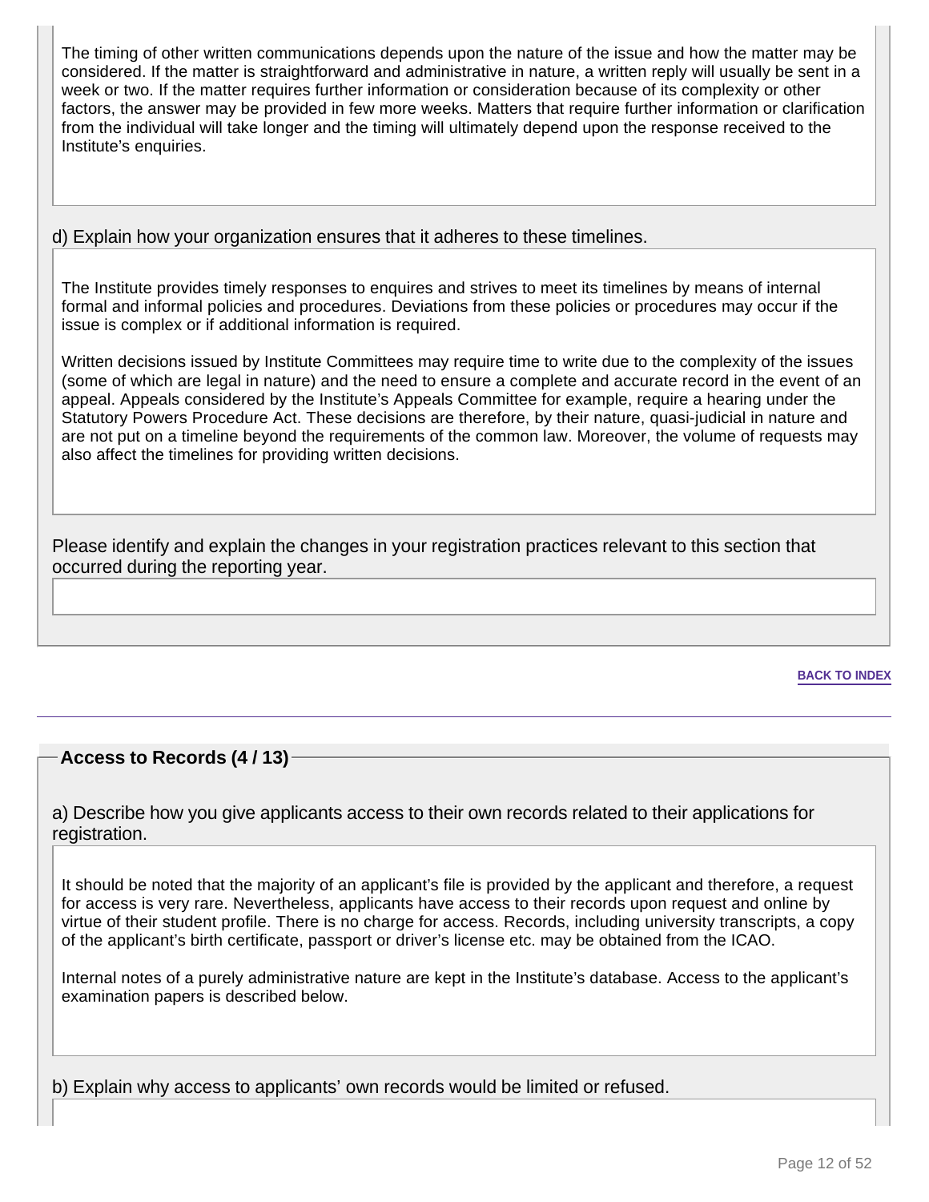The timing of other written communications depends upon the nature of the issue and how the matter may be considered. If the matter is straightforward and administrative in nature, a written reply will usually be sent in a week or two. If the matter requires further information or consideration because of its complexity or other factors, the answer may be provided in few more weeks. Matters that require further information or clarification from the individual will take longer and the timing will ultimately depend upon the response received to the Institute's enquiries.

d) Explain how your organization ensures that it adheres to these timelines.

The Institute provides timely responses to enquires and strives to meet its timelines by means of internal formal and informal policies and procedures. Deviations from these policies or procedures may occur if the issue is complex or if additional information is required.

Written decisions issued by Institute Committees may require time to write due to the complexity of the issues (some of which are legal in nature) and the need to ensure a complete and accurate record in the event of an appeal. Appeals considered by the Institute's Appeals Committee for example, require a hearing under the Statutory Powers Procedure Act. These decisions are therefore, by their nature, quasi-judicial in nature and are not put on a timeline beyond the requirements of the common law. Moreover, the volume of requests may also affect the timelines for providing written decisions.

Please identify and explain the changes in your registration practices relevant to this section that occurred during the reporting year.

BACK TO INDEX

## Access to Records (4 / 13)

a) Describe how you give applicants access to their own records related to their applications for registration.

It should be noted that the majority of an applicant's file is provided by the applicant and therefore, a request for access is very rare. Nevertheless, applicants have access to their records upon request and online by virtue of their student profile. There is no charge for access. Records, including university transcripts, a copy of the applicant's birth certificate, passport or driver's license etc. may be obtained from the ICAO.

Internal notes of a purely administrative nature are kept in the Institute's database. Access to the applicant's examination papers is described below.

b) Explain why access to applicants' own records would be limited or refused.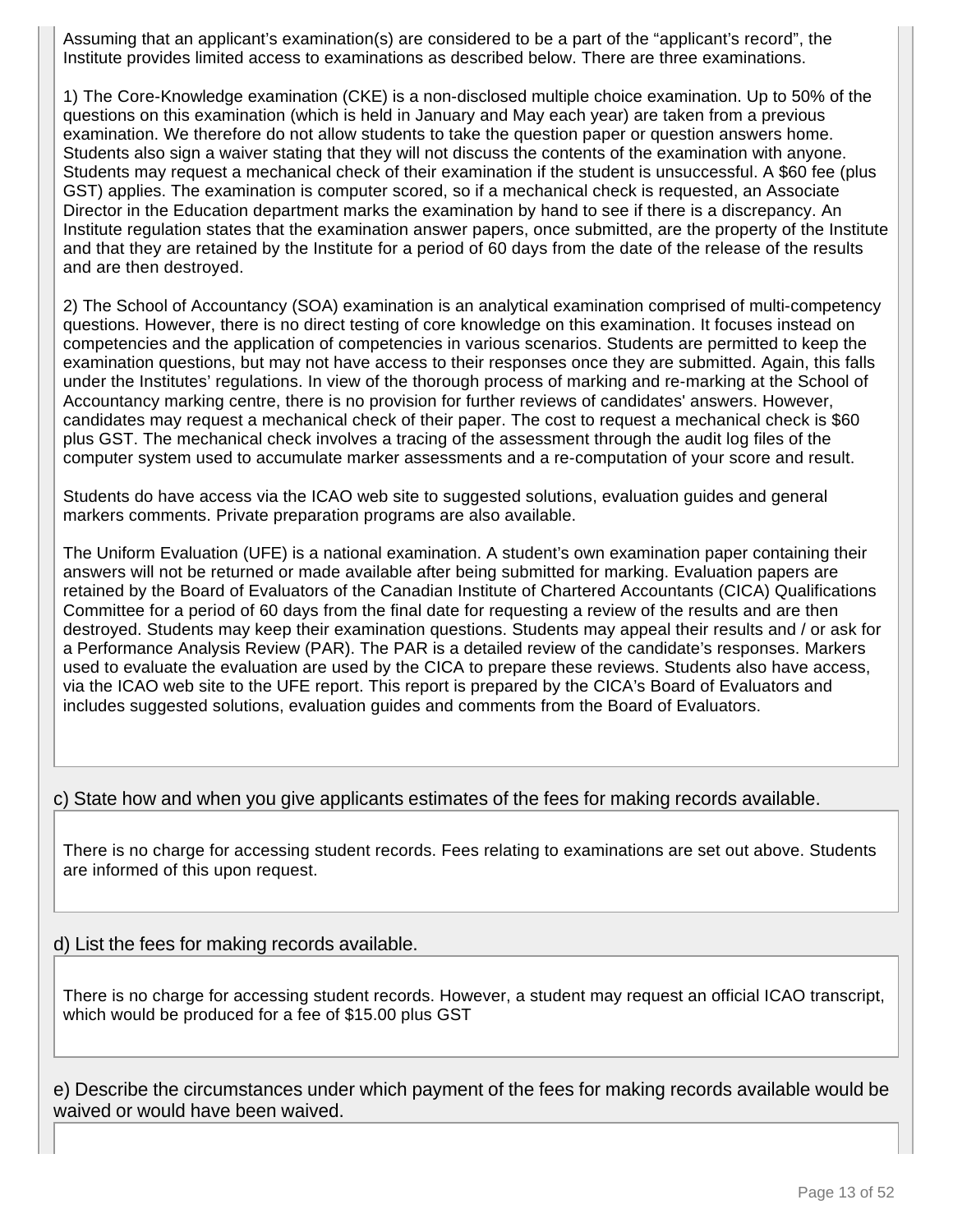Assuming that an applicant's examination(s) are considered to be a part of the "applicant's record", the Institute provides limited access to examinations as described below. There are three examinations.

1) The Core-Knowledge examination (CKE) is a non-disclosed multiple choice examination. Up to 50% of the questions on this examination (which is held in January and May each year) are taken from a previous examination. We therefore do not allow students to take the question paper or question answers home. Students also sign a waiver stating that they will not discuss the contents of the examination with anyone. Students may request a mechanical check of their examination if the student is unsuccessful. A $60 fee (plus GST) applies. The examination is computer scored, so if a mechanical check is requested, an Associate Director in the Education department marks the examination by hand to see if there is a discrepancy. An Institute regulation states that the examination answer papers, once submitted, are the property of the Institute and that they are retained by the Institute for a period of 60 days from the date of the release of the results and are then destroyed.

2) The School of Accountancy (SOA) examination is an analytical examination comprised of multi-competency questions. However, there is no direct testing of core knowledge on this examination. It focuses instead on competencies and the application of competencies in various scenarios. Students are permitted to keep the examination questions, but may not have access to their responses once they are submitted. Again, this falls under the Institutes' regulations. In view of the thorough process of marking and re-marking at the School of Accountancy marking centre, there is no provision for further reviews of candidates' answers. However, candidates may request a mechanical check of their paper. The cost to request a mechanical check is $60 plus GST. The mechanical check involves a tracing of the assessment through the audit log files of the computer system used to accumulate marker assessments and a re-computation of your score and result.

Students do have access via the ICAO web site to suggested solutions, evaluation guides and general markers comments. Private preparation programs are also available.

The Uniform Evaluation (UFE) is a national examination. A student's own examination paper containing their answers will not be returned or made available after being submitted for marking. Evaluation papers are retained by the Board of Evaluators of the Canadian Institute of Chartered Accountants (CICA) Qualifications Committee for a period of 60 days from the final date for requesting a review of the results and are then destroyed. Students may keep their examination questions. Students may appeal their results and / or ask for a Performance Analysis Review (PAR). The PAR is a detailed review of the candidate's responses. Markers used to evaluate the evaluation are used by the CICA to prepare these reviews. Students also have access, via the ICAO web site to the UFE report. This report is prepared by the CICA's Board of Evaluators and includes suggested solutions, evaluation guides and comments from the Board of Evaluators.

c) State how and when you give applicants estimates of the fees for making records available.

There is no charge for accessing student records. Fees relating to examinations are set out above. Students are informed of this upon request.

d) List the fees for making records available.

There is no charge for accessing student records. However, a student may request an official ICAO transcript, which would be produced for a fee of $15.00 plus GST

e) Describe the circumstances under which payment of the fees for making records available would be waived or would have been waived.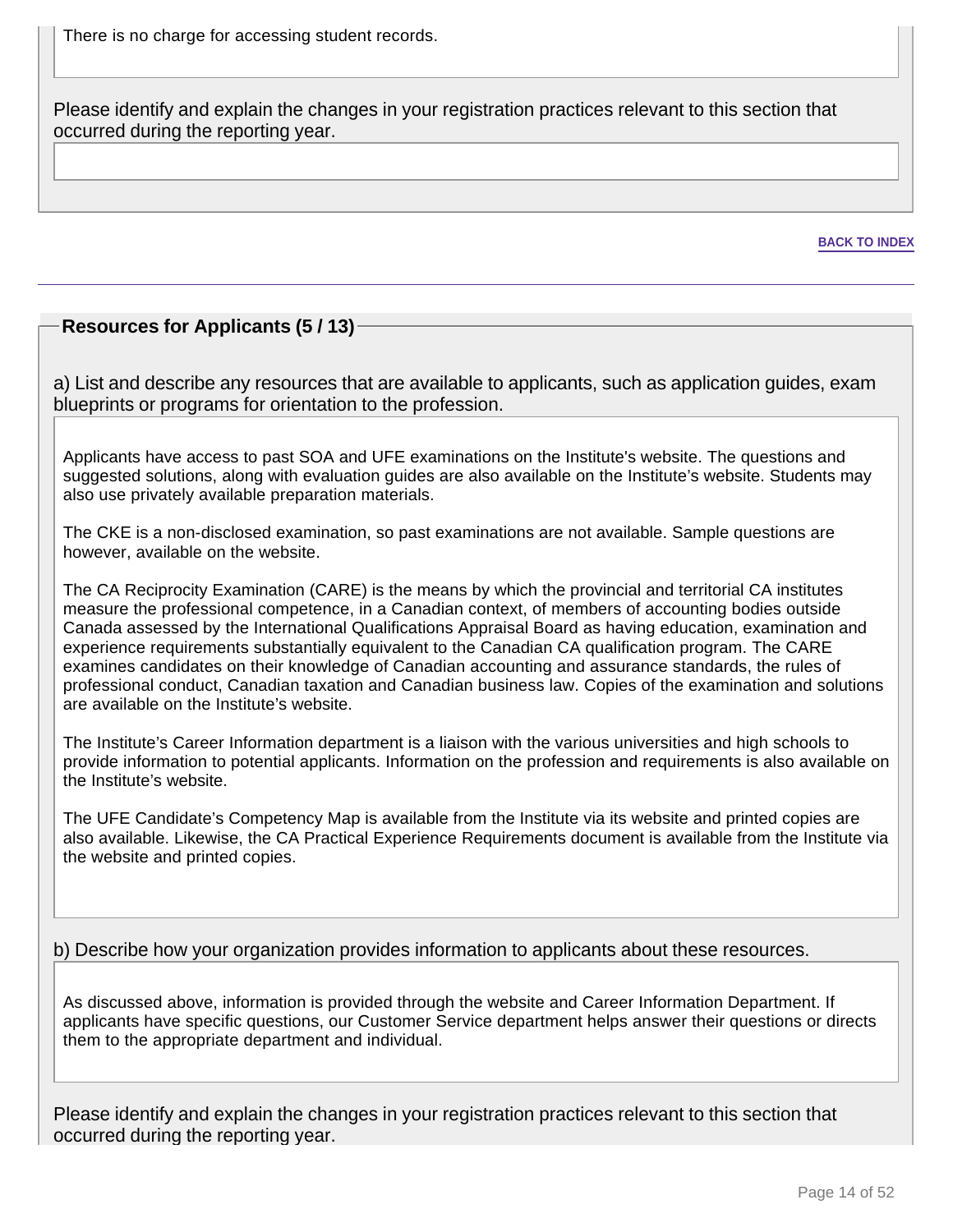There is no charge for accessing student records.

Please identify and explain the changes in your registration practices relevant to this section that occurred during the reporting year.

BACK TO INDEX

## Resources for Applicants (5 / 13)

a) List and describe any resources that are available to applicants, such as application guides, exam blueprints or programs for orientation to the profession.

Applicants have access to past SOA and UFE examinations on the Institute's website. The questions and suggested solutions, along with evaluation guides are also available on the Institute's website. Students may also use privately available preparation materials.

The CKE is a non-disclosed examination, so past examinations are not available. Sample questions are however, available on the website.

The CA Reciprocity Examination (CARE) is the means by which the provincial and territorial CA institutes measure the professional competence, in a Canadian context, of members of accounting bodies outside Canada assessed by the International Qualifications Appraisal Board as having education, examination and experience requirements substantially equivalent to the Canadian CA qualification program. The CARE examines candidates on their knowledge of Canadian accounting and assurance standards, the rules of professional conduct, Canadian taxation and Canadian business law. Copies of the examination and solutions are available on the Institute's website.

The Institute's Career Information department is a liaison with the various universities and high schools to provide information to potential applicants. Information on the profession and requirements is also available on the Institute's website.

The UFE Candidate's Competency Map is available from the Institute via its website and printed copies are also available. Likewise, the CA Practical Experience Requirements document is available from the Institute via the website and printed copies.

b) Describe how your organization provides information to applicants about these resources.

As discussed above, information is provided through the website and Career Information Department. If applicants have specific questions, our Customer Service department helps answer their questions or directs them to the appropriate department and individual.

Please identify and explain the changes in your registration practices relevant to this section that occurred during the reporting year.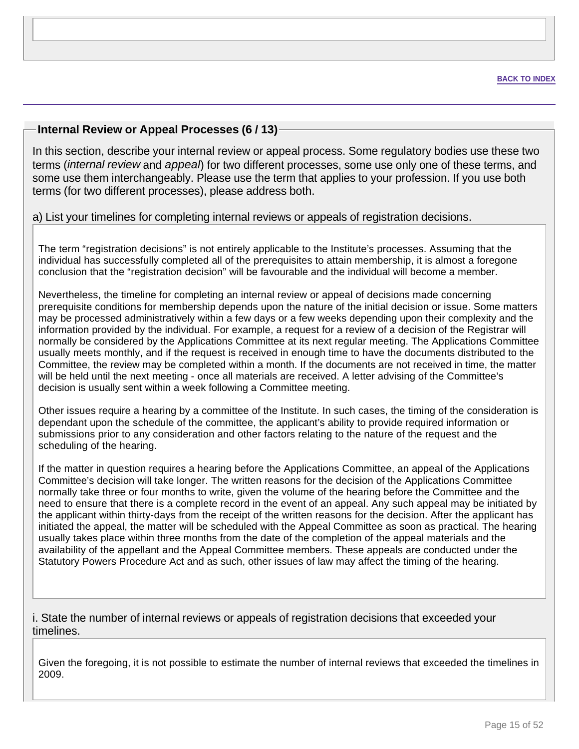BACK TO INDEX

## Internal Review or Appeal Processes (6 / 13)

In this section, describe your internal review or appeal process. Some regulatory bodies use these two terms (*internal review* and *appeal*) for two different processes, some use only one of these terms, and some use them interchangeably. Please use the term that applies to your profession. If you use both terms (for two different processes), please address both.

a) List your timelines for completing internal reviews or appeals of registration decisions.

The term “registration decisions” is not entirely applicable to the Institute’s processes. Assuming that the individual has successfully completed all of the prerequisites to attain membership, it is almost a foregone conclusion that the “registration decision” will be favourable and the individual will become a member.

Nevertheless, the timeline for completing an internal review or appeal of decisions made concerning prerequisite conditions for membership depends upon the nature of the initial decision or issue. Some matters may be processed administratively within a few days or a few weeks depending upon their complexity and the information provided by the individual. For example, a request for a review of a decision of the Registrar will normally be considered by the Applications Committee at its next regular meeting. The Applications Committee usually meets monthly, and if the request is received in enough time to have the documents distributed to the Committee, the review may be completed within a month. If the documents are not received in time, the matter will be held until the next meeting - once all materials are received. A letter advising of the Committee’s decision is usually sent within a week following a Committee meeting.

Other issues require a hearing by a committee of the Institute. In such cases, the timing of the consideration is dependant upon the schedule of the committee, the applicant’s ability to provide required information or submissions prior to any consideration and other factors relating to the nature of the request and the scheduling of the hearing.

If the matter in question requires a hearing before the Applications Committee, an appeal of the Applications Committee’s decision will take longer. The written reasons for the decision of the Applications Committee normally take three or four months to write, given the volume of the hearing before the Committee and the need to ensure that there is a complete record in the event of an appeal. Any such appeal may be initiated by the applicant within thirty-days from the receipt of the written reasons for the decision. After the applicant has initiated the appeal, the matter will be scheduled with the Appeal Committee as soon as practical. The hearing usually takes place within three months from the date of the completion of the appeal materials and the availability of the appellant and the Appeal Committee members. These appeals are conducted under the Statutory Powers Procedure Act and as such, other issues of law may affect the timing of the hearing.

i. State the number of internal reviews or appeals of registration decisions that exceeded your timelines.

Given the foregoing, it is not possible to estimate the number of internal reviews that exceeded the timelines in 2009.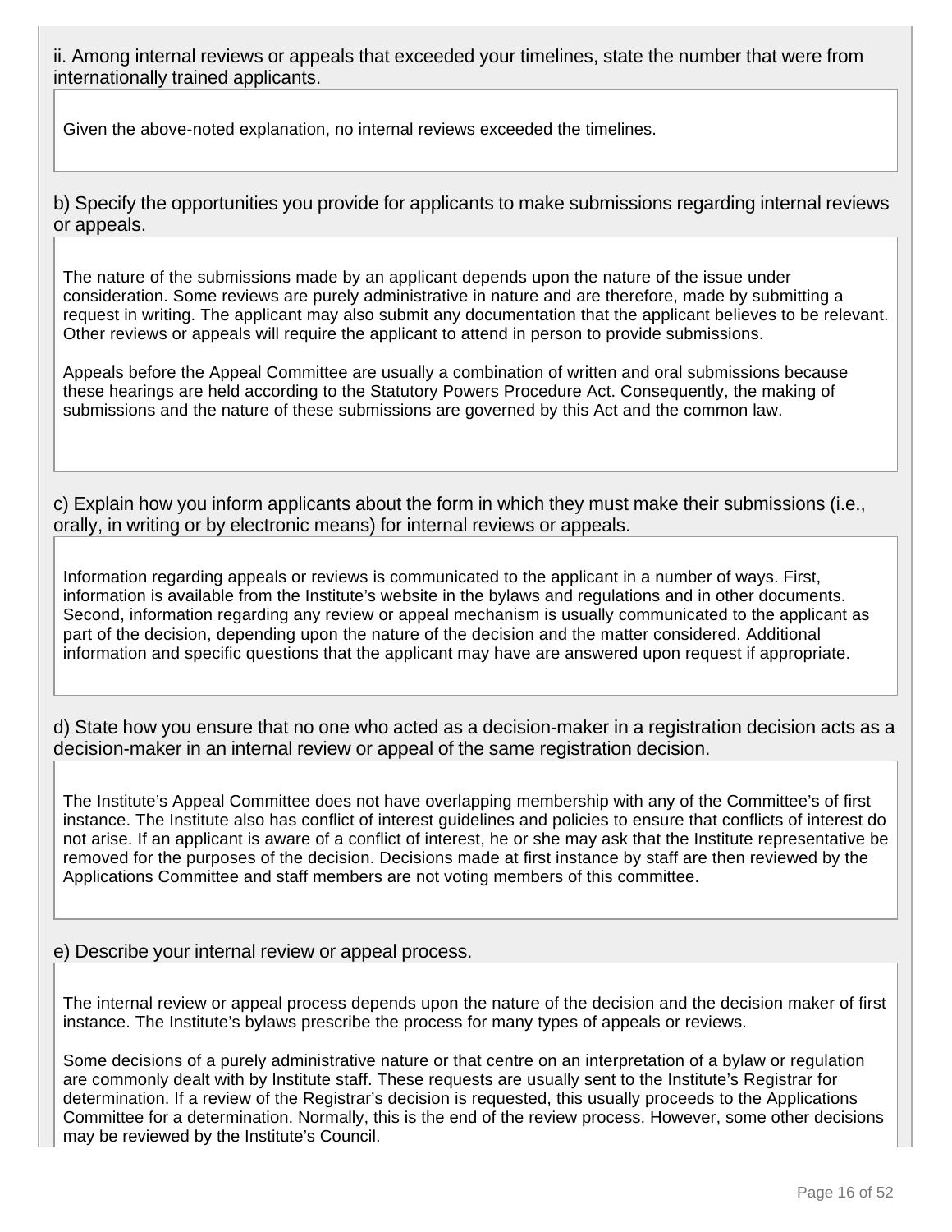ii. Among internal reviews or appeals that exceeded your timelines, state the number that were from internationally trained applicants.

Given the above-noted explanation, no internal reviews exceeded the timelines.

b) Specify the opportunities you provide for applicants to make submissions regarding internal reviews or appeals.

The nature of the submissions made by an applicant depends upon the nature of the issue under consideration. Some reviews are purely administrative in nature and are therefore, made by submitting a request in writing. The applicant may also submit any documentation that the applicant believes to be relevant. Other reviews or appeals will require the applicant to attend in person to provide submissions.

Appeals before the Appeal Committee are usually a combination of written and oral submissions because these hearings are held according to the Statutory Powers Procedure Act. Consequently, the making of submissions and the nature of these submissions are governed by this Act and the common law.

c) Explain how you inform applicants about the form in which they must make their submissions (i.e., orally, in writing or by electronic means) for internal reviews or appeals.

Information regarding appeals or reviews is communicated to the applicant in a number of ways. First, information is available from the Institute's website in the bylaws and regulations and in other documents. Second, information regarding any review or appeal mechanism is usually communicated to the applicant as part of the decision, depending upon the nature of the decision and the matter considered. Additional information and specific questions that the applicant may have are answered upon request if appropriate.

d) State how you ensure that no one who acted as a decision-maker in a registration decision acts as a decision-maker in an internal review or appeal of the same registration decision.

The Institute's Appeal Committee does not have overlapping membership with any of the Committee's of first instance. The Institute also has conflict of interest guidelines and policies to ensure that conflicts of interest do not arise. If an applicant is aware of a conflict of interest, he or she may ask that the Institute representative be removed for the purposes of the decision. Decisions made at first instance by staff are then reviewed by the Applications Committee and staff members are not voting members of this committee.

e) Describe your internal review or appeal process.

The internal review or appeal process depends upon the nature of the decision and the decision maker of first instance. The Institute's bylaws prescribe the process for many types of appeals or reviews.

Some decisions of a purely administrative nature or that centre on an interpretation of a bylaw or regulation are commonly dealt with by Institute staff. These requests are usually sent to the Institute's Registrar for determination. If a review of the Registrar's decision is requested, this usually proceeds to the Applications Committee for a determination. Normally, this is the end of the review process. However, some other decisions may be reviewed by the Institute's Council.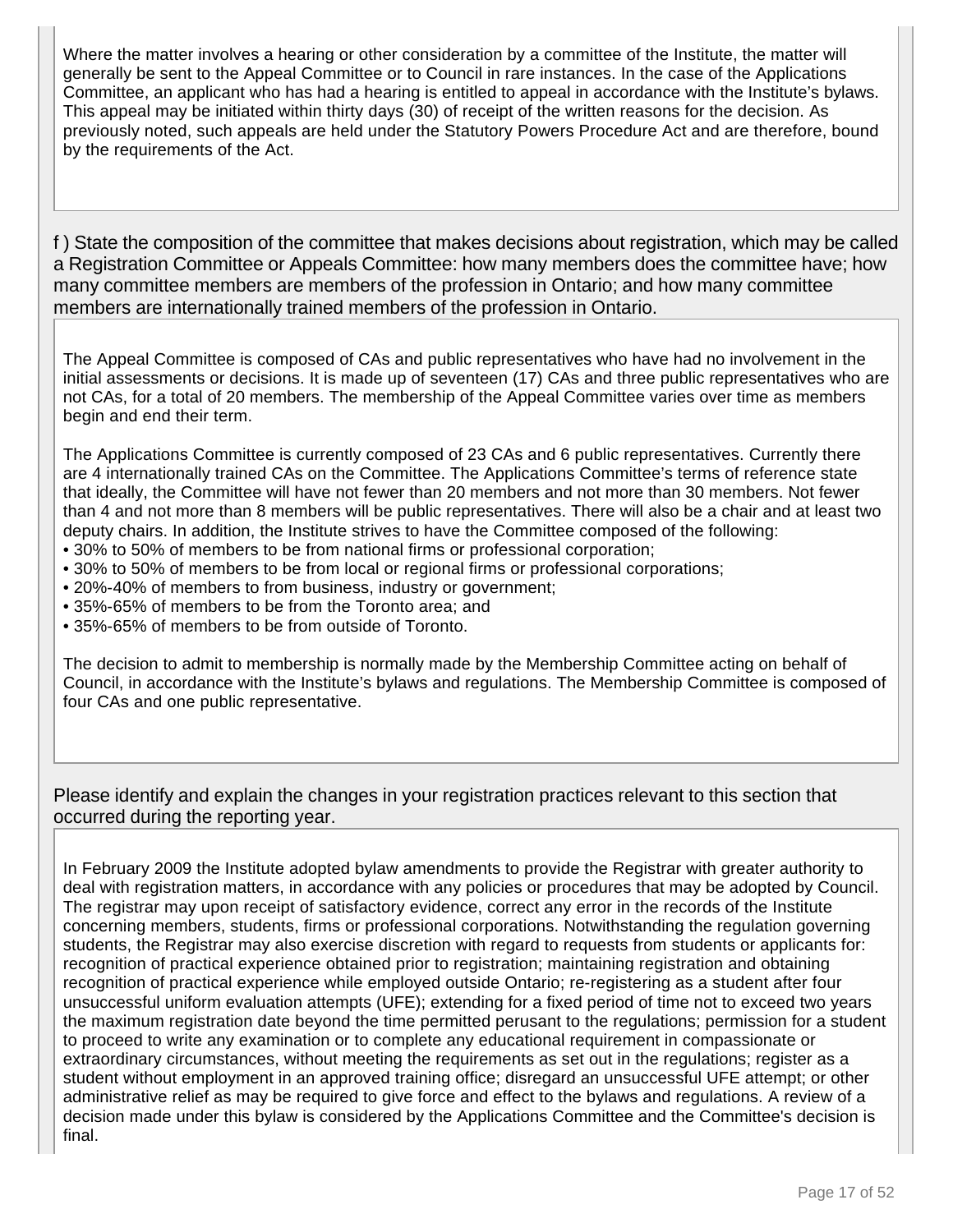Where the matter involves a hearing or other consideration by a committee of the Institute, the matter will generally be sent to the Appeal Committee or to Council in rare instances. In the case of the Applications Committee, an applicant who has had a hearing is entitled to appeal in accordance with the Institute's bylaws. This appeal may be initiated within thirty days (30) of receipt of the written reasons for the decision. As previously noted, such appeals are held under the Statutory Powers Procedure Act and are therefore, bound by the requirements of the Act.

f ) State the composition of the committee that makes decisions about registration, which may be called a Registration Committee or Appeals Committee: how many members does the committee have; how many committee members are members of the profession in Ontario; and how many committee members are internationally trained members of the profession in Ontario.

The Appeal Committee is composed of CAs and public representatives who have had no involvement in the initial assessments or decisions. It is made up of seventeen (17) CAs and three public representatives who are not CAs, for a total of 20 members. The membership of the Appeal Committee varies over time as members begin and end their term.

The Applications Committee is currently composed of 23 CAs and 6 public representatives. Currently there are 4 internationally trained CAs on the Committee. The Applications Committee's terms of reference state that ideally, the Committee will have not fewer than 20 members and not more than 30 members. Not fewer than 4 and not more than 8 members will be public representatives. There will also be a chair and at least two deputy chairs. In addition, the Institute strives to have the Committee composed of the following:

- 30% to 50% of members to be from national firms or professional corporation;
- 30% to 50% of members to be from local or regional firms or professional corporations;
- 20%-40% of members to from business, industry or government;
- 35%-65% of members to be from the Toronto area; and
- 35%-65% of members to be from outside of Toronto.

The decision to admit to membership is normally made by the Membership Committee acting on behalf of Council, in accordance with the Institute's bylaws and regulations. The Membership Committee is composed of four CAs and one public representative.

Please identify and explain the changes in your registration practices relevant to this section that occurred during the reporting year.

In February 2009 the Institute adopted bylaw amendments to provide the Registrar with greater authority to deal with registration matters, in accordance with any policies or procedures that may be adopted by Council. The registrar may upon receipt of satisfactory evidence, correct any error in the records of the Institute concerning members, students, firms or professional corporations. Notwithstanding the regulation governing students, the Registrar may also exercise discretion with regard to requests from students or applicants for: recognition of practical experience obtained prior to registration; maintaining registration and obtaining recognition of practical experience while employed outside Ontario; re-registering as a student after four unsuccessful uniform evaluation attempts (UFE); extending for a fixed period of time not to exceed two years the maximum registration date beyond the time permitted perusant to the regulations; permission for a student to proceed to write any examination or to complete any educational requirement in compassionate or extraordinary circumstances, without meeting the requirements as set out in the regulations; register as a student without employment in an approved training office; disregard an unsuccessful UFE attempt; or other administrative relief as may be required to give force and effect to the bylaws and regulations. A review of a decision made under this bylaw is considered by the Applications Committee and the Committee's decision is final.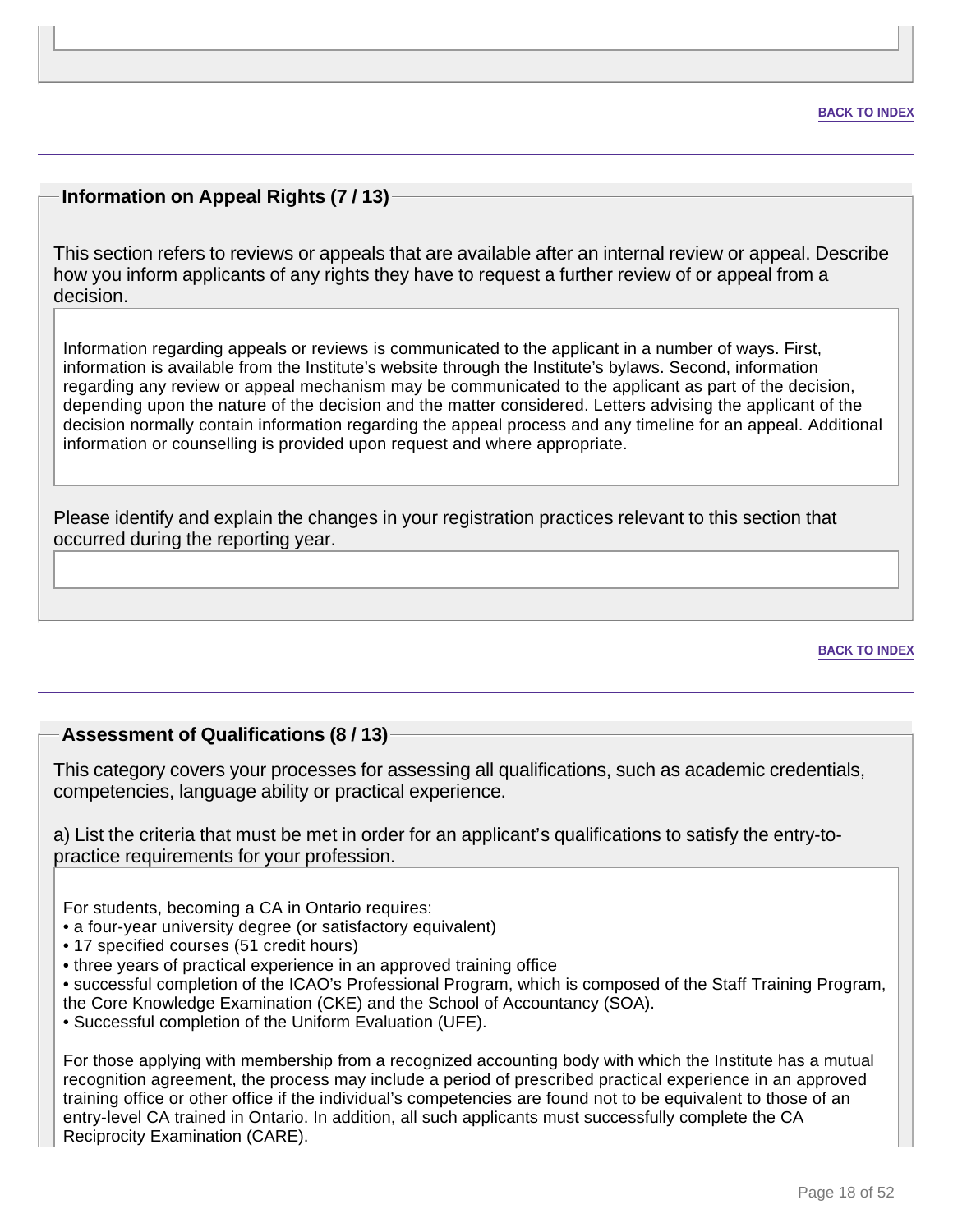BACK TO INDEX

## Information on Appeal Rights (7 / 13)

This section refers to reviews or appeals that are available after an internal review or appeal. Describe how you inform applicants of any rights they have to request a further review of or appeal from a decision.

Information regarding appeals or reviews is communicated to the applicant in a number of ways. First, information is available from the Institute's website through the Institute's bylaws. Second, information regarding any review or appeal mechanism may be communicated to the applicant as part of the decision, depending upon the nature of the decision and the matter considered. Letters advising the applicant of the decision normally contain information regarding the appeal process and any timeline for an appeal. Additional information or counselling is provided upon request and where appropriate.

Please identify and explain the changes in your registration practices relevant to this section that occurred during the reporting year.

BACK TO INDEX

## Assessment of Qualifications (8 / 13)

This category covers your processes for assessing all qualifications, such as academic credentials, competencies, language ability or practical experience.

a) List the criteria that must be met in order for an applicant's qualifications to satisfy the entry-to-practice requirements for your profession.

For students, becoming a CA in Ontario requires:

- a four-year university degree (or satisfactory equivalent)
- 17 specified courses (51 credit hours)
- three years of practical experience in an approved training office
- successful completion of the ICAO's Professional Program, which is composed of the Staff Training Program, the Core Knowledge Examination (CKE) and the School of Accountancy (SOA).
- Successful completion of the Uniform Evaluation (UFE).

For those applying with membership from a recognized accounting body with which the Institute has a mutual recognition agreement, the process may include a period of prescribed practical experience in an approved training office or other office if the individual's competencies are found not to be equivalent to those of an entry-level CA trained in Ontario. In addition, all such applicants must successfully complete the CA Reciprocity Examination (CARE).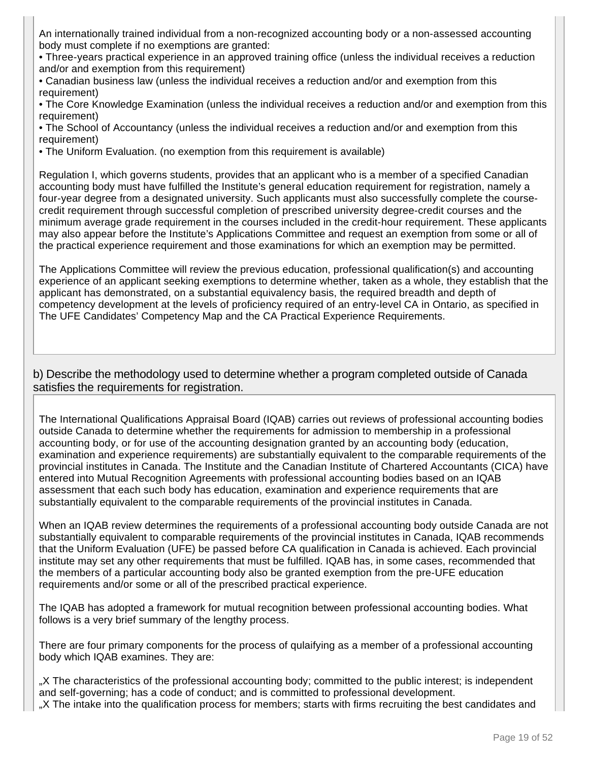An internationally trained individual from a non-recognized accounting body or a non-assessed accounting body must complete if no exemptions are granted:

• Three-years practical experience in an approved training office (unless the individual receives a reduction and/or and exemption from this requirement)
• Canadian business law (unless the individual receives a reduction and/or and exemption from this requirement)
• The Core Knowledge Examination (unless the individual receives a reduction and/or and exemption from this requirement)
• The School of Accountancy (unless the individual receives a reduction and/or and exemption from this requirement)
• The Uniform Evaluation. (no exemption from this requirement is available)

Regulation I, which governs students, provides that an applicant who is a member of a specified Canadian accounting body must have fulfilled the Institute's general education requirement for registration, namely a four-year degree from a designated university. Such applicants must also successfully complete the course-credit requirement through successful completion of prescribed university degree-credit courses and the minimum average grade requirement in the courses included in the credit-hour requirement. These applicants may also appear before the Institute's Applications Committee and request an exemption from some or all of the practical experience requirement and those examinations for which an exemption may be permitted.

The Applications Committee will review the previous education, professional qualification(s) and accounting experience of an applicant seeking exemptions to determine whether, taken as a whole, they establish that the applicant has demonstrated, on a substantial equivalency basis, the required breadth and depth of competency development at the levels of proficiency required of an entry-level CA in Ontario, as specified in The UFE Candidates' Competency Map and the CA Practical Experience Requirements.

b) Describe the methodology used to determine whether a program completed outside of Canada satisfies the requirements for registration.

The International Qualifications Appraisal Board (IQAB) carries out reviews of professional accounting bodies outside Canada to determine whether the requirements for admission to membership in a professional accounting body, or for use of the accounting designation granted by an accounting body (education, examination and experience requirements) are substantially equivalent to the comparable requirements of the provincial institutes in Canada. The Institute and the Canadian Institute of Chartered Accountants (CICA) have entered into Mutual Recognition Agreements with professional accounting bodies based on an IQAB assessment that each such body has education, examination and experience requirements that are substantially equivalent to the comparable requirements of the provincial institutes in Canada.

When an IQAB review determines the requirements of a professional accounting body outside Canada are not substantially equivalent to comparable requirements of the provincial institutes in Canada, IQAB recommends that the Uniform Evaluation (UFE) be passed before CA qualification in Canada is achieved. Each provincial institute may set any other requirements that must be fulfilled. IQAB has, in some cases, recommended that the members of a particular accounting body also be granted exemption from the pre-UFE education requirements and/or some or all of the prescribed practical experience.

The IQAB has adopted a framework for mutual recognition between professional accounting bodies. What follows is a very brief summary of the lengthy process.

There are four primary components for the process of qulaifying as a member of a professional accounting body which IQAB examines. They are:

„X The characteristics of the professional accounting body; committed to the public interest; is independent and self-governing; has a code of conduct; and is committed to professional development.
„X The intake into the qualification process for members; starts with firms recruiting the best candidates and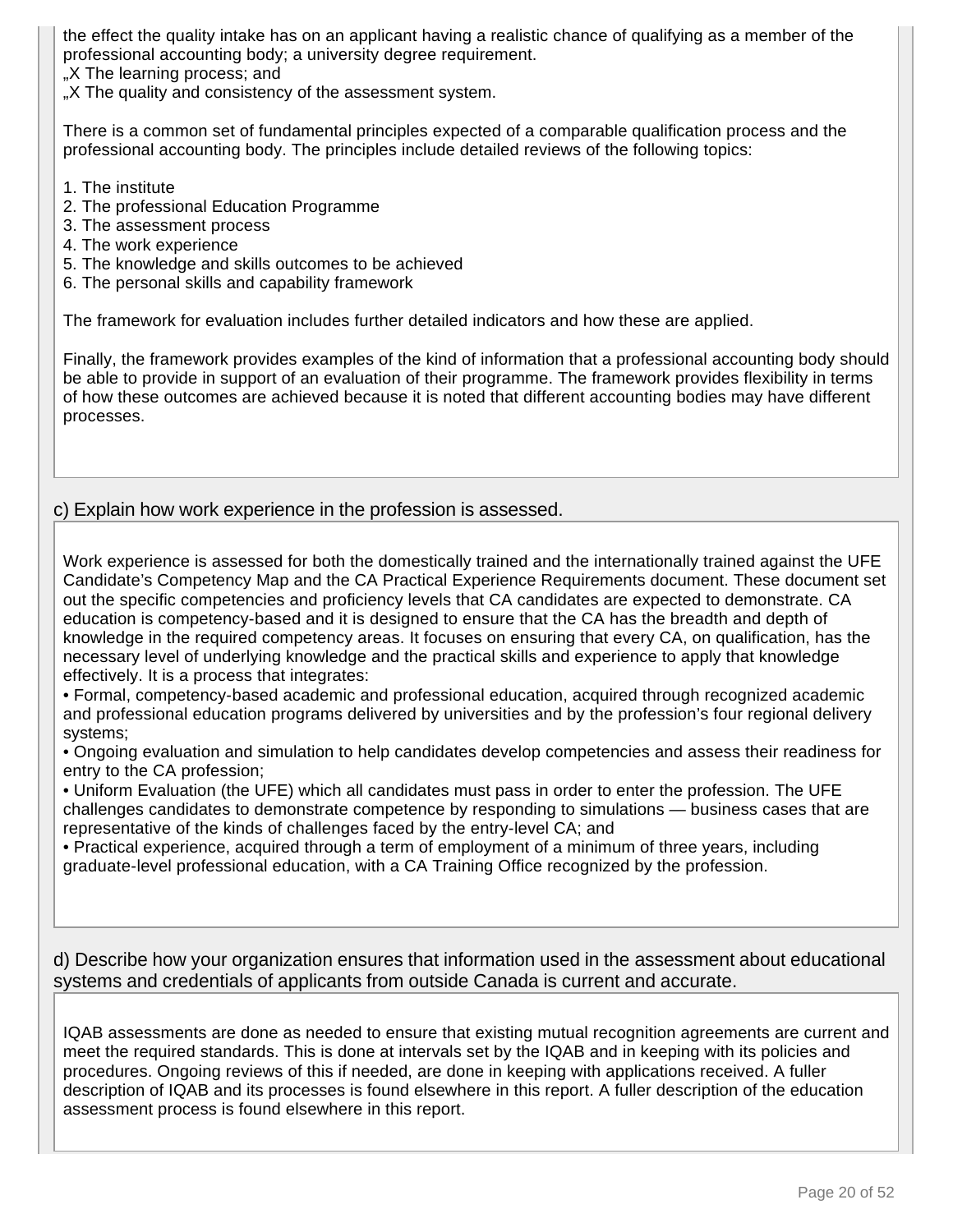the effect the quality intake has on an applicant having a realistic chance of qualifying as a member of the professional accounting body; a university degree requirement.
„X The learning process; and
„X The quality and consistency of the assessment system.

There is a common set of fundamental principles expected of a comparable qualification process and the professional accounting body. The principles include detailed reviews of the following topics:

1. The institute
2. The professional Education Programme
3. The assessment process
4. The work experience
5. The knowledge and skills outcomes to be achieved
6. The personal skills and capability framework

The framework for evaluation includes further detailed indicators and how these are applied.

Finally, the framework provides examples of the kind of information that a professional accounting body should be able to provide in support of an evaluation of their programme. The framework provides flexibility in terms of how these outcomes are achieved because it is noted that different accounting bodies may have different processes.

c) Explain how work experience in the profession is assessed.

Work experience is assessed for both the domestically trained and the internationally trained against the UFE Candidate's Competency Map and the CA Practical Experience Requirements document. These document set out the specific competencies and proficiency levels that CA candidates are expected to demonstrate. CA education is competency-based and it is designed to ensure that the CA has the breadth and depth of knowledge in the required competency areas. It focuses on ensuring that every CA, on qualification, has the necessary level of underlying knowledge and the practical skills and experience to apply that knowledge effectively. It is a process that integrates:

- Formal, competency-based academic and professional education, acquired through recognized academic and professional education programs delivered by universities and by the profession's four regional delivery systems;
- Ongoing evaluation and simulation to help candidates develop competencies and assess their readiness for entry to the CA profession;
- Uniform Evaluation (the UFE) which all candidates must pass in order to enter the profession. The UFE challenges candidates to demonstrate competence by responding to simulations — business cases that are representative of the kinds of challenges faced by the entry-level CA; and
- Practical experience, acquired through a term of employment of a minimum of three years, including graduate-level professional education, with a CA Training Office recognized by the profession.

d) Describe how your organization ensures that information used in the assessment about educational systems and credentials of applicants from outside Canada is current and accurate.

IQAB assessments are done as needed to ensure that existing mutual recognition agreements are current and meet the required standards. This is done at intervals set by the IQAB and in keeping with its policies and procedures. Ongoing reviews of this if needed, are done in keeping with applications received. A fuller description of IQAB and its processes is found elsewhere in this report. A fuller description of the education assessment process is found elsewhere in this report.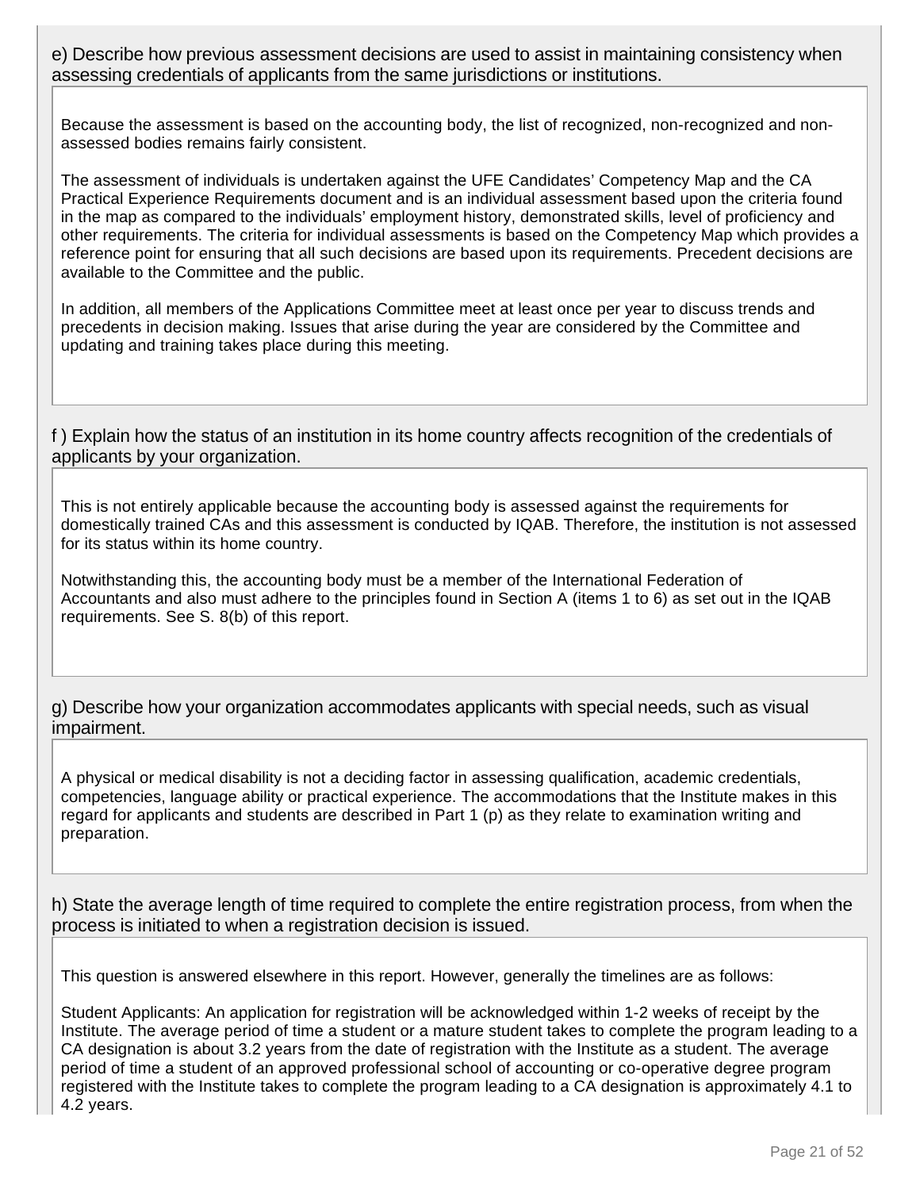e) Describe how previous assessment decisions are used to assist in maintaining consistency when assessing credentials of applicants from the same jurisdictions or institutions.

Because the assessment is based on the accounting body, the list of recognized, non-recognized and non-assessed bodies remains fairly consistent.

The assessment of individuals is undertaken against the UFE Candidates' Competency Map and the CA Practical Experience Requirements document and is an individual assessment based upon the criteria found in the map as compared to the individuals' employment history, demonstrated skills, level of proficiency and other requirements. The criteria for individual assessments is based on the Competency Map which provides a reference point for ensuring that all such decisions are based upon its requirements. Precedent decisions are available to the Committee and the public.

In addition, all members of the Applications Committee meet at least once per year to discuss trends and precedents in decision making. Issues that arise during the year are considered by the Committee and updating and training takes place during this meeting.

f ) Explain how the status of an institution in its home country affects recognition of the credentials of applicants by your organization.

This is not entirely applicable because the accounting body is assessed against the requirements for domestically trained CAs and this assessment is conducted by IQAB. Therefore, the institution is not assessed for its status within its home country.

Notwithstanding this, the accounting body must be a member of the International Federation of Accountants and also must adhere to the principles found in Section A (items 1 to 6) as set out in the IQAB requirements. See S. 8(b) of this report.

g) Describe how your organization accommodates applicants with special needs, such as visual impairment.

A physical or medical disability is not a deciding factor in assessing qualification, academic credentials, competencies, language ability or practical experience. The accommodations that the Institute makes in this regard for applicants and students are described in Part 1 (p) as they relate to examination writing and preparation.

h) State the average length of time required to complete the entire registration process, from when the process is initiated to when a registration decision is issued.

This question is answered elsewhere in this report. However, generally the timelines are as follows:

Student Applicants: An application for registration will be acknowledged within 1-2 weeks of receipt by the Institute. The average period of time a student or a mature student takes to complete the program leading to a CA designation is about 3.2 years from the date of registration with the Institute as a student. The average period of time a student of an approved professional school of accounting or co-operative degree program registered with the Institute takes to complete the program leading to a CA designation is approximately 4.1 to 4.2 years.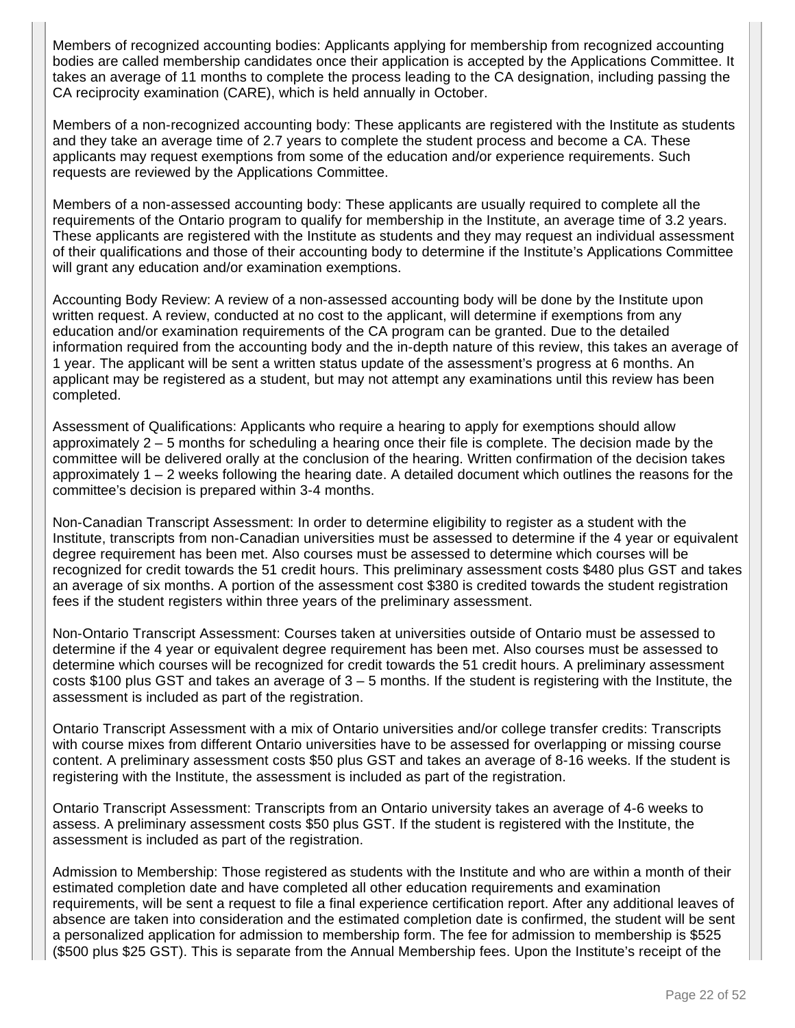Members of recognized accounting bodies: Applicants applying for membership from recognized accounting bodies are called membership candidates once their application is accepted by the Applications Committee. It takes an average of 11 months to complete the process leading to the CA designation, including passing the CA reciprocity examination (CARE), which is held annually in October.

Members of a non-recognized accounting body: These applicants are registered with the Institute as students and they take an average time of 2.7 years to complete the student process and become a CA. These applicants may request exemptions from some of the education and/or experience requirements. Such requests are reviewed by the Applications Committee.

Members of a non-assessed accounting body: These applicants are usually required to complete all the requirements of the Ontario program to qualify for membership in the Institute, an average time of 3.2 years. These applicants are registered with the Institute as students and they may request an individual assessment of their qualifications and those of their accounting body to determine if the Institute's Applications Committee will grant any education and/or examination exemptions.

Accounting Body Review: A review of a non-assessed accounting body will be done by the Institute upon written request. A review, conducted at no cost to the applicant, will determine if exemptions from any education and/or examination requirements of the CA program can be granted. Due to the detailed information required from the accounting body and the in-depth nature of this review, this takes an average of 1 year. The applicant will be sent a written status update of the assessment's progress at 6 months. An applicant may be registered as a student, but may not attempt any examinations until this review has been completed.

Assessment of Qualifications: Applicants who require a hearing to apply for exemptions should allow approximately 2 – 5 months for scheduling a hearing once their file is complete. The decision made by the committee will be delivered orally at the conclusion of the hearing. Written confirmation of the decision takes approximately 1 – 2 weeks following the hearing date. A detailed document which outlines the reasons for the committee's decision is prepared within 3-4 months.

Non-Canadian Transcript Assessment: In order to determine eligibility to register as a student with the Institute, transcripts from non-Canadian universities must be assessed to determine if the 4 year or equivalent degree requirement has been met. Also courses must be assessed to determine which courses will be recognized for credit towards the 51 credit hours. This preliminary assessment costs $480 plus GST and takes an average of six months. A portion of the assessment cost $380 is credited towards the student registration fees if the student registers within three years of the preliminary assessment.

Non-Ontario Transcript Assessment: Courses taken at universities outside of Ontario must be assessed to determine if the 4 year or equivalent degree requirement has been met. Also courses must be assessed to determine which courses will be recognized for credit towards the 51 credit hours. A preliminary assessment costs $100 plus GST and takes an average of 3 – 5 months. If the student is registering with the Institute, the assessment is included as part of the registration.

Ontario Transcript Assessment with a mix of Ontario universities and/or college transfer credits: Transcripts with course mixes from different Ontario universities have to be assessed for overlapping or missing course content. A preliminary assessment costs $50 plus GST and takes an average of 8-16 weeks. If the student is registering with the Institute, the assessment is included as part of the registration.

Ontario Transcript Assessment: Transcripts from an Ontario university takes an average of 4-6 weeks to assess. A preliminary assessment costs $50 plus GST. If the student is registered with the Institute, the assessment is included as part of the registration.

Admission to Membership: Those registered as students with the Institute and who are within a month of their estimated completion date and have completed all other education requirements and examination requirements, will be sent a request to file a final experience certification report. After any additional leaves of absence are taken into consideration and the estimated completion date is confirmed, the student will be sent a personalized application for admission to membership form. The fee for admission to membership is $525 ($500 plus $25 GST). This is separate from the Annual Membership fees. Upon the Institute's receipt of the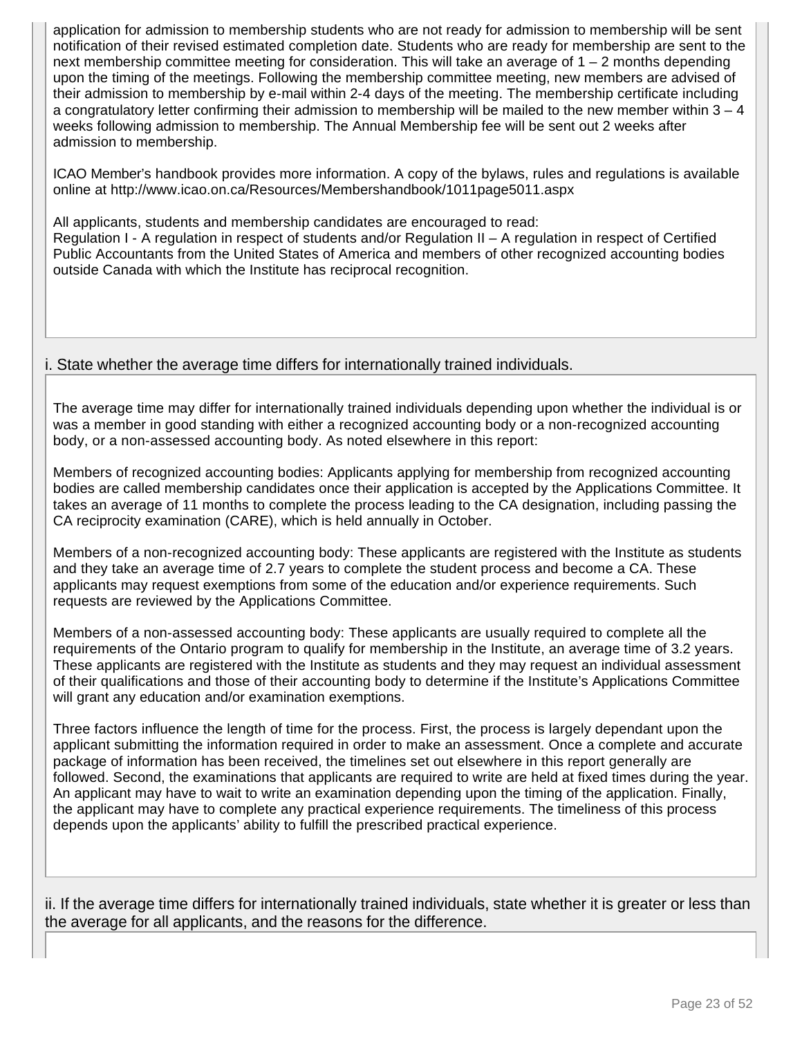application for admission to membership students who are not ready for admission to membership will be sent notification of their revised estimated completion date. Students who are ready for membership are sent to the next membership committee meeting for consideration. This will take an average of 1 – 2 months depending upon the timing of the meetings. Following the membership committee meeting, new members are advised of their admission to membership by e-mail within 2-4 days of the meeting. The membership certificate including a congratulatory letter confirming their admission to membership will be mailed to the new member within 3 – 4 weeks following admission to membership. The Annual Membership fee will be sent out 2 weeks after admission to membership.

ICAO Member's handbook provides more information. A copy of the bylaws, rules and regulations is available online at http://www.icao.on.ca/Resources/Membershandbook/1011page5011.aspx

All applicants, students and membership candidates are encouraged to read:
Regulation I - A regulation in respect of students and/or Regulation II – A regulation in respect of Certified Public Accountants from the United States of America and members of other recognized accounting bodies outside Canada with which the Institute has reciprocal recognition.

i. State whether the average time differs for internationally trained individuals.

The average time may differ for internationally trained individuals depending upon whether the individual is or was a member in good standing with either a recognized accounting body or a non-recognized accounting body, or a non-assessed accounting body. As noted elsewhere in this report:

Members of recognized accounting bodies: Applicants applying for membership from recognized accounting bodies are called membership candidates once their application is accepted by the Applications Committee. It takes an average of 11 months to complete the process leading to the CA designation, including passing the CA reciprocity examination (CARE), which is held annually in October.

Members of a non-recognized accounting body: These applicants are registered with the Institute as students and they take an average time of 2.7 years to complete the student process and become a CA. These applicants may request exemptions from some of the education and/or experience requirements. Such requests are reviewed by the Applications Committee.

Members of a non-assessed accounting body: These applicants are usually required to complete all the requirements of the Ontario program to qualify for membership in the Institute, an average time of 3.2 years. These applicants are registered with the Institute as students and they may request an individual assessment of their qualifications and those of their accounting body to determine if the Institute's Applications Committee will grant any education and/or examination exemptions.

Three factors influence the length of time for the process. First, the process is largely dependant upon the applicant submitting the information required in order to make an assessment. Once a complete and accurate package of information has been received, the timelines set out elsewhere in this report generally are followed. Second, the examinations that applicants are required to write are held at fixed times during the year. An applicant may have to wait to write an examination depending upon the timing of the application. Finally, the applicant may have to complete any practical experience requirements. The timeliness of this process depends upon the applicants' ability to fulfill the prescribed practical experience.

ii. If the average time differs for internationally trained individuals, state whether it is greater or less than the average for all applicants, and the reasons for the difference.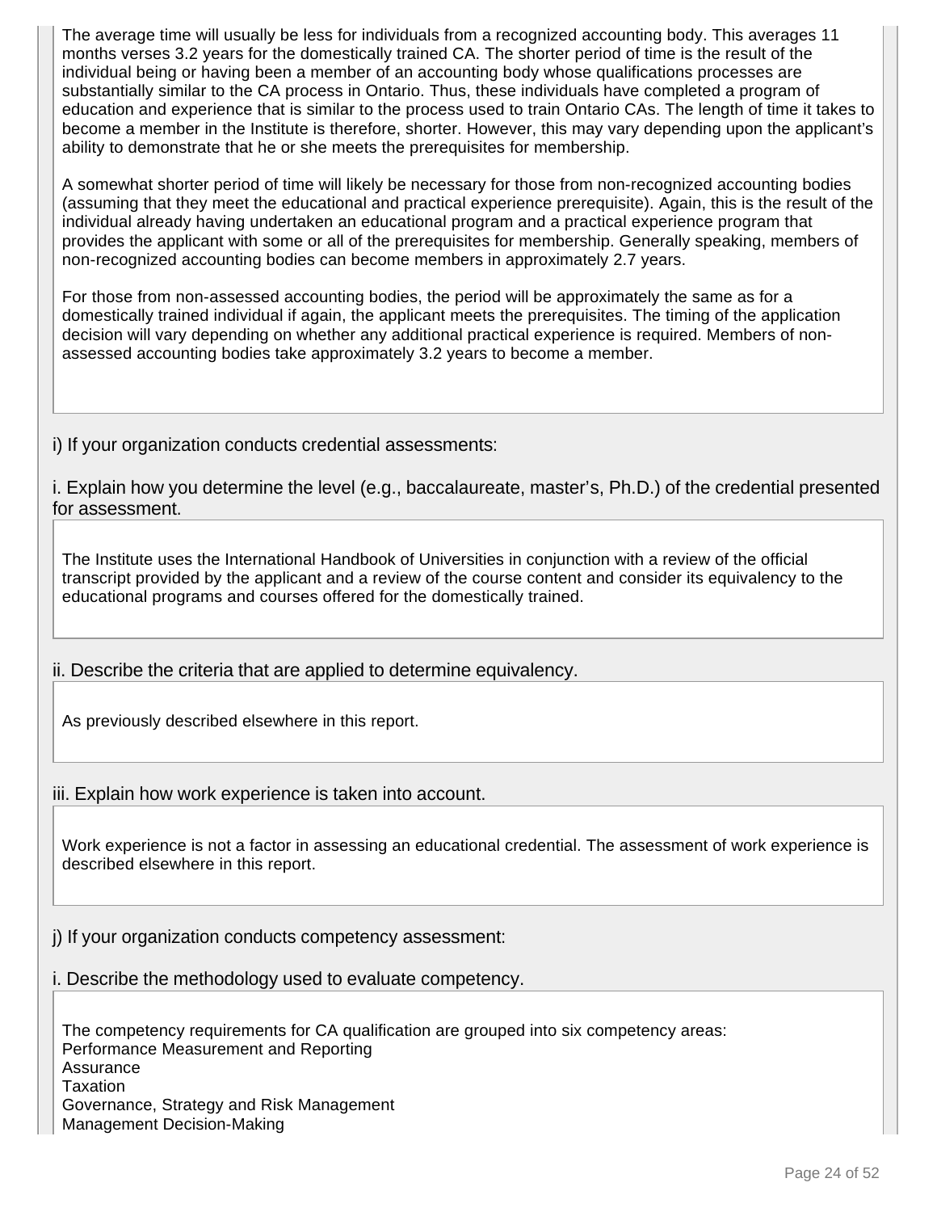The average time will usually be less for individuals from a recognized accounting body. This averages 11 months verses 3.2 years for the domestically trained CA. The shorter period of time is the result of the individual being or having been a member of an accounting body whose qualifications processes are substantially similar to the CA process in Ontario. Thus, these individuals have completed a program of education and experience that is similar to the process used to train Ontario CAs. The length of time it takes to become a member in the Institute is therefore, shorter. However, this may vary depending upon the applicant's ability to demonstrate that he or she meets the prerequisites for membership.

A somewhat shorter period of time will likely be necessary for those from non-recognized accounting bodies (assuming that they meet the educational and practical experience prerequisite). Again, this is the result of the individual already having undertaken an educational program and a practical experience program that provides the applicant with some or all of the prerequisites for membership. Generally speaking, members of non-recognized accounting bodies can become members in approximately 2.7 years.

For those from non-assessed accounting bodies, the period will be approximately the same as for a domestically trained individual if again, the applicant meets the prerequisites. The timing of the application decision will vary depending on whether any additional practical experience is required. Members of non-assessed accounting bodies take approximately 3.2 years to become a member.

i) If your organization conducts credential assessments:

i. Explain how you determine the level (e.g., baccalaureate, master's, Ph.D.) of the credential presented for assessment.

The Institute uses the International Handbook of Universities in conjunction with a review of the official transcript provided by the applicant and a review of the course content and consider its equivalency to the educational programs and courses offered for the domestically trained.

ii. Describe the criteria that are applied to determine equivalency.

As previously described elsewhere in this report.

iii. Explain how work experience is taken into account.

Work experience is not a factor in assessing an educational credential. The assessment of work experience is described elsewhere in this report.

j) If your organization conducts competency assessment:

i. Describe the methodology used to evaluate competency.

The competency requirements for CA qualification are grouped into six competency areas:
Performance Measurement and Reporting
Assurance
Taxation
Governance, Strategy and Risk Management
Management Decision-Making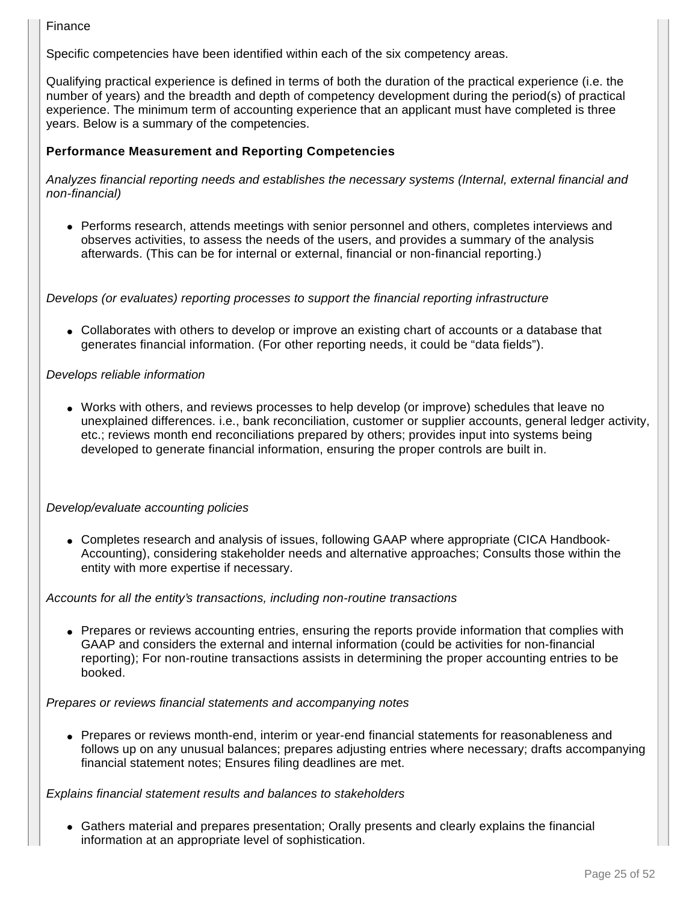Finance

Specific competencies have been identified within each of the six competency areas.

Qualifying practical experience is defined in terms of both the duration of the practical experience (i.e. the number of years) and the breadth and depth of competency development during the period(s) of practical experience. The minimum term of accounting experience that an applicant must have completed is three years. Below is a summary of the competencies.

**Performance Measurement and Reporting Competencies**

*Analyzes financial reporting needs and establishes the necessary systems (Internal, external financial and non-financial)*

- Performs research, attends meetings with senior personnel and others, completes interviews and observes activities, to assess the needs of the users, and provides a summary of the analysis afterwards. (This can be for internal or external, financial or non-financial reporting.)

*Develops (or evaluates) reporting processes to support the financial reporting infrastructure*

- Collaborates with others to develop or improve an existing chart of accounts or a database that generates financial information. (For other reporting needs, it could be "data fields").

*Develops reliable information*

- Works with others, and reviews processes to help develop (or improve) schedules that leave no unexplained differences. i.e., bank reconciliation, customer or supplier accounts, general ledger activity, etc.; reviews month end reconciliations prepared by others; provides input into systems being developed to generate financial information, ensuring the proper controls are built in.

*Develop/evaluate accounting policies*

- Completes research and analysis of issues, following GAAP where appropriate (CICA Handbook-Accounting), considering stakeholder needs and alternative approaches; Consults those within the entity with more expertise if necessary.

*Accounts for all the entity's transactions, including non-routine transactions*

- Prepares or reviews accounting entries, ensuring the reports provide information that complies with GAAP and considers the external and internal information (could be activities for non-financial reporting); For non-routine transactions assists in determining the proper accounting entries to be booked.

*Prepares or reviews financial statements and accompanying notes*

- Prepares or reviews month-end, interim or year-end financial statements for reasonableness and follows up on any unusual balances; prepares adjusting entries where necessary; drafts accompanying financial statement notes; Ensures filing deadlines are met.

*Explains financial statement results and balances to stakeholders*

- Gathers material and prepares presentation; Orally presents and clearly explains the financial information at an appropriate level of sophistication.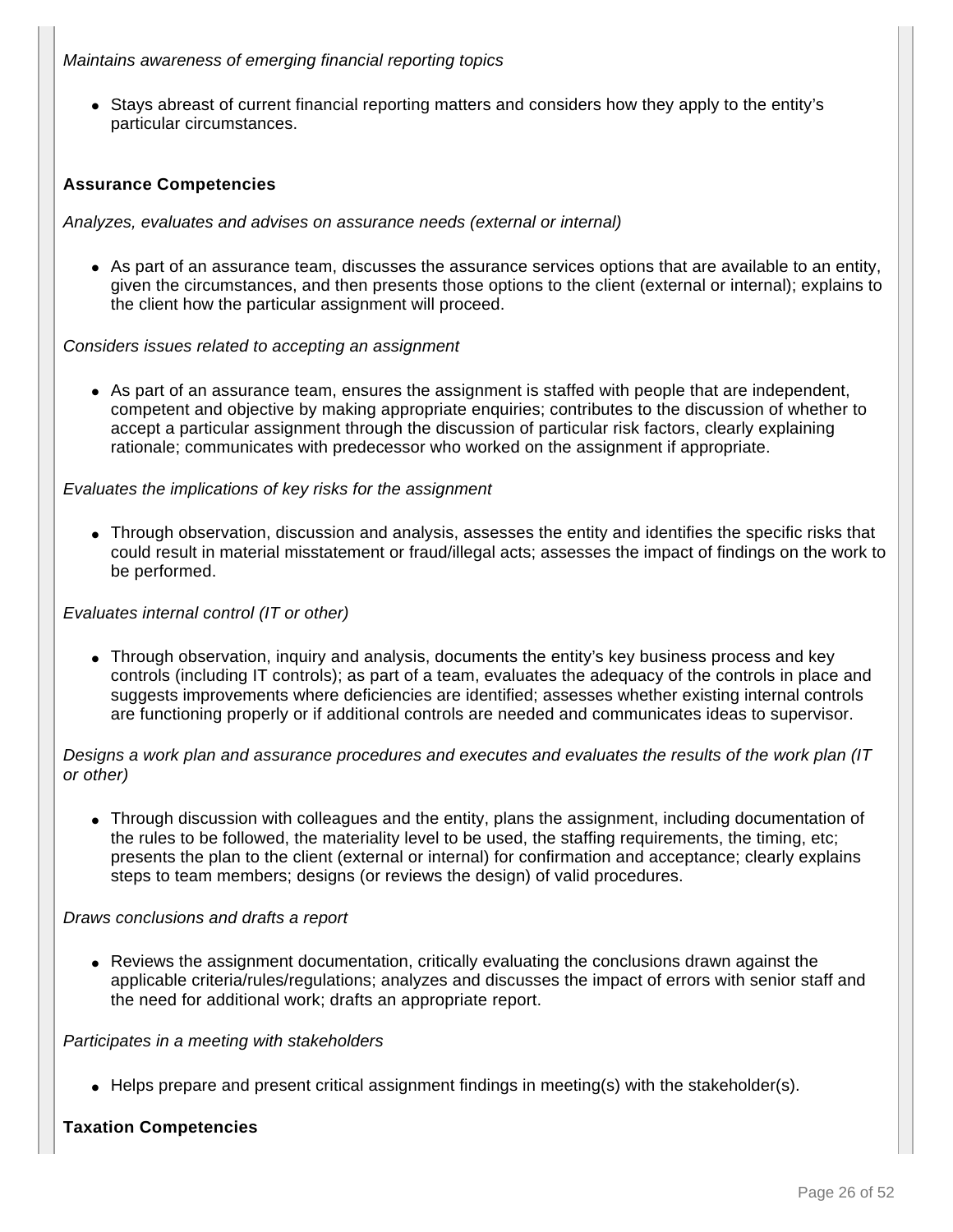*Maintains awareness of emerging financial reporting topics*

- Stays abreast of current financial reporting matters and considers how they apply to the entity's particular circumstances.

**Assurance Competencies**

*Analyzes, evaluates and advises on assurance needs (external or internal)*

- As part of an assurance team, discusses the assurance services options that are available to an entity, given the circumstances, and then presents those options to the client (external or internal); explains to the client how the particular assignment will proceed.

*Considers issues related to accepting an assignment*

- As part of an assurance team, ensures the assignment is staffed with people that are independent, competent and objective by making appropriate enquiries; contributes to the discussion of whether to accept a particular assignment through the discussion of particular risk factors, clearly explaining rationale; communicates with predecessor who worked on the assignment if appropriate.

*Evaluates the implications of key risks for the assignment*

- Through observation, discussion and analysis, assesses the entity and identifies the specific risks that could result in material misstatement or fraud/illegal acts; assesses the impact of findings on the work to be performed.

*Evaluates internal control (IT or other)*

- Through observation, inquiry and analysis, documents the entity's key business process and key controls (including IT controls); as part of a team, evaluates the adequacy of the controls in place and suggests improvements where deficiencies are identified; assesses whether existing internal controls are functioning properly or if additional controls are needed and communicates ideas to supervisor.

*Designs a work plan and assurance procedures and executes and evaluates the results of the work plan (IT or other)*

- Through discussion with colleagues and the entity, plans the assignment, including documentation of the rules to be followed, the materiality level to be used, the staffing requirements, the timing, etc; presents the plan to the client (external or internal) for confirmation and acceptance; clearly explains steps to team members; designs (or reviews the design) of valid procedures.

*Draws conclusions and drafts a report*

- Reviews the assignment documentation, critically evaluating the conclusions drawn against the applicable criteria/rules/regulations; analyzes and discusses the impact of errors with senior staff and the need for additional work; drafts an appropriate report.

*Participates in a meeting with stakeholders*

- Helps prepare and present critical assignment findings in meeting(s) with the stakeholder(s).

**Taxation Competencies**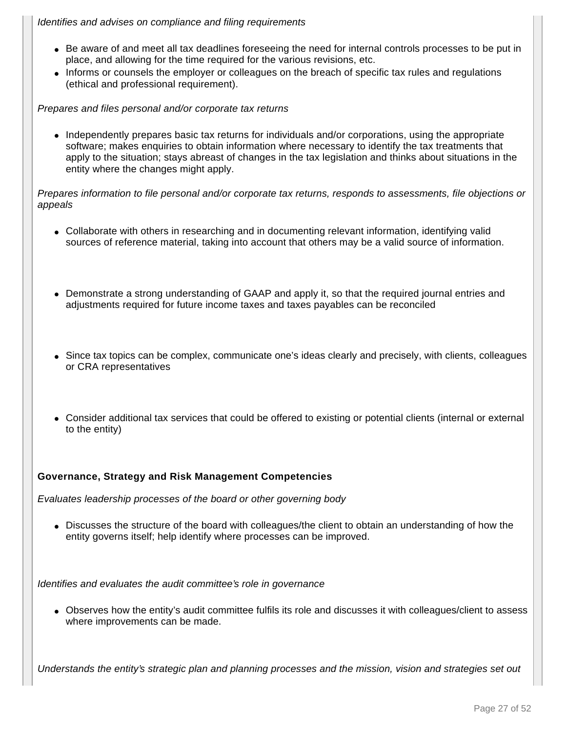*Identifies and advises on compliance and filing requirements*

- Be aware of and meet all tax deadlines foreseeing the need for internal controls processes to be put in place, and allowing for the time required for the various revisions, etc.
- Informs or counsels the employer or colleagues on the breach of specific tax rules and regulations (ethical and professional requirement).

*Prepares and files personal and/or corporate tax returns*

- Independently prepares basic tax returns for individuals and/or corporations, using the appropriate software; makes enquiries to obtain information where necessary to identify the tax treatments that apply to the situation; stays abreast of changes in the tax legislation and thinks about situations in the entity where the changes might apply.

*Prepares information to file personal and/or corporate tax returns, responds to assessments, file objections or appeals*

- Collaborate with others in researching and in documenting relevant information, identifying valid sources of reference material, taking into account that others may be a valid source of information.

- Demonstrate a strong understanding of GAAP and apply it, so that the required journal entries and adjustments required for future income taxes and taxes payables can be reconciled

- Since tax topics can be complex, communicate one's ideas clearly and precisely, with clients, colleagues or CRA representatives

- Consider additional tax services that could be offered to existing or potential clients (internal or external to the entity)

**Governance, Strategy and Risk Management Competencies**

*Evaluates leadership processes of the board or other governing body*

- Discusses the structure of the board with colleagues/the client to obtain an understanding of how the entity governs itself; help identify where processes can be improved.

*Identifies and evaluates the audit committee's role in governance*

- Observes how the entity's audit committee fulfils its role and discusses it with colleagues/client to assess where improvements can be made.

*Understands the entity's strategic plan and planning processes and the mission, vision and strategies set out*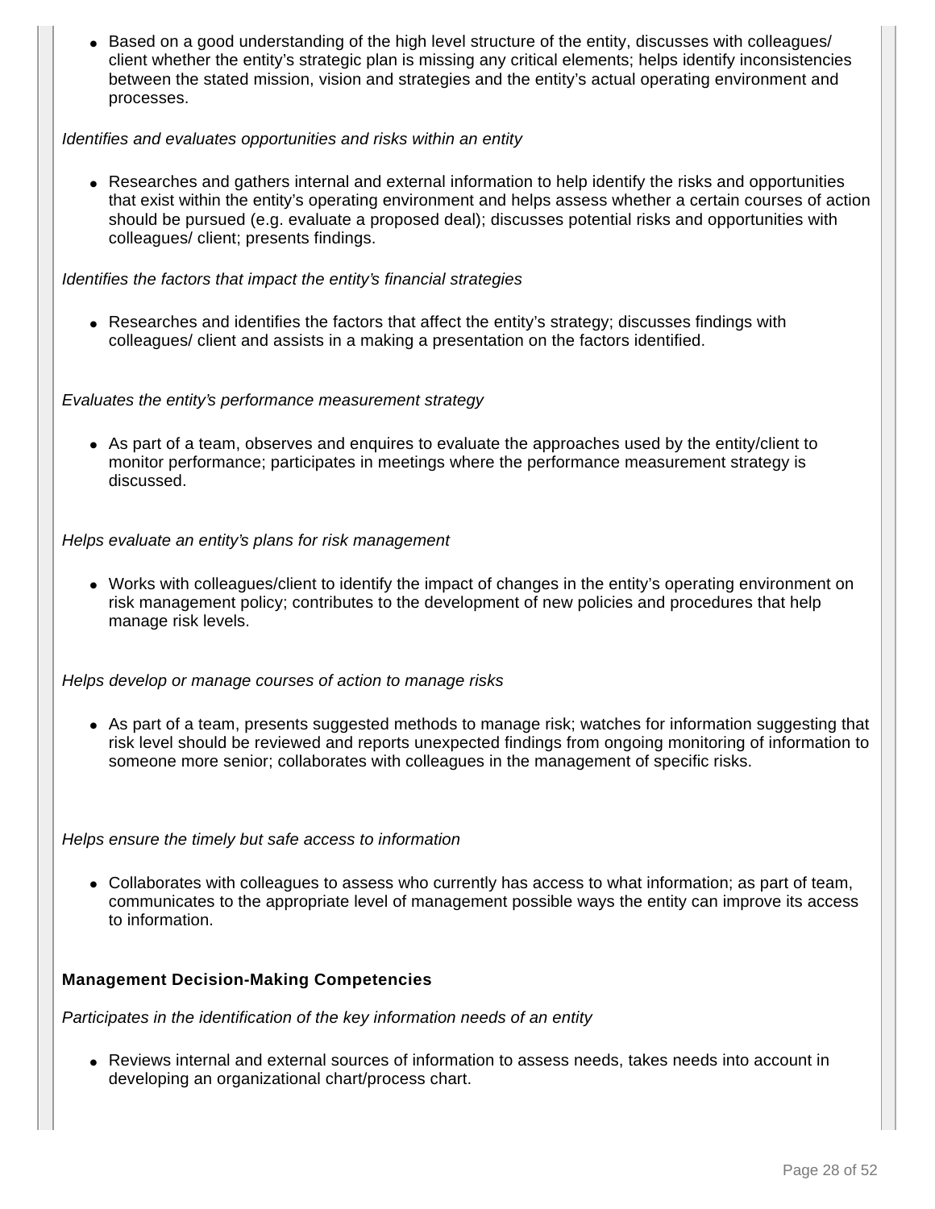- Based on a good understanding of the high level structure of the entity, discusses with colleagues/ client whether the entity's strategic plan is missing any critical elements; helps identify inconsistencies between the stated mission, vision and strategies and the entity's actual operating environment and processes.

*Identifies and evaluates opportunities and risks within an entity*

- Researches and gathers internal and external information to help identify the risks and opportunities that exist within the entity's operating environment and helps assess whether a certain courses of action should be pursued (e.g. evaluate a proposed deal); discusses potential risks and opportunities with colleagues/ client; presents findings.

*Identifies the factors that impact the entity's financial strategies*

- Researches and identifies the factors that affect the entity's strategy; discusses findings with colleagues/ client and assists in a making a presentation on the factors identified.

*Evaluates the entity's performance measurement strategy*

- As part of a team, observes and enquires to evaluate the approaches used by the entity/client to monitor performance; participates in meetings where the performance measurement strategy is discussed.

*Helps evaluate an entity's plans for risk management*

- Works with colleagues/client to identify the impact of changes in the entity's operating environment on risk management policy; contributes to the development of new policies and procedures that help manage risk levels.

*Helps develop or manage courses of action to manage risks*

- As part of a team, presents suggested methods to manage risk; watches for information suggesting that risk level should be reviewed and reports unexpected findings from ongoing monitoring of information to someone more senior; collaborates with colleagues in the management of specific risks.

*Helps ensure the timely but safe access to information*

- Collaborates with colleagues to assess who currently has access to what information; as part of team, communicates to the appropriate level of management possible ways the entity can improve its access to information.

**Management Decision-Making Competencies**

*Participates in the identification of the key information needs of an entity*

- Reviews internal and external sources of information to assess needs, takes needs into account in developing an organizational chart/process chart.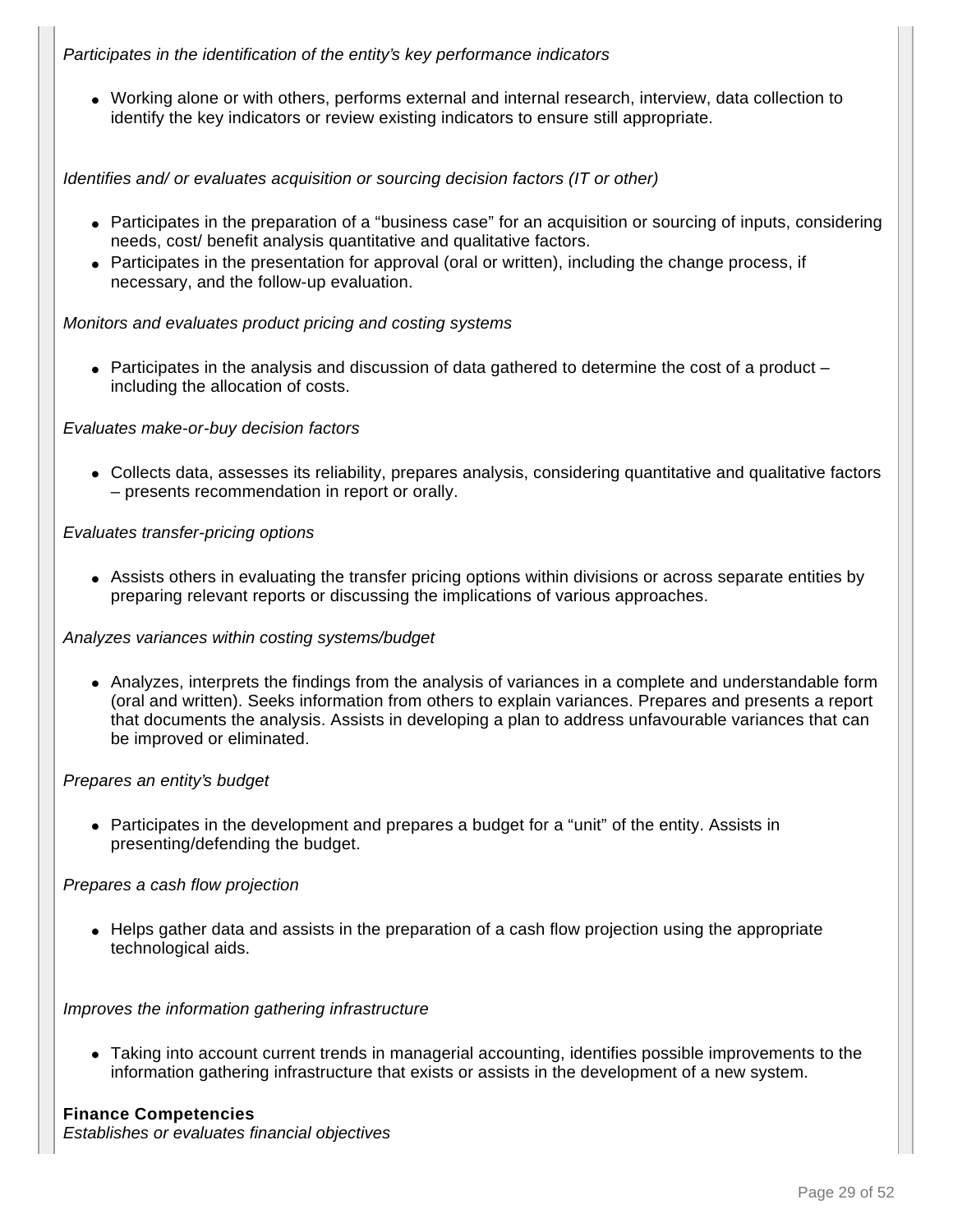*Participates in the identification of the entity's key performance indicators*

- Working alone or with others, performs external and internal research, interview, data collection to identify the key indicators or review existing indicators to ensure still appropriate.

*Identifies and/ or evaluates acquisition or sourcing decision factors (IT or other)*

- Participates in the preparation of a "business case" for an acquisition or sourcing of inputs, considering needs, cost/ benefit analysis quantitative and qualitative factors.
- Participates in the presentation for approval (oral or written), including the change process, if necessary, and the follow-up evaluation.

*Monitors and evaluates product pricing and costing systems*

- Participates in the analysis and discussion of data gathered to determine the cost of a product – including the allocation of costs.

*Evaluates make-or-buy decision factors*

- Collects data, assesses its reliability, prepares analysis, considering quantitative and qualitative factors – presents recommendation in report or orally.

*Evaluates transfer-pricing options*

- Assists others in evaluating the transfer pricing options within divisions or across separate entities by preparing relevant reports or discussing the implications of various approaches.

*Analyzes variances within costing systems/budget*

- Analyzes, interprets the findings from the analysis of variances in a complete and understandable form (oral and written). Seeks information from others to explain variances. Prepares and presents a report that documents the analysis. Assists in developing a plan to address unfavourable variances that can be improved or eliminated.

*Prepares an entity's budget*

- Participates in the development and prepares a budget for a "unit" of the entity. Assists in presenting/defending the budget.

*Prepares a cash flow projection*

- Helps gather data and assists in the preparation of a cash flow projection using the appropriate technological aids.

*Improves the information gathering infrastructure*

- Taking into account current trends in managerial accounting, identifies possible improvements to the information gathering infrastructure that exists or assists in the development of a new system.

**Finance Competencies**

*Establishes or evaluates financial objectives*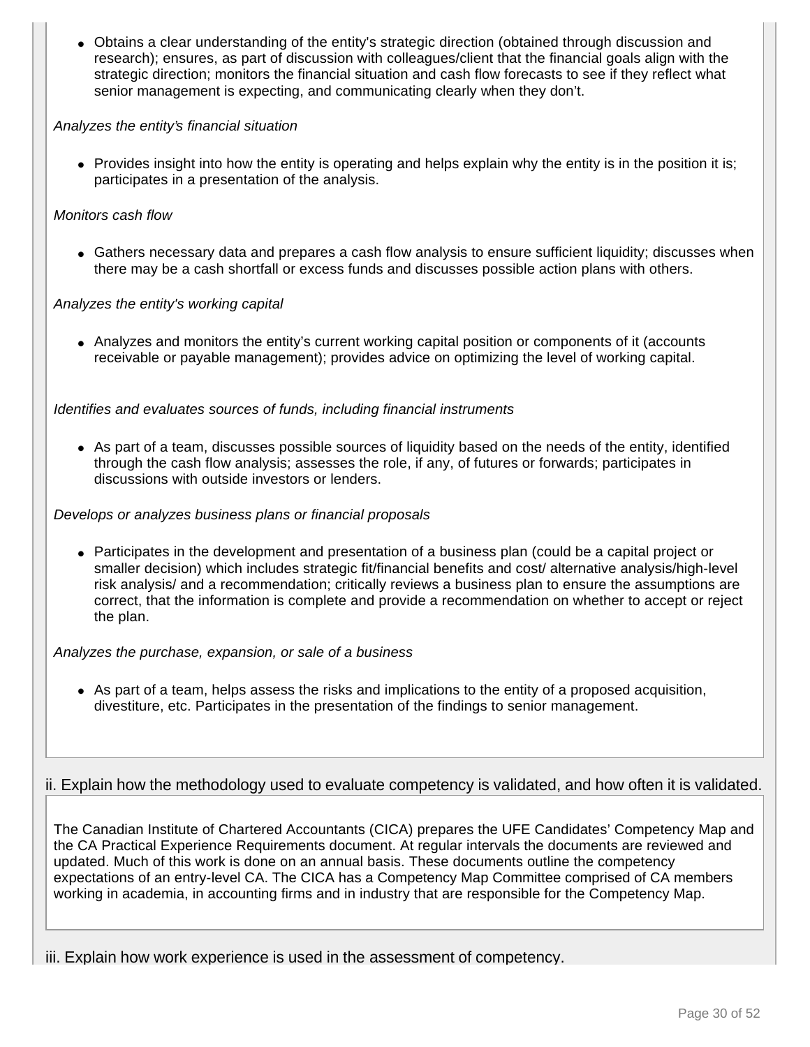- Obtains a clear understanding of the entity's strategic direction (obtained through discussion and research); ensures, as part of discussion with colleagues/client that the financial goals align with the strategic direction; monitors the financial situation and cash flow forecasts to see if they reflect what senior management is expecting, and communicating clearly when they don't.

*Analyzes the entity's financial situation*

- Provides insight into how the entity is operating and helps explain why the entity is in the position it is; participates in a presentation of the analysis.

*Monitors cash flow*

- Gathers necessary data and prepares a cash flow analysis to ensure sufficient liquidity; discusses when there may be a cash shortfall or excess funds and discusses possible action plans with others.

*Analyzes the entity's working capital*

- Analyzes and monitors the entity's current working capital position or components of it (accounts receivable or payable management); provides advice on optimizing the level of working capital.

*Identifies and evaluates sources of funds, including financial instruments*

- As part of a team, discusses possible sources of liquidity based on the needs of the entity, identified through the cash flow analysis; assesses the role, if any, of futures or forwards; participates in discussions with outside investors or lenders.

*Develops or analyzes business plans or financial proposals*

- Participates in the development and presentation of a business plan (could be a capital project or smaller decision) which includes strategic fit/financial benefits and cost/ alternative analysis/high-level risk analysis/ and a recommendation; critically reviews a business plan to ensure the assumptions are correct, that the information is complete and provide a recommendation on whether to accept or reject the plan.

*Analyzes the purchase, expansion, or sale of a business*

- As part of a team, helps assess the risks and implications to the entity of a proposed acquisition, divestiture, etc. Participates in the presentation of the findings to senior management.

ii. Explain how the methodology used to evaluate competency is validated, and how often it is validated.

The Canadian Institute of Chartered Accountants (CICA) prepares the UFE Candidates' Competency Map and the CA Practical Experience Requirements document. At regular intervals the documents are reviewed and updated. Much of this work is done on an annual basis. These documents outline the competency expectations of an entry-level CA. The CICA has a Competency Map Committee comprised of CA members working in academia, in accounting firms and in industry that are responsible for the Competency Map.

iii. Explain how work experience is used in the assessment of competency.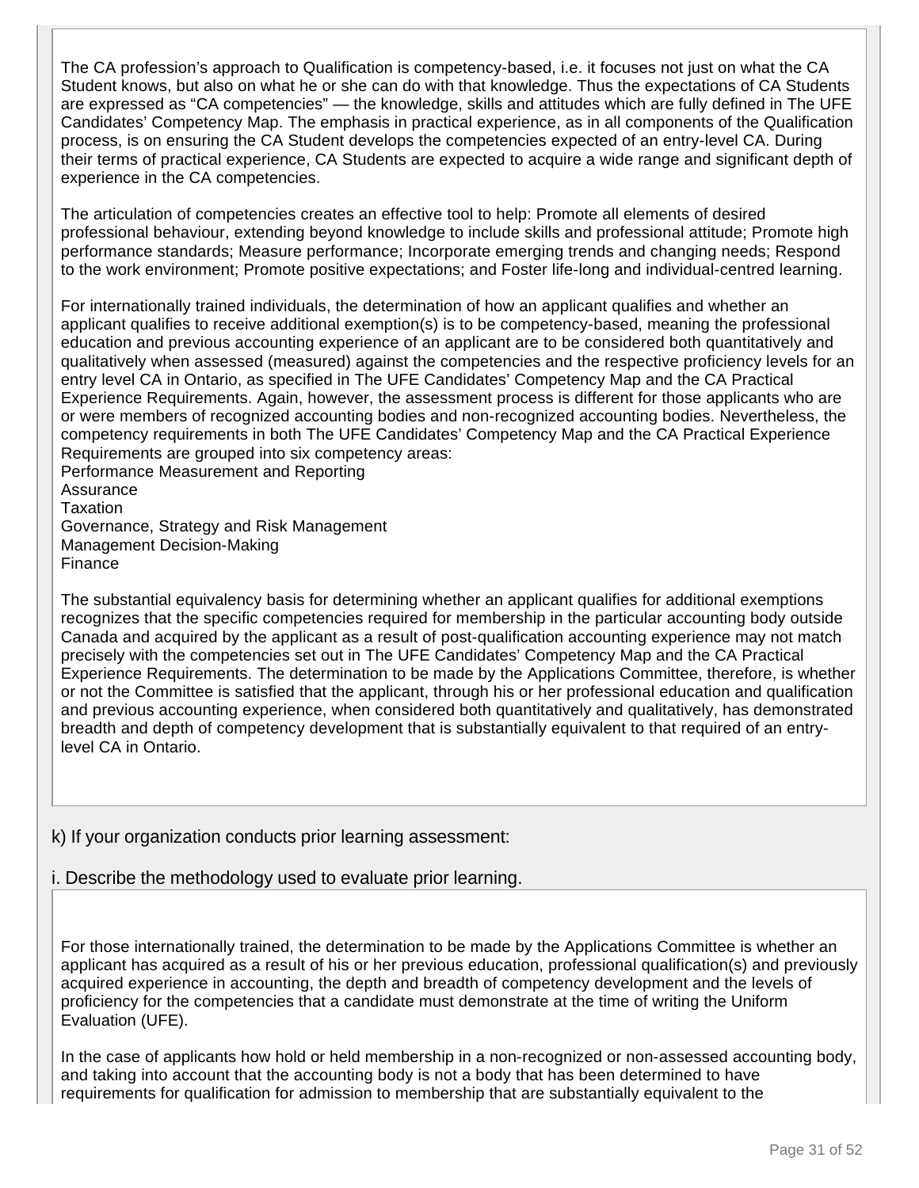The CA profession's approach to Qualification is competency-based, i.e. it focuses not just on what the CA Student knows, but also on what he or she can do with that knowledge. Thus the expectations of CA Students are expressed as "CA competencies" — the knowledge, skills and attitudes which are fully defined in The UFE Candidates' Competency Map. The emphasis in practical experience, as in all components of the Qualification process, is on ensuring the CA Student develops the competencies expected of an entry-level CA. During their terms of practical experience, CA Students are expected to acquire a wide range and significant depth of experience in the CA competencies.

The articulation of competencies creates an effective tool to help: Promote all elements of desired professional behaviour, extending beyond knowledge to include skills and professional attitude; Promote high performance standards; Measure performance; Incorporate emerging trends and changing needs; Respond to the work environment; Promote positive expectations; and Foster life-long and individual-centred learning.

For internationally trained individuals, the determination of how an applicant qualifies and whether an applicant qualifies to receive additional exemption(s) is to be competency-based, meaning the professional education and previous accounting experience of an applicant are to be considered both quantitatively and qualitatively when assessed (measured) against the competencies and the respective proficiency levels for an entry level CA in Ontario, as specified in The UFE Candidates' Competency Map and the CA Practical Experience Requirements. Again, however, the assessment process is different for those applicants who are or were members of recognized accounting bodies and non-recognized accounting bodies. Nevertheless, the competency requirements in both The UFE Candidates' Competency Map and the CA Practical Experience Requirements are grouped into six competency areas:
Performance Measurement and Reporting
Assurance
Taxation
Governance, Strategy and Risk Management
Management Decision-Making
Finance

The substantial equivalency basis for determining whether an applicant qualifies for additional exemptions recognizes that the specific competencies required for membership in the particular accounting body outside Canada and acquired by the applicant as a result of post-qualification accounting experience may not match precisely with the competencies set out in The UFE Candidates' Competency Map and the CA Practical Experience Requirements. The determination to be made by the Applications Committee, therefore, is whether or not the Committee is satisfied that the applicant, through his or her professional education and qualification and previous accounting experience, when considered both quantitatively and qualitatively, has demonstrated breadth and depth of competency development that is substantially equivalent to that required of an entry-level CA in Ontario.

k) If your organization conducts prior learning assessment:

i. Describe the methodology used to evaluate prior learning.

For those internationally trained, the determination to be made by the Applications Committee is whether an applicant has acquired as a result of his or her previous education, professional qualification(s) and previously acquired experience in accounting, the depth and breadth of competency development and the levels of proficiency for the competencies that a candidate must demonstrate at the time of writing the Uniform Evaluation (UFE).

In the case of applicants how hold or held membership in a non-recognized or non-assessed accounting body, and taking into account that the accounting body is not a body that has been determined to have requirements for qualification for admission to membership that are substantially equivalent to the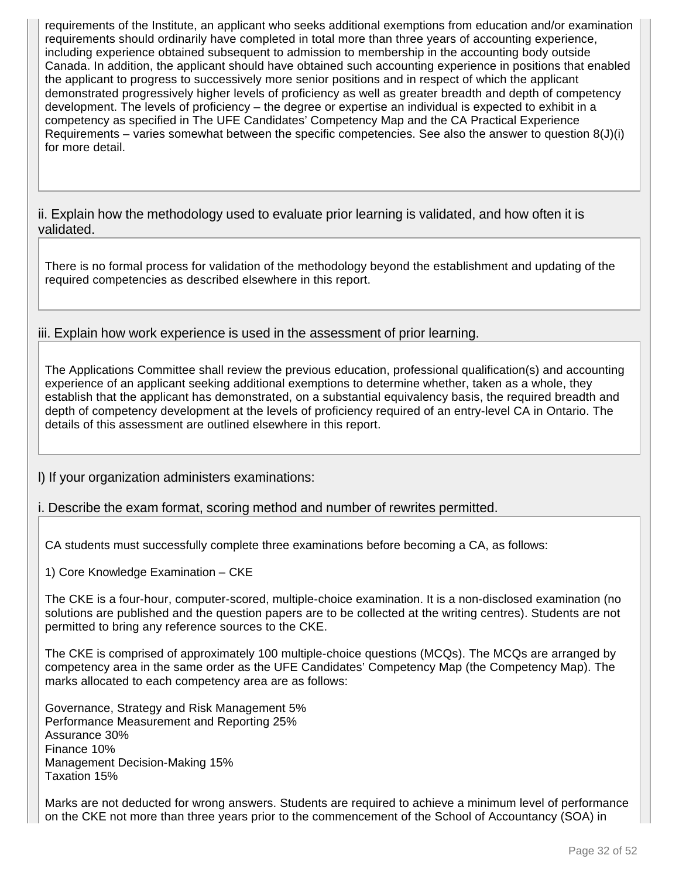requirements of the Institute, an applicant who seeks additional exemptions from education and/or examination requirements should ordinarily have completed in total more than three years of accounting experience, including experience obtained subsequent to admission to membership in the accounting body outside Canada. In addition, the applicant should have obtained such accounting experience in positions that enabled the applicant to progress to successively more senior positions and in respect of which the applicant demonstrated progressively higher levels of proficiency as well as greater breadth and depth of competency development. The levels of proficiency – the degree or expertise an individual is expected to exhibit in a competency as specified in The UFE Candidates' Competency Map and the CA Practical Experience Requirements – varies somewhat between the specific competencies. See also the answer to question 8(J)(i) for more detail.

ii. Explain how the methodology used to evaluate prior learning is validated, and how often it is validated.

There is no formal process for validation of the methodology beyond the establishment and updating of the required competencies as described elsewhere in this report.

iii. Explain how work experience is used in the assessment of prior learning.

The Applications Committee shall review the previous education, professional qualification(s) and accounting experience of an applicant seeking additional exemptions to determine whether, taken as a whole, they establish that the applicant has demonstrated, on a substantial equivalency basis, the required breadth and depth of competency development at the levels of proficiency required of an entry-level CA in Ontario. The details of this assessment are outlined elsewhere in this report.

l) If your organization administers examinations:

i. Describe the exam format, scoring method and number of rewrites permitted.

CA students must successfully complete three examinations before becoming a CA, as follows:

1) Core Knowledge Examination – CKE

The CKE is a four-hour, computer-scored, multiple-choice examination. It is a non-disclosed examination (no solutions are published and the question papers are to be collected at the writing centres). Students are not permitted to bring any reference sources to the CKE.

The CKE is comprised of approximately 100 multiple-choice questions (MCQs). The MCQs are arranged by competency area in the same order as the UFE Candidates' Competency Map (the Competency Map). The marks allocated to each competency area are as follows:

Governance, Strategy and Risk Management 5%
Performance Measurement and Reporting 25%
Assurance 30%
Finance 10%
Management Decision-Making 15%
Taxation 15%

Marks are not deducted for wrong answers. Students are required to achieve a minimum level of performance on the CKE not more than three years prior to the commencement of the School of Accountancy (SOA) in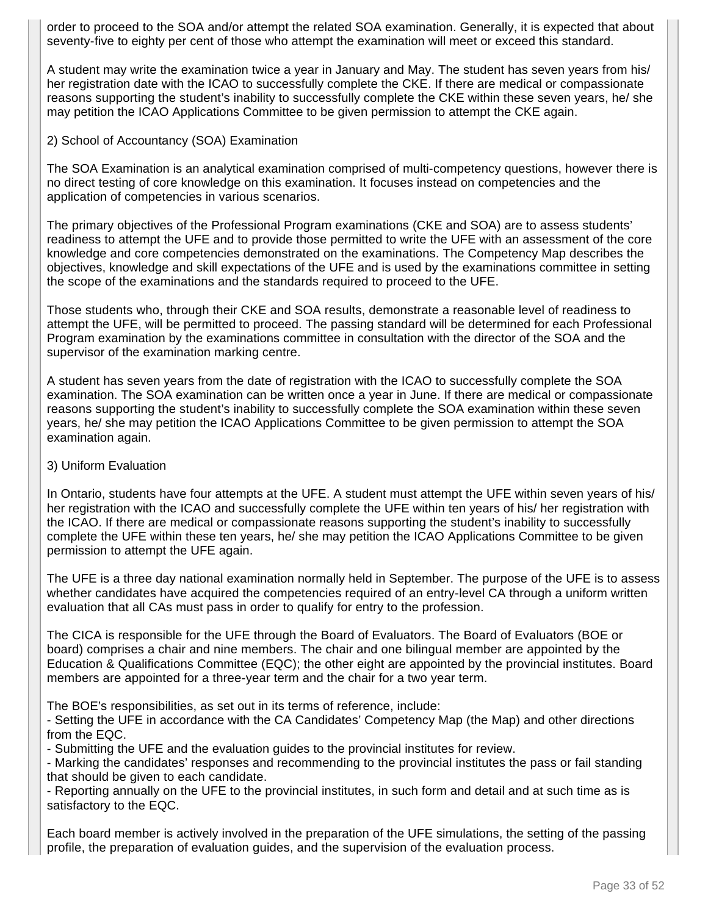order to proceed to the SOA and/or attempt the related SOA examination. Generally, it is expected that about seventy-five to eighty per cent of those who attempt the examination will meet or exceed this standard.

A student may write the examination twice a year in January and May. The student has seven years from his/ her registration date with the ICAO to successfully complete the CKE. If there are medical or compassionate reasons supporting the student's inability to successfully complete the CKE within these seven years, he/ she may petition the ICAO Applications Committee to be given permission to attempt the CKE again.

2) School of Accountancy (SOA) Examination

The SOA Examination is an analytical examination comprised of multi-competency questions, however there is no direct testing of core knowledge on this examination. It focuses instead on competencies and the application of competencies in various scenarios.

The primary objectives of the Professional Program examinations (CKE and SOA) are to assess students' readiness to attempt the UFE and to provide those permitted to write the UFE with an assessment of the core knowledge and core competencies demonstrated on the examinations. The Competency Map describes the objectives, knowledge and skill expectations of the UFE and is used by the examinations committee in setting the scope of the examinations and the standards required to proceed to the UFE.

Those students who, through their CKE and SOA results, demonstrate a reasonable level of readiness to attempt the UFE, will be permitted to proceed. The passing standard will be determined for each Professional Program examination by the examinations committee in consultation with the director of the SOA and the supervisor of the examination marking centre.

A student has seven years from the date of registration with the ICAO to successfully complete the SOA examination. The SOA examination can be written once a year in June. If there are medical or compassionate reasons supporting the student's inability to successfully complete the SOA examination within these seven years, he/ she may petition the ICAO Applications Committee to be given permission to attempt the SOA examination again.

3) Uniform Evaluation

In Ontario, students have four attempts at the UFE. A student must attempt the UFE within seven years of his/ her registration with the ICAO and successfully complete the UFE within ten years of his/ her registration with the ICAO. If there are medical or compassionate reasons supporting the student's inability to successfully complete the UFE within these ten years, he/ she may petition the ICAO Applications Committee to be given permission to attempt the UFE again.

The UFE is a three day national examination normally held in September. The purpose of the UFE is to assess whether candidates have acquired the competencies required of an entry-level CA through a uniform written evaluation that all CAs must pass in order to qualify for entry to the profession.

The CICA is responsible for the UFE through the Board of Evaluators. The Board of Evaluators (BOE or board) comprises a chair and nine members. The chair and one bilingual member are appointed by the Education & Qualifications Committee (EQC); the other eight are appointed by the provincial institutes. Board members are appointed for a three-year term and the chair for a two year term.

The BOE's responsibilities, as set out in its terms of reference, include:

- Setting the UFE in accordance with the CA Candidates' Competency Map (the Map) and other directions from the EQC.
- Submitting the UFE and the evaluation guides to the provincial institutes for review.
- Marking the candidates' responses and recommending to the provincial institutes the pass or fail standing that should be given to each candidate.
- Reporting annually on the UFE to the provincial institutes, in such form and detail and at such time as is satisfactory to the EQC.

Each board member is actively involved in the preparation of the UFE simulations, the setting of the passing profile, the preparation of evaluation guides, and the supervision of the evaluation process.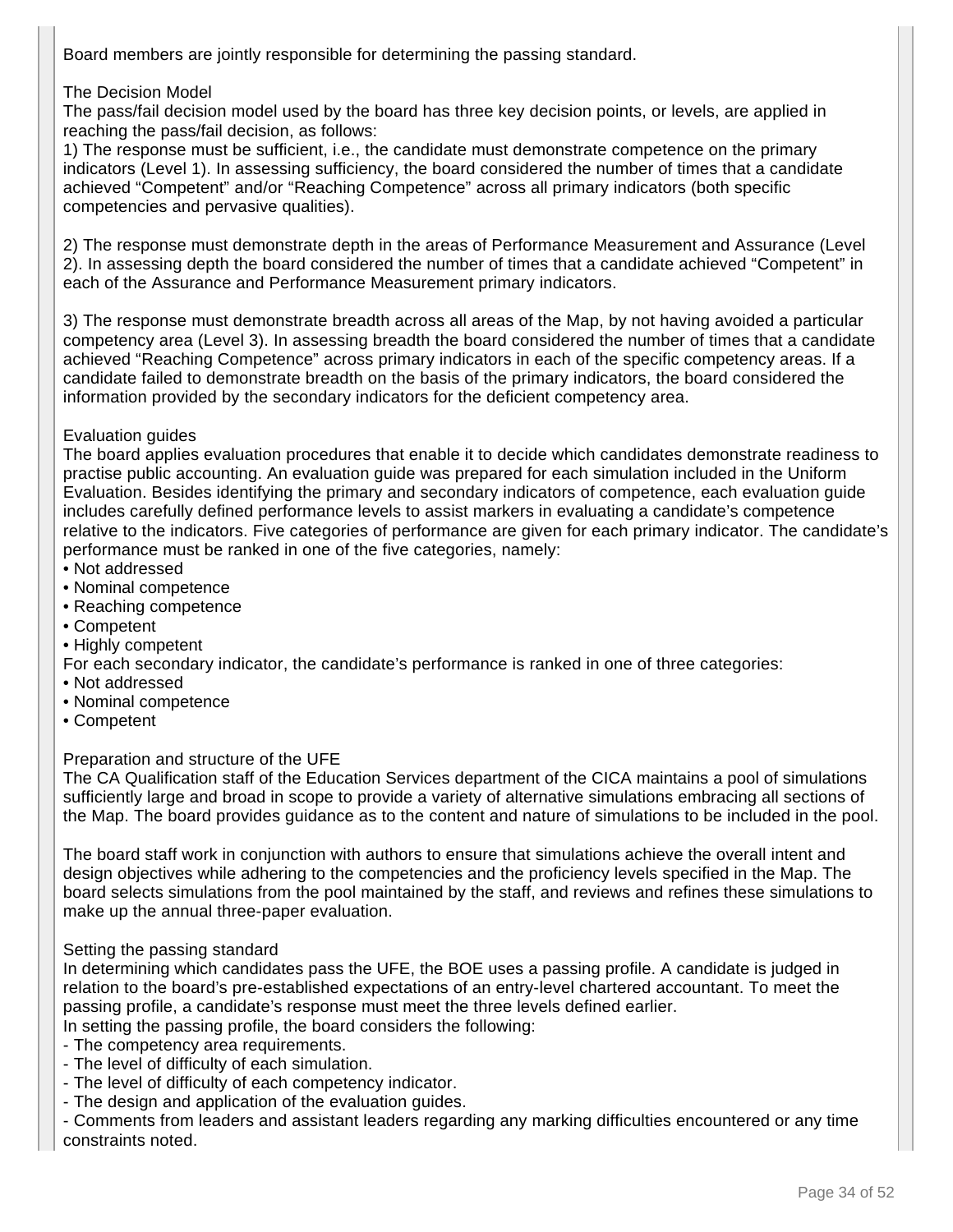Board members are jointly responsible for determining the passing standard.

### The Decision Model

The pass/fail decision model used by the board has three key decision points, or levels, are applied in reaching the pass/fail decision, as follows:

1) The response must be sufficient, i.e., the candidate must demonstrate competence on the primary indicators (Level 1). In assessing sufficiency, the board considered the number of times that a candidate achieved "Competent" and/or "Reaching Competence" across all primary indicators (both specific competencies and pervasive qualities).

2) The response must demonstrate depth in the areas of Performance Measurement and Assurance (Level 2). In assessing depth the board considered the number of times that a candidate achieved "Competent" in each of the Assurance and Performance Measurement primary indicators.

3) The response must demonstrate breadth across all areas of the Map, by not having avoided a particular competency area (Level 3). In assessing breadth the board considered the number of times that a candidate achieved "Reaching Competence" across primary indicators in each of the specific competency areas. If a candidate failed to demonstrate breadth on the basis of the primary indicators, the board considered the information provided by the secondary indicators for the deficient competency area.

### Evaluation guides

The board applies evaluation procedures that enable it to decide which candidates demonstrate readiness to practise public accounting. An evaluation guide was prepared for each simulation included in the Uniform Evaluation. Besides identifying the primary and secondary indicators of competence, each evaluation guide includes carefully defined performance levels to assist markers in evaluating a candidate's competence relative to the indicators. Five categories of performance are given for each primary indicator. The candidate's performance must be ranked in one of the five categories, namely:

- Not addressed
- Nominal competence
- Reaching competence
- Competent
- Highly competent

For each secondary indicator, the candidate's performance is ranked in one of three categories:

- Not addressed
- Nominal competence
- Competent

### Preparation and structure of the UFE

The CA Qualification staff of the Education Services department of the CICA maintains a pool of simulations sufficiently large and broad in scope to provide a variety of alternative simulations embracing all sections of the Map. The board provides guidance as to the content and nature of simulations to be included in the pool.

The board staff work in conjunction with authors to ensure that simulations achieve the overall intent and design objectives while adhering to the competencies and the proficiency levels specified in the Map. The board selects simulations from the pool maintained by the staff, and reviews and refines these simulations to make up the annual three-paper evaluation.

### Setting the passing standard

In determining which candidates pass the UFE, the BOE uses a passing profile. A candidate is judged in relation to the board's pre-established expectations of an entry-level chartered accountant. To meet the passing profile, a candidate's response must meet the three levels defined earlier.

In setting the passing profile, the board considers the following:

- The competency area requirements.
- The level of difficulty of each simulation.
- The level of difficulty of each competency indicator.
- The design and application of the evaluation guides.
- Comments from leaders and assistant leaders regarding any marking difficulties encountered or any time constraints noted.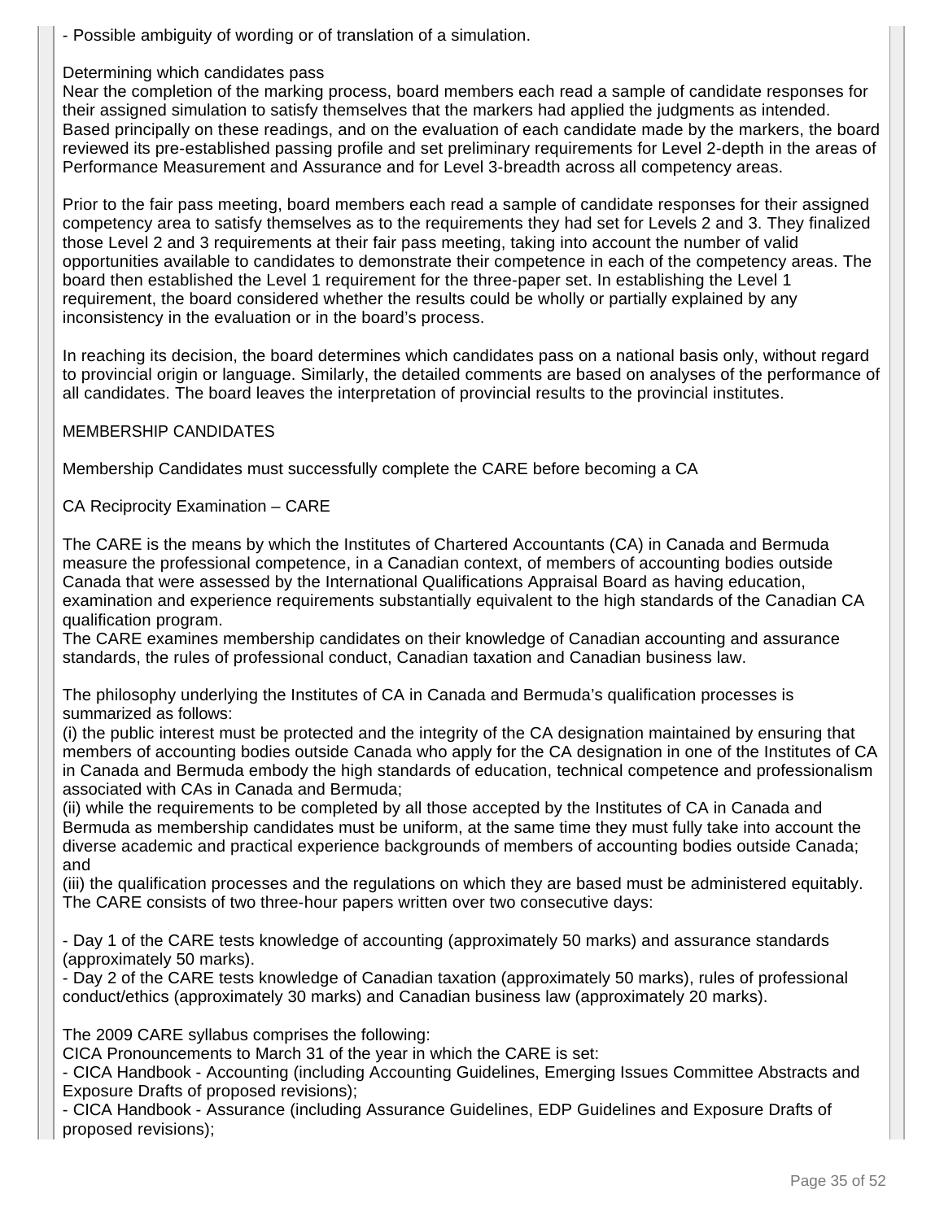- Possible ambiguity of wording or of translation of a simulation.

Determining which candidates pass

Near the completion of the marking process, board members each read a sample of candidate responses for their assigned simulation to satisfy themselves that the markers had applied the judgments as intended. Based principally on these readings, and on the evaluation of each candidate made by the markers, the board reviewed its pre-established passing profile and set preliminary requirements for Level 2-depth in the areas of Performance Measurement and Assurance and for Level 3-breadth across all competency areas.

Prior to the fair pass meeting, board members each read a sample of candidate responses for their assigned competency area to satisfy themselves as to the requirements they had set for Levels 2 and 3. They finalized those Level 2 and 3 requirements at their fair pass meeting, taking into account the number of valid opportunities available to candidates to demonstrate their competence in each of the competency areas. The board then established the Level 1 requirement for the three-paper set. In establishing the Level 1 requirement, the board considered whether the results could be wholly or partially explained by any inconsistency in the evaluation or in the board's process.

In reaching its decision, the board determines which candidates pass on a national basis only, without regard to provincial origin or language. Similarly, the detailed comments are based on analyses of the performance of all candidates. The board leaves the interpretation of provincial results to the provincial institutes.

MEMBERSHIP CANDIDATES

Membership Candidates must successfully complete the CARE before becoming a CA

CA Reciprocity Examination – CARE

The CARE is the means by which the Institutes of Chartered Accountants (CA) in Canada and Bermuda measure the professional competence, in a Canadian context, of members of accounting bodies outside Canada that were assessed by the International Qualifications Appraisal Board as having education, examination and experience requirements substantially equivalent to the high standards of the Canadian CA qualification program.

The CARE examines membership candidates on their knowledge of Canadian accounting and assurance standards, the rules of professional conduct, Canadian taxation and Canadian business law.

The philosophy underlying the Institutes of CA in Canada and Bermuda's qualification processes is summarized as follows:

(i) the public interest must be protected and the integrity of the CA designation maintained by ensuring that members of accounting bodies outside Canada who apply for the CA designation in one of the Institutes of CA in Canada and Bermuda embody the high standards of education, technical competence and professionalism associated with CAs in Canada and Bermuda;

(ii) while the requirements to be completed by all those accepted by the Institutes of CA in Canada and Bermuda as membership candidates must be uniform, at the same time they must fully take into account the diverse academic and practical experience backgrounds of members of accounting bodies outside Canada; and

(iii) the qualification processes and the regulations on which they are based must be administered equitably.

The CARE consists of two three-hour papers written over two consecutive days:

- Day 1 of the CARE tests knowledge of accounting (approximately 50 marks) and assurance standards (approximately 50 marks).
- Day 2 of the CARE tests knowledge of Canadian taxation (approximately 50 marks), rules of professional conduct/ethics (approximately 30 marks) and Canadian business law (approximately 20 marks).

The 2009 CARE syllabus comprises the following:

CICA Pronouncements to March 31 of the year in which the CARE is set:

- CICA Handbook - Accounting (including Accounting Guidelines, Emerging Issues Committee Abstracts and Exposure Drafts of proposed revisions);
- CICA Handbook - Assurance (including Assurance Guidelines, EDP Guidelines and Exposure Drafts of proposed revisions);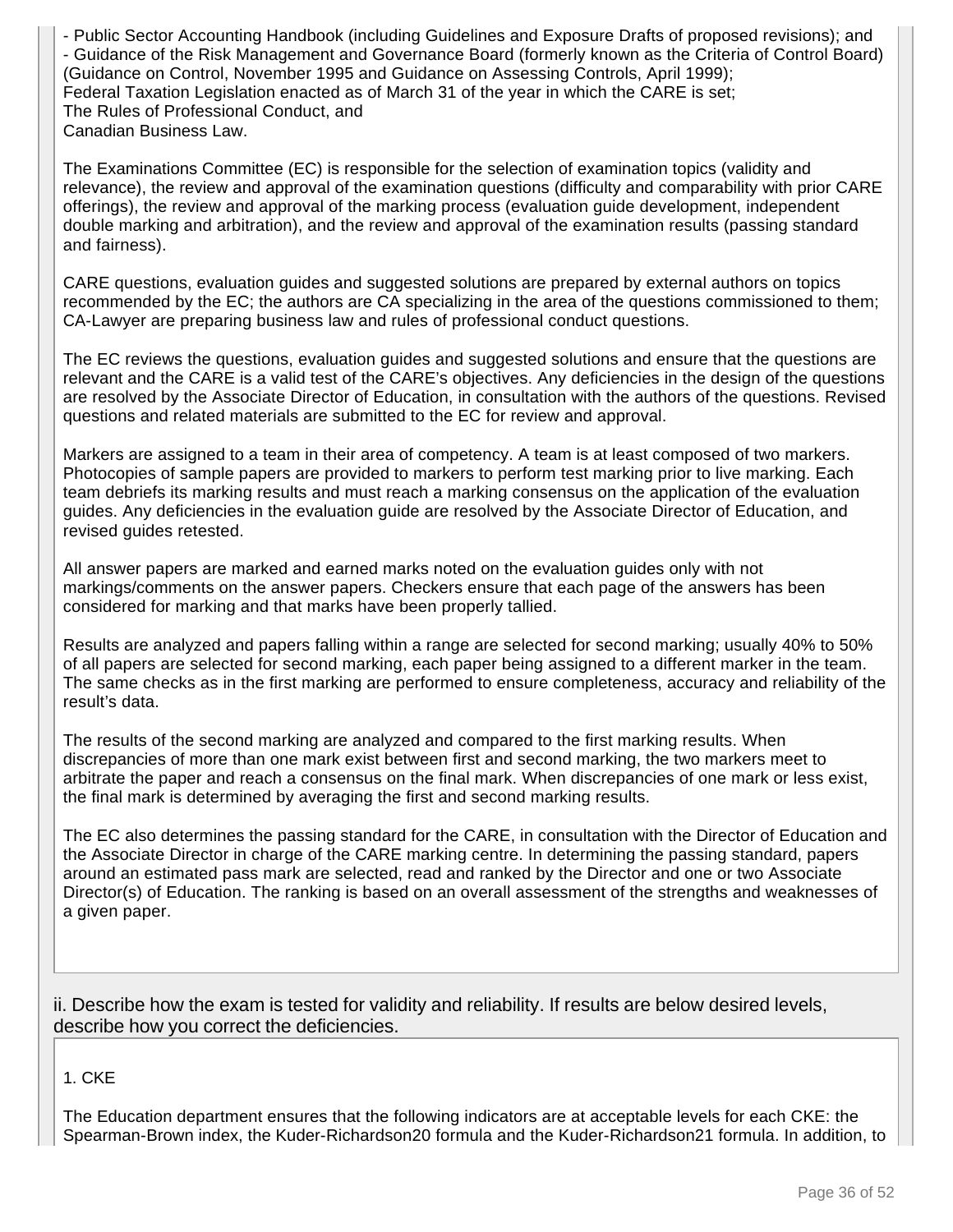- Public Sector Accounting Handbook (including Guidelines and Exposure Drafts of proposed revisions); and
- Guidance of the Risk Management and Governance Board (formerly known as the Criteria of Control Board) (Guidance on Control, November 1995 and Guidance on Assessing Controls, April 1999);

Federal Taxation Legislation enacted as of March 31 of the year in which the CARE is set;
The Rules of Professional Conduct, and
Canadian Business Law.

The Examinations Committee (EC) is responsible for the selection of examination topics (validity and relevance), the review and approval of the examination questions (difficulty and comparability with prior CARE offerings), the review and approval of the marking process (evaluation guide development, independent double marking and arbitration), and the review and approval of the examination results (passing standard and fairness).

CARE questions, evaluation guides and suggested solutions are prepared by external authors on topics recommended by the EC; the authors are CA specializing in the area of the questions commissioned to them; CA-Lawyer are preparing business law and rules of professional conduct questions.

The EC reviews the questions, evaluation guides and suggested solutions and ensure that the questions are relevant and the CARE is a valid test of the CARE's objectives. Any deficiencies in the design of the questions are resolved by the Associate Director of Education, in consultation with the authors of the questions. Revised questions and related materials are submitted to the EC for review and approval.

Markers are assigned to a team in their area of competency. A team is at least composed of two markers. Photocopies of sample papers are provided to markers to perform test marking prior to live marking. Each team debriefs its marking results and must reach a marking consensus on the application of the evaluation guides. Any deficiencies in the evaluation guide are resolved by the Associate Director of Education, and revised guides retested.

All answer papers are marked and earned marks noted on the evaluation guides only with not markings/comments on the answer papers. Checkers ensure that each page of the answers has been considered for marking and that marks have been properly tallied.

Results are analyzed and papers falling within a range are selected for second marking; usually 40% to 50% of all papers are selected for second marking, each paper being assigned to a different marker in the team. The same checks as in the first marking are performed to ensure completeness, accuracy and reliability of the result's data.

The results of the second marking are analyzed and compared to the first marking results. When discrepancies of more than one mark exist between first and second marking, the two markers meet to arbitrate the paper and reach a consensus on the final mark. When discrepancies of one mark or less exist, the final mark is determined by averaging the first and second marking results.

The EC also determines the passing standard for the CARE, in consultation with the Director of Education and the Associate Director in charge of the CARE marking centre. In determining the passing standard, papers around an estimated pass mark are selected, read and ranked by the Director and one or two Associate Director(s) of Education. The ranking is based on an overall assessment of the strengths and weaknesses of a given paper.

ii. Describe how the exam is tested for validity and reliability. If results are below desired levels, describe how you correct the deficiencies.

1. CKE

The Education department ensures that the following indicators are at acceptable levels for each CKE: the Spearman-Brown index, the Kuder-Richardson20 formula and the Kuder-Richardson21 formula. In addition, to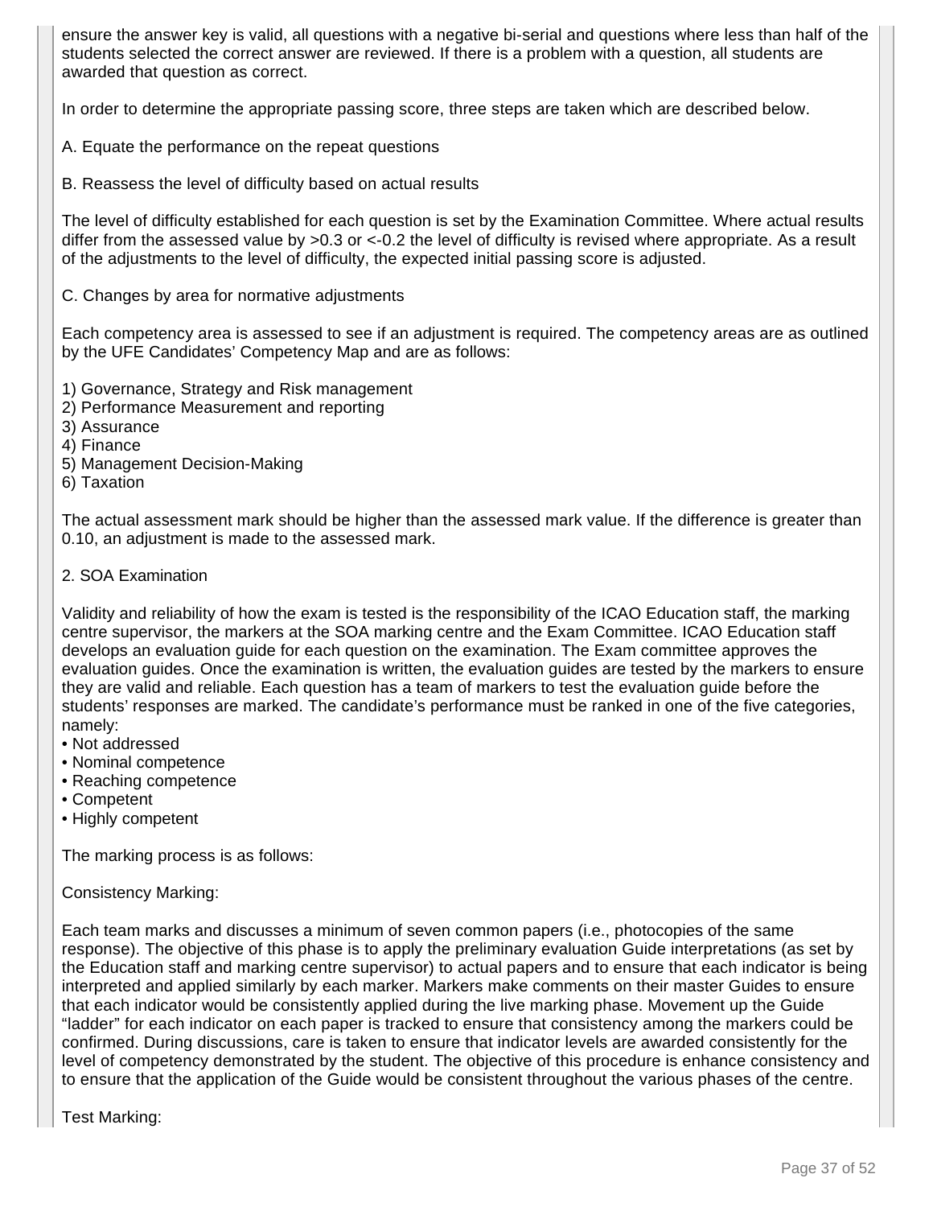ensure the answer key is valid, all questions with a negative bi-serial and questions where less than half of the students selected the correct answer are reviewed. If there is a problem with a question, all students are awarded that question as correct.

In order to determine the appropriate passing score, three steps are taken which are described below.

A. Equate the performance on the repeat questions

B. Reassess the level of difficulty based on actual results

The level of difficulty established for each question is set by the Examination Committee. Where actual results differ from the assessed value by >0.3 or <-0.2 the level of difficulty is revised where appropriate. As a result of the adjustments to the level of difficulty, the expected initial passing score is adjusted.

C. Changes by area for normative adjustments

Each competency area is assessed to see if an adjustment is required. The competency areas are as outlined by the UFE Candidates' Competency Map and are as follows:

1) Governance, Strategy and Risk management
2) Performance Measurement and reporting
3) Assurance
4) Finance
5) Management Decision-Making
6) Taxation

The actual assessment mark should be higher than the assessed mark value. If the difference is greater than 0.10, an adjustment is made to the assessed mark.

2. SOA Examination

Validity and reliability of how the exam is tested is the responsibility of the ICAO Education staff, the marking centre supervisor, the markers at the SOA marking centre and the Exam Committee. ICAO Education staff develops an evaluation guide for each question on the examination. The Exam committee approves the evaluation guides. Once the examination is written, the evaluation guides are tested by the markers to ensure they are valid and reliable. Each question has a team of markers to test the evaluation guide before the students' responses are marked. The candidate's performance must be ranked in one of the five categories, namely:

- Not addressed
- Nominal competence
- Reaching competence
- Competent
- Highly competent

The marking process is as follows:

Consistency Marking:

Each team marks and discusses a minimum of seven common papers (i.e., photocopies of the same response). The objective of this phase is to apply the preliminary evaluation Guide interpretations (as set by the Education staff and marking centre supervisor) to actual papers and to ensure that each indicator is being interpreted and applied similarly by each marker. Markers make comments on their master Guides to ensure that each indicator would be consistently applied during the live marking phase. Movement up the Guide "ladder" for each indicator on each paper is tracked to ensure that consistency among the markers could be confirmed. During discussions, care is taken to ensure that indicator levels are awarded consistently for the level of competency demonstrated by the student. The objective of this procedure is enhance consistency and to ensure that the application of the Guide would be consistent throughout the various phases of the centre.

Test Marking: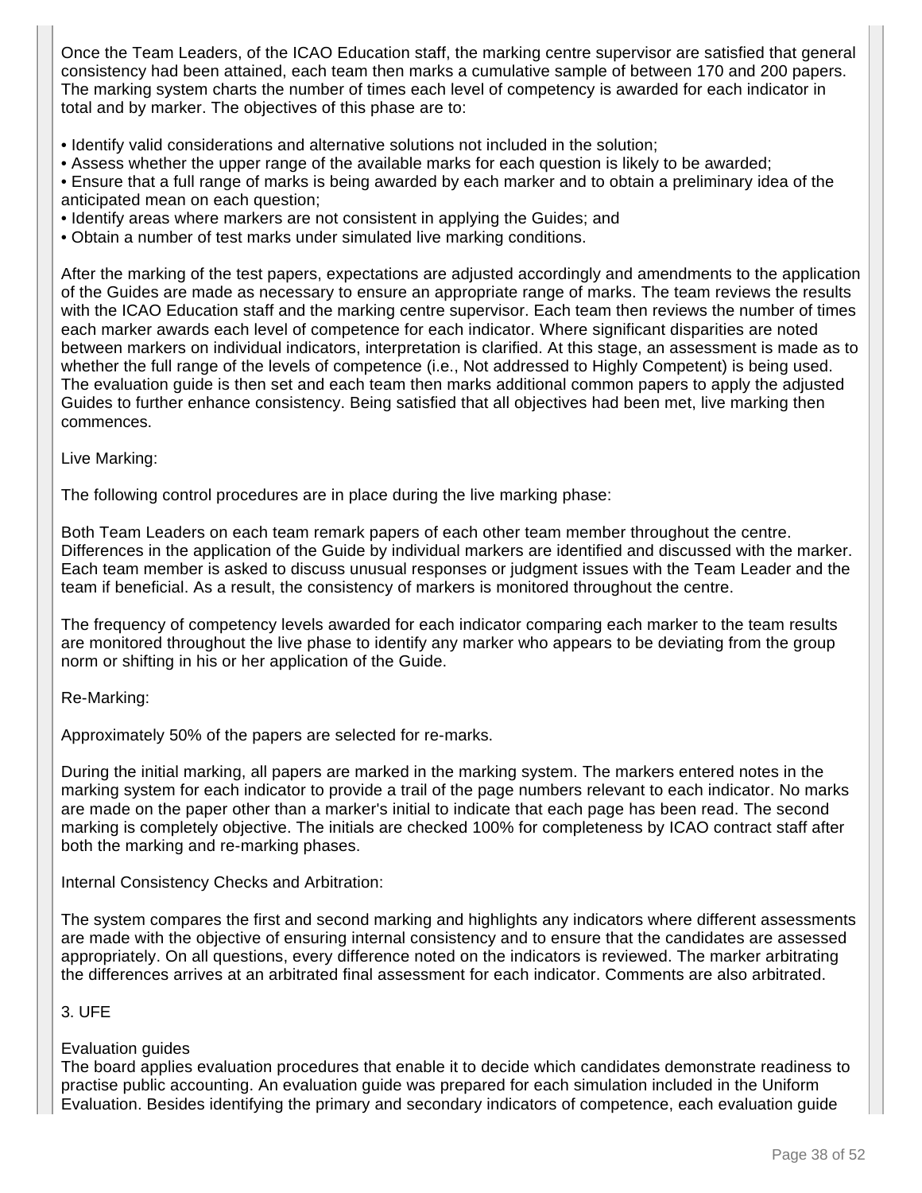Once the Team Leaders, of the ICAO Education staff, the marking centre supervisor are satisfied that general consistency had been attained, each team then marks a cumulative sample of between 170 and 200 papers. The marking system charts the number of times each level of competency is awarded for each indicator in total and by marker. The objectives of this phase are to:

- Identify valid considerations and alternative solutions not included in the solution;
- Assess whether the upper range of the available marks for each question is likely to be awarded;
- Ensure that a full range of marks is being awarded by each marker and to obtain a preliminary idea of the anticipated mean on each question;
- Identify areas where markers are not consistent in applying the Guides; and
- Obtain a number of test marks under simulated live marking conditions.

After the marking of the test papers, expectations are adjusted accordingly and amendments to the application of the Guides are made as necessary to ensure an appropriate range of marks. The team reviews the results with the ICAO Education staff and the marking centre supervisor. Each team then reviews the number of times each marker awards each level of competence for each indicator. Where significant disparities are noted between markers on individual indicators, interpretation is clarified. At this stage, an assessment is made as to whether the full range of the levels of competence (i.e., Not addressed to Highly Competent) is being used. The evaluation guide is then set and each team then marks additional common papers to apply the adjusted Guides to further enhance consistency. Being satisfied that all objectives had been met, live marking then commences.

Live Marking:

The following control procedures are in place during the live marking phase:

Both Team Leaders on each team remark papers of each other team member throughout the centre. Differences in the application of the Guide by individual markers are identified and discussed with the marker. Each team member is asked to discuss unusual responses or judgment issues with the Team Leader and the team if beneficial. As a result, the consistency of markers is monitored throughout the centre.

The frequency of competency levels awarded for each indicator comparing each marker to the team results are monitored throughout the live phase to identify any marker who appears to be deviating from the group norm or shifting in his or her application of the Guide.

Re-Marking:

Approximately 50% of the papers are selected for re-marks.

During the initial marking, all papers are marked in the marking system. The markers entered notes in the marking system for each indicator to provide a trail of the page numbers relevant to each indicator. No marks are made on the paper other than a marker's initial to indicate that each page has been read. The second marking is completely objective. The initials are checked 100% for completeness by ICAO contract staff after both the marking and re-marking phases.

Internal Consistency Checks and Arbitration:

The system compares the first and second marking and highlights any indicators where different assessments are made with the objective of ensuring internal consistency and to ensure that the candidates are assessed appropriately. On all questions, every difference noted on the indicators is reviewed. The marker arbitrating the differences arrives at an arbitrated final assessment for each indicator. Comments are also arbitrated.

3. UFE

Evaluation guides
The board applies evaluation procedures that enable it to decide which candidates demonstrate readiness to practise public accounting. An evaluation guide was prepared for each simulation included in the Uniform Evaluation. Besides identifying the primary and secondary indicators of competence, each evaluation guide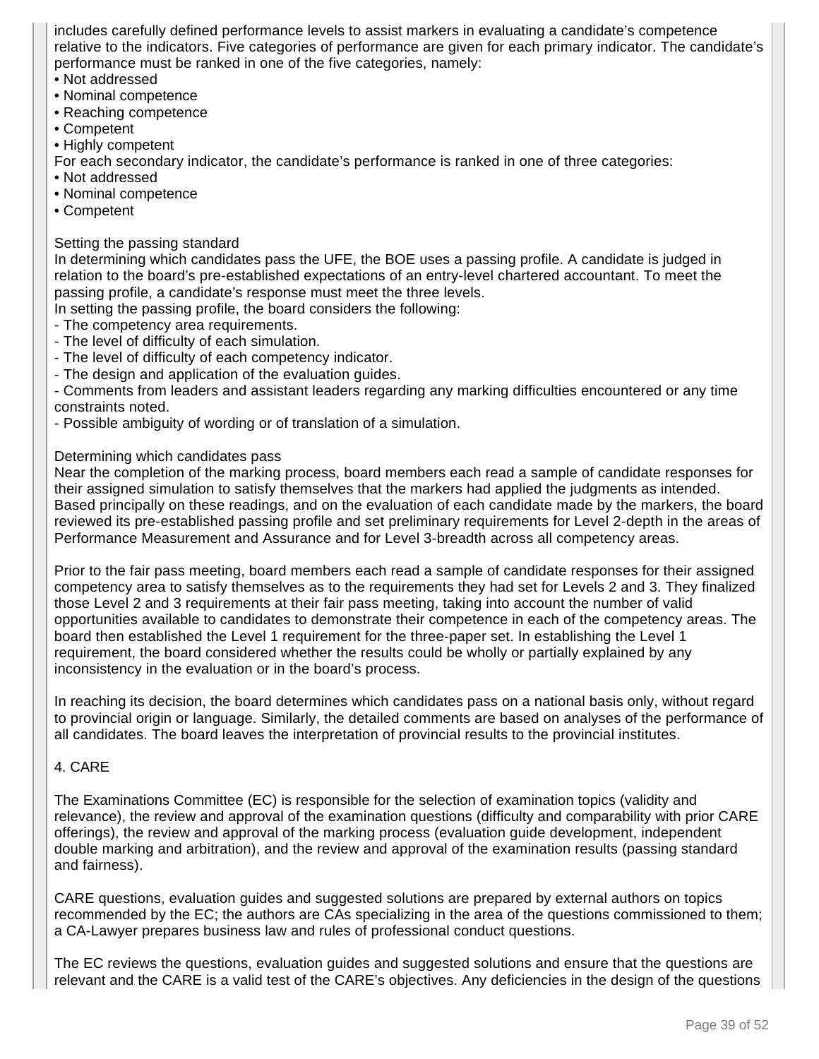includes carefully defined performance levels to assist markers in evaluating a candidate's competence relative to the indicators. Five categories of performance are given for each primary indicator. The candidate's performance must be ranked in one of the five categories, namely:

- Not addressed
- Nominal competence
- Reaching competence
- Competent
- Highly competent

For each secondary indicator, the candidate's performance is ranked in one of three categories:

- Not addressed
- Nominal competence
- Competent

Setting the passing standard

In determining which candidates pass the UFE, the BOE uses a passing profile. A candidate is judged in relation to the board's pre-established expectations of an entry-level chartered accountant. To meet the passing profile, a candidate's response must meet the three levels.

In setting the passing profile, the board considers the following:

- The competency area requirements.
- The level of difficulty of each simulation.
- The level of difficulty of each competency indicator.
- The design and application of the evaluation guides.
- Comments from leaders and assistant leaders regarding any marking difficulties encountered or any time constraints noted.
- Possible ambiguity of wording or of translation of a simulation.

Determining which candidates pass

Near the completion of the marking process, board members each read a sample of candidate responses for their assigned simulation to satisfy themselves that the markers had applied the judgments as intended. Based principally on these readings, and on the evaluation of each candidate made by the markers, the board reviewed its pre-established passing profile and set preliminary requirements for Level 2-depth in the areas of Performance Measurement and Assurance and for Level 3-breadth across all competency areas.

Prior to the fair pass meeting, board members each read a sample of candidate responses for their assigned competency area to satisfy themselves as to the requirements they had set for Levels 2 and 3. They finalized those Level 2 and 3 requirements at their fair pass meeting, taking into account the number of valid opportunities available to candidates to demonstrate their competence in each of the competency areas. The board then established the Level 1 requirement for the three-paper set. In establishing the Level 1 requirement, the board considered whether the results could be wholly or partially explained by any inconsistency in the evaluation or in the board's process.

In reaching its decision, the board determines which candidates pass on a national basis only, without regard to provincial origin or language. Similarly, the detailed comments are based on analyses of the performance of all candidates. The board leaves the interpretation of provincial results to the provincial institutes.

4. CARE

The Examinations Committee (EC) is responsible for the selection of examination topics (validity and relevance), the review and approval of the examination questions (difficulty and comparability with prior CARE offerings), the review and approval of the marking process (evaluation guide development, independent double marking and arbitration), and the review and approval of the examination results (passing standard and fairness).

CARE questions, evaluation guides and suggested solutions are prepared by external authors on topics recommended by the EC; the authors are CAs specializing in the area of the questions commissioned to them; a CA-Lawyer prepares business law and rules of professional conduct questions.

The EC reviews the questions, evaluation guides and suggested solutions and ensure that the questions are relevant and the CARE is a valid test of the CARE's objectives. Any deficiencies in the design of the questions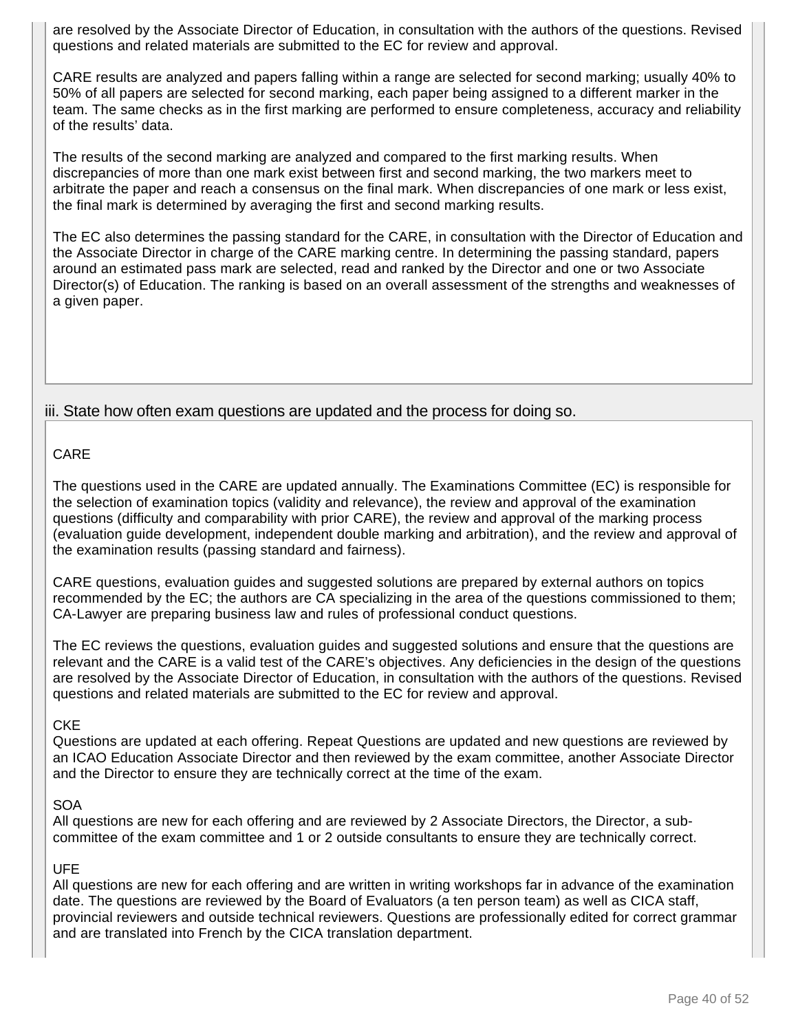are resolved by the Associate Director of Education, in consultation with the authors of the questions. Revised questions and related materials are submitted to the EC for review and approval.

CARE results are analyzed and papers falling within a range are selected for second marking; usually 40% to 50% of all papers are selected for second marking, each paper being assigned to a different marker in the team. The same checks as in the first marking are performed to ensure completeness, accuracy and reliability of the results' data.

The results of the second marking are analyzed and compared to the first marking results. When discrepancies of more than one mark exist between first and second marking, the two markers meet to arbitrate the paper and reach a consensus on the final mark. When discrepancies of one mark or less exist, the final mark is determined by averaging the first and second marking results.

The EC also determines the passing standard for the CARE, in consultation with the Director of Education and the Associate Director in charge of the CARE marking centre. In determining the passing standard, papers around an estimated pass mark are selected, read and ranked by the Director and one or two Associate Director(s) of Education. The ranking is based on an overall assessment of the strengths and weaknesses of a given paper.

### iii. State how often exam questions are updated and the process for doing so.

CARE

The questions used in the CARE are updated annually. The Examinations Committee (EC) is responsible for the selection of examination topics (validity and relevance), the review and approval of the examination questions (difficulty and comparability with prior CARE), the review and approval of the marking process (evaluation guide development, independent double marking and arbitration), and the review and approval of the examination results (passing standard and fairness).

CARE questions, evaluation guides and suggested solutions are prepared by external authors on topics recommended by the EC; the authors are CA specializing in the area of the questions commissioned to them; CA-Lawyer are preparing business law and rules of professional conduct questions.

The EC reviews the questions, evaluation guides and suggested solutions and ensure that the questions are relevant and the CARE is a valid test of the CARE's objectives. Any deficiencies in the design of the questions are resolved by the Associate Director of Education, in consultation with the authors of the questions. Revised questions and related materials are submitted to the EC for review and approval.

CKE
Questions are updated at each offering. Repeat Questions are updated and new questions are reviewed by an ICAO Education Associate Director and then reviewed by the exam committee, another Associate Director and the Director to ensure they are technically correct at the time of the exam.

SOA
All questions are new for each offering and are reviewed by 2 Associate Directors, the Director, a sub-committee of the exam committee and 1 or 2 outside consultants to ensure they are technically correct.

UFE
All questions are new for each offering and are written in writing workshops far in advance of the examination date. The questions are reviewed by the Board of Evaluators (a ten person team) as well as CICA staff, provincial reviewers and outside technical reviewers. Questions are professionally edited for correct grammar and are translated into French by the CICA translation department.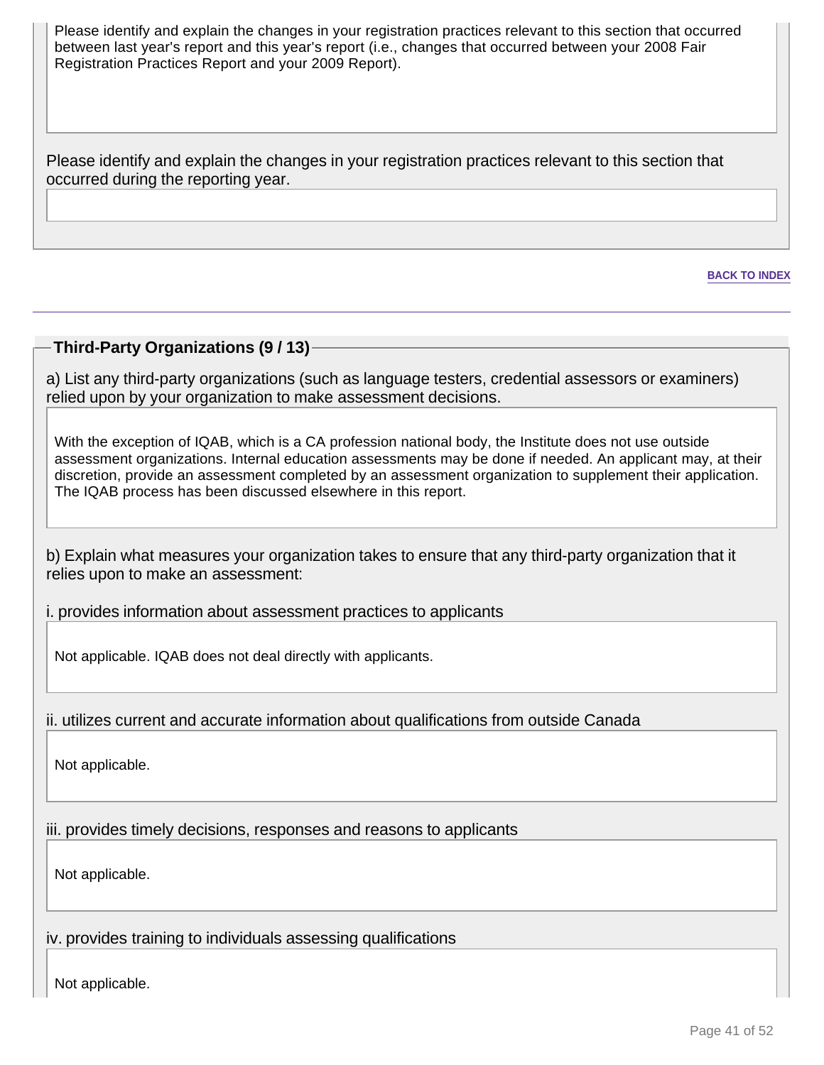Please identify and explain the changes in your registration practices relevant to this section that occurred between last year's report and this year's report (i.e., changes that occurred between your 2008 Fair Registration Practices Report and your 2009 Report).

Please identify and explain the changes in your registration practices relevant to this section that occurred during the reporting year.

BACK TO INDEX

---

## Third-Party Organizations (9 / 13)

a) List any third-party organizations (such as language testers, credential assessors or examiners) relied upon by your organization to make assessment decisions.

With the exception of IQAB, which is a CA profession national body, the Institute does not use outside assessment organizations. Internal education assessments may be done if needed. An applicant may, at their discretion, provide an assessment completed by an assessment organization to supplement their application. The IQAB process has been discussed elsewhere in this report.

b) Explain what measures your organization takes to ensure that any third-party organization that it relies upon to make an assessment:

i. provides information about assessment practices to applicants

Not applicable. IQAB does not deal directly with applicants.

ii. utilizes current and accurate information about qualifications from outside Canada

Not applicable.

iii. provides timely decisions, responses and reasons to applicants

Not applicable.

iv. provides training to individuals assessing qualifications

Not applicable.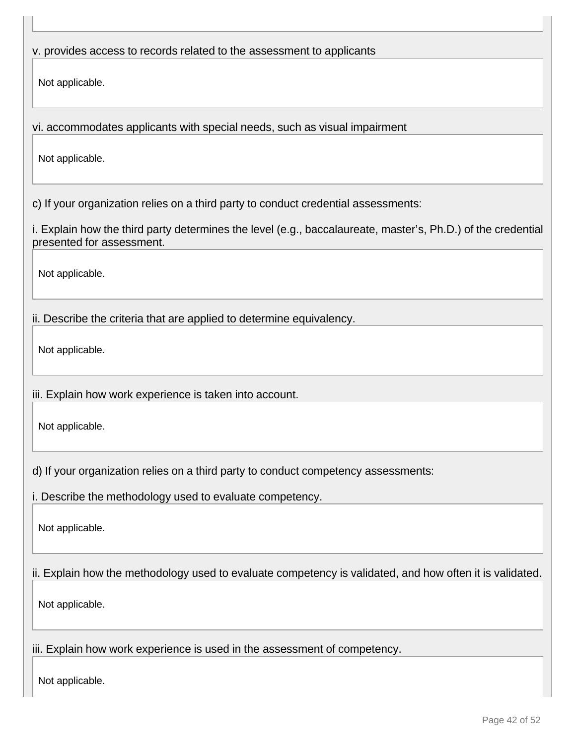v. provides access to records related to the assessment to applicants

Not applicable.

vi. accommodates applicants with special needs, such as visual impairment

Not applicable.

c) If your organization relies on a third party to conduct credential assessments:

i. Explain how the third party determines the level (e.g., baccalaureate, master's, Ph.D.) of the credential presented for assessment.

Not applicable.

ii. Describe the criteria that are applied to determine equivalency.

Not applicable.

iii. Explain how work experience is taken into account.

Not applicable.

d) If your organization relies on a third party to conduct competency assessments:

i. Describe the methodology used to evaluate competency.

Not applicable.

ii. Explain how the methodology used to evaluate competency is validated, and how often it is validated.

Not applicable.

iii. Explain how work experience is used in the assessment of competency.

Not applicable.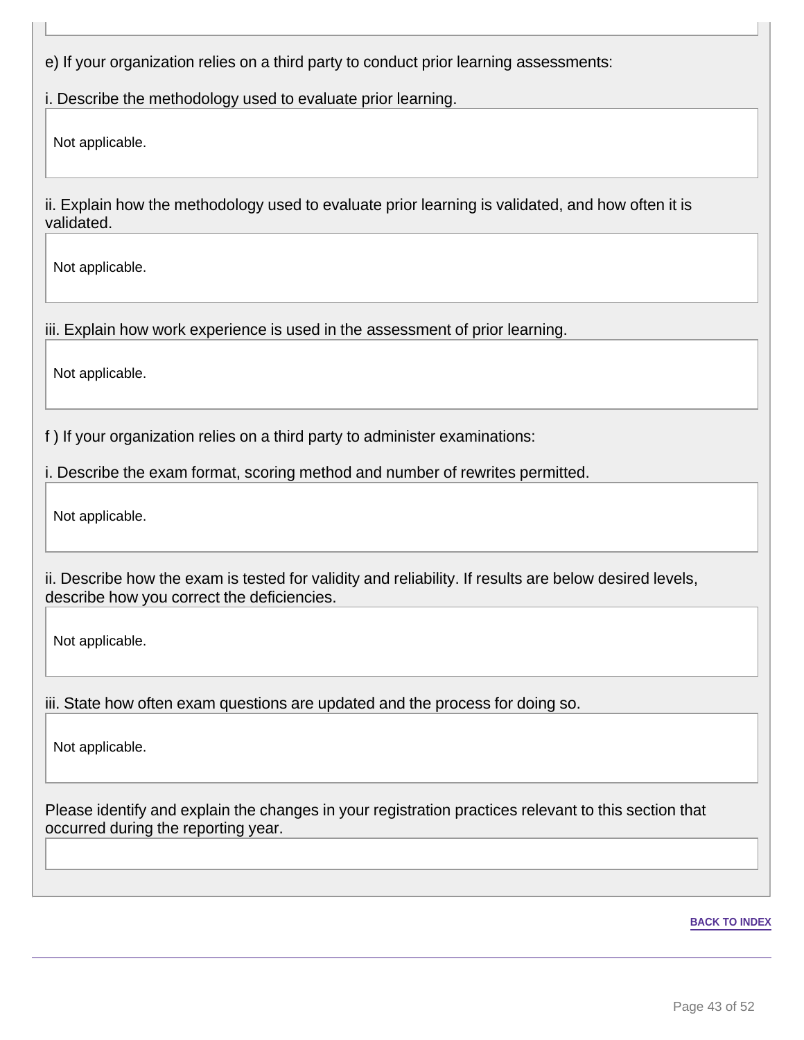e) If your organization relies on a third party to conduct prior learning assessments:

i. Describe the methodology used to evaluate prior learning.

Not applicable.

ii. Explain how the methodology used to evaluate prior learning is validated, and how often it is validated.

Not applicable.

iii. Explain how work experience is used in the assessment of prior learning.

Not applicable.

f ) If your organization relies on a third party to administer examinations:

i. Describe the exam format, scoring method and number of rewrites permitted.

Not applicable.

ii. Describe how the exam is tested for validity and reliability. If results are below desired levels, describe how you correct the deficiencies.

Not applicable.

iii. State how often exam questions are updated and the process for doing so.

Not applicable.

Please identify and explain the changes in your registration practices relevant to this section that occurred during the reporting year.

BACK TO INDEX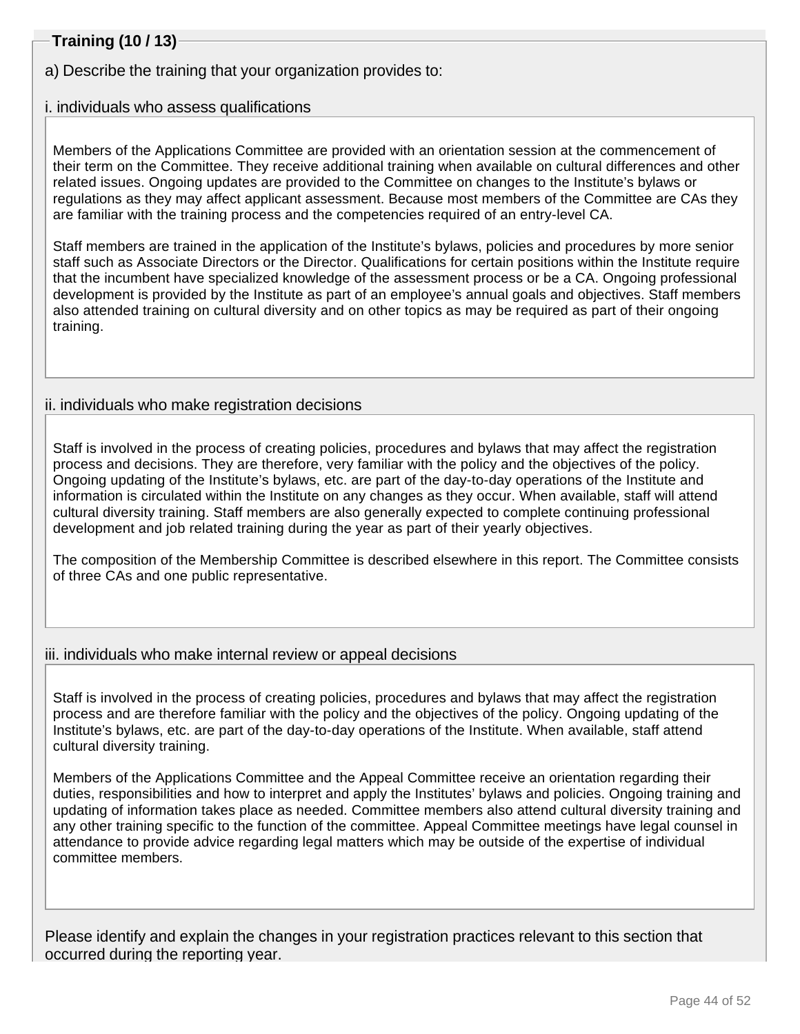## Training (10 / 13)

a) Describe the training that your organization provides to:

i. individuals who assess qualifications

Members of the Applications Committee are provided with an orientation session at the commencement of their term on the Committee. They receive additional training when available on cultural differences and other related issues. Ongoing updates are provided to the Committee on changes to the Institute's bylaws or regulations as they may affect applicant assessment. Because most members of the Committee are CAs they are familiar with the training process and the competencies required of an entry-level CA.

Staff members are trained in the application of the Institute's bylaws, policies and procedures by more senior staff such as Associate Directors or the Director. Qualifications for certain positions within the Institute require that the incumbent have specialized knowledge of the assessment process or be a CA. Ongoing professional development is provided by the Institute as part of an employee's annual goals and objectives. Staff members also attended training on cultural diversity and on other topics as may be required as part of their ongoing training.

ii. individuals who make registration decisions

Staff is involved in the process of creating policies, procedures and bylaws that may affect the registration process and decisions. They are therefore, very familiar with the policy and the objectives of the policy. Ongoing updating of the Institute's bylaws, etc. are part of the day-to-day operations of the Institute and information is circulated within the Institute on any changes as they occur. When available, staff will attend cultural diversity training. Staff members are also generally expected to complete continuing professional development and job related training during the year as part of their yearly objectives.

The composition of the Membership Committee is described elsewhere in this report. The Committee consists of three CAs and one public representative.

iii. individuals who make internal review or appeal decisions

Staff is involved in the process of creating policies, procedures and bylaws that may affect the registration process and are therefore familiar with the policy and the objectives of the policy. Ongoing updating of the Institute's bylaws, etc. are part of the day-to-day operations of the Institute. When available, staff attend cultural diversity training.

Members of the Applications Committee and the Appeal Committee receive an orientation regarding their duties, responsibilities and how to interpret and apply the Institutes' bylaws and policies. Ongoing training and updating of information takes place as needed. Committee members also attend cultural diversity training and any other training specific to the function of the committee. Appeal Committee meetings have legal counsel in attendance to provide advice regarding legal matters which may be outside of the expertise of individual committee members.

Please identify and explain the changes in your registration practices relevant to this section that occurred during the reporting year.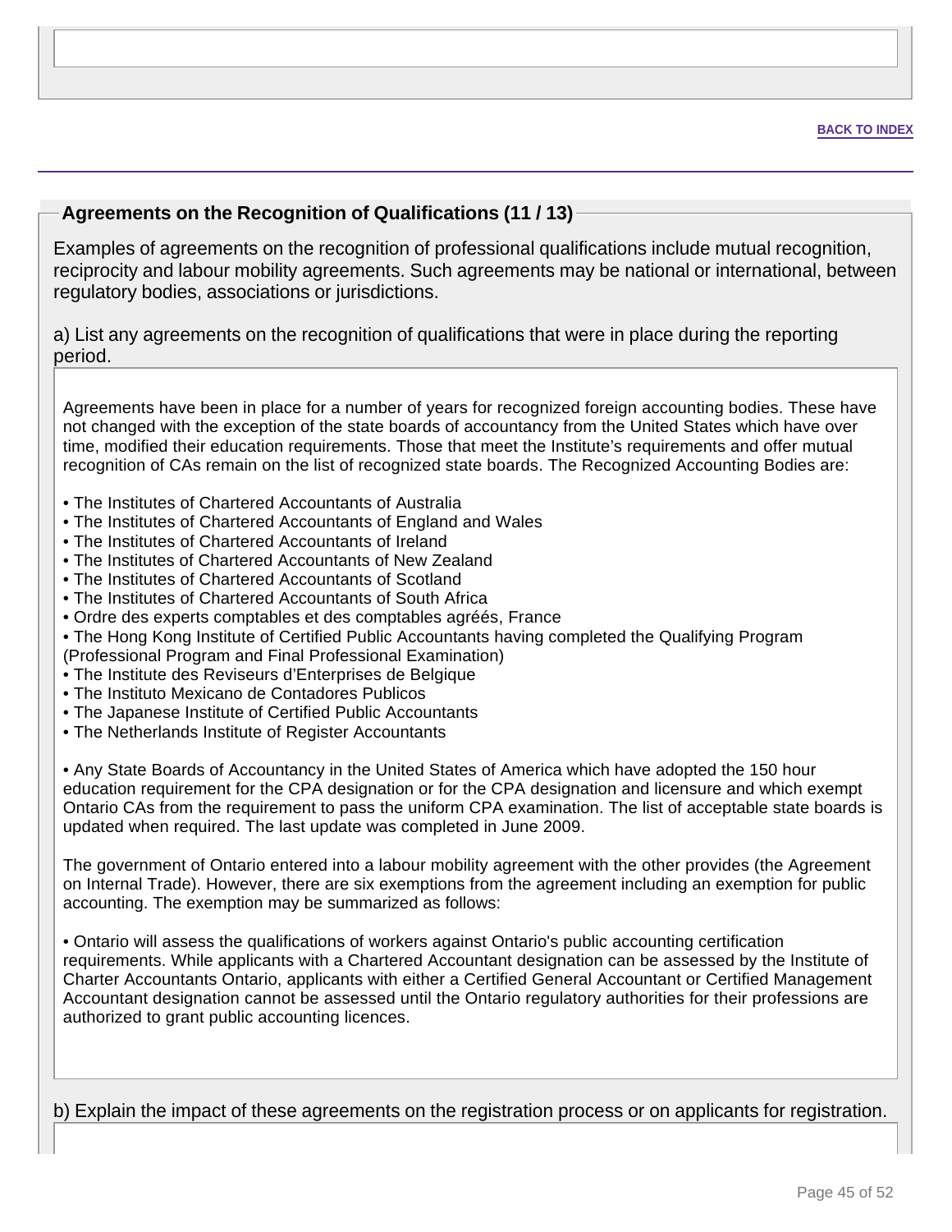BACK TO INDEX

## Agreements on the Recognition of Qualifications (11 / 13)

Examples of agreements on the recognition of professional qualifications include mutual recognition, reciprocity and labour mobility agreements. Such agreements may be national or international, between regulatory bodies, associations or jurisdictions.

a) List any agreements on the recognition of qualifications that were in place during the reporting period.

Agreements have been in place for a number of years for recognized foreign accounting bodies. These have not changed with the exception of the state boards of accountancy from the United States which have over time, modified their education requirements. Those that meet the Institute's requirements and offer mutual recognition of CAs remain on the list of recognized state boards. The Recognized Accounting Bodies are:

- The Institutes of Chartered Accountants of Australia
- The Institutes of Chartered Accountants of England and Wales
- The Institutes of Chartered Accountants of Ireland
- The Institutes of Chartered Accountants of New Zealand
- The Institutes of Chartered Accountants of Scotland
- The Institutes of Chartered Accountants of South Africa
- Ordre des experts comptables et des comptables agréés, France
- The Hong Kong Institute of Certified Public Accountants having completed the Qualifying Program (Professional Program and Final Professional Examination)
- The Institute des Reviseurs d'Enterprises de Belgique
- The Instituto Mexicano de Contadores Publicos
- The Japanese Institute of Certified Public Accountants
- The Netherlands Institute of Register Accountants

- Any State Boards of Accountancy in the United States of America which have adopted the 150 hour education requirement for the CPA designation or for the CPA designation and licensure and which exempt Ontario CAs from the requirement to pass the uniform CPA examination. The list of acceptable state boards is updated when required. The last update was completed in June 2009.

The government of Ontario entered into a labour mobility agreement with the other provides (the Agreement on Internal Trade). However, there are six exemptions from the agreement including an exemption for public accounting. The exemption may be summarized as follows:

- Ontario will assess the qualifications of workers against Ontario's public accounting certification requirements. While applicants with a Chartered Accountant designation can be assessed by the Institute of Charter Accountants Ontario, applicants with either a Certified General Accountant or Certified Management Accountant designation cannot be assessed until the Ontario regulatory authorities for their professions are authorized to grant public accounting licences.

b) Explain the impact of these agreements on the registration process or on applicants for registration.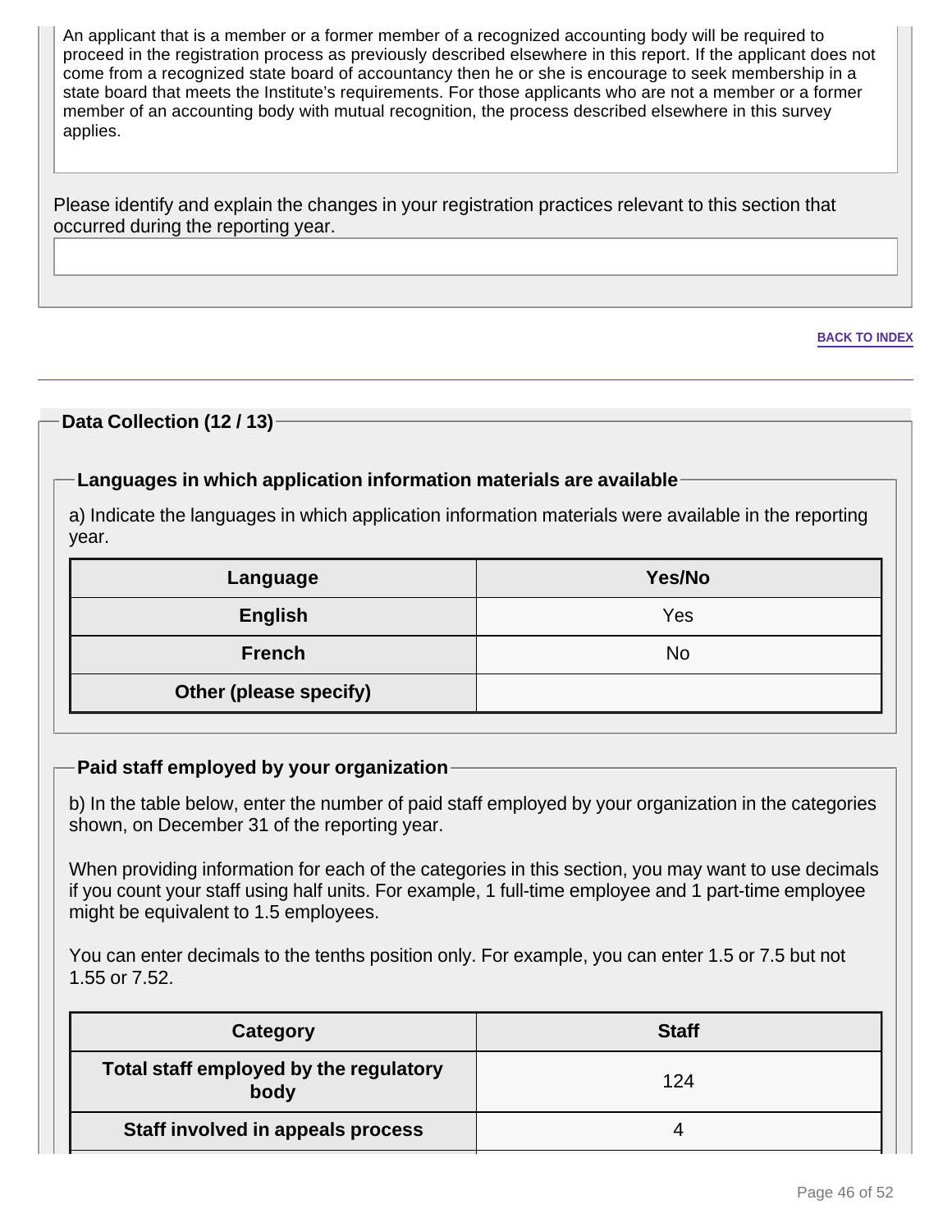An applicant that is a member or a former member of a recognized accounting body will be required to proceed in the registration process as previously described elsewhere in this report. If the applicant does not come from a recognized state board of accountancy then he or she is encourage to seek membership in a state board that meets the Institute's requirements. For those applicants who are not a member or a former member of an accounting body with mutual recognition, the process described elsewhere in this survey applies.

Please identify and explain the changes in your registration practices relevant to this section that occurred during the reporting year.

BACK TO INDEX

## Data Collection (12 / 13)

### Languages in which application information materials are available

a) Indicate the languages in which application information materials were available in the reporting year.

| Language | Yes/No |
|---|---|
| **English** | Yes |
| **French** | No |
| **Other (please specify)** | |

### Paid staff employed by your organization

b) In the table below, enter the number of paid staff employed by your organization in the categories shown, on December 31 of the reporting year.

When providing information for each of the categories in this section, you may want to use decimals if you count your staff using half units. For example, 1 full-time employee and 1 part-time employee might be equivalent to 1.5 employees.

You can enter decimals to the tenths position only. For example, you can enter 1.5 or 7.5 but not 1.55 or 7.52.

| Category | Staff |
|---|---|
| **Total staff employed by the regulatory body** | 124 |
| **Staff involved in appeals process** | 4 |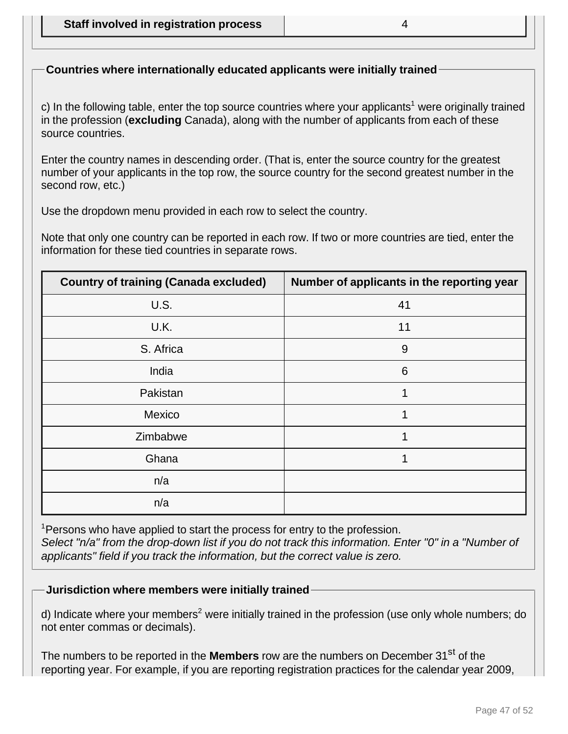| Staff involved in registration process | 4 |
| --- | --- |

### Countries where internationally educated applicants were initially trained

c) In the following table, enter the top source countries where your applicants[1] were originally trained in the profession (**excluding** Canada), along with the number of applicants from each of these source countries.

Enter the country names in descending order. (That is, enter the source country for the greatest number of your applicants in the top row, the source country for the second greatest number in the second row, etc.)

Use the dropdown menu provided in each row to select the country.

Note that only one country can be reported in each row. If two or more countries are tied, enter the information for these tied countries in separate rows.

| Country of training (Canada excluded) | Number of applicants in the reporting year |
| --- | --- |
| U.S. | 41 |
| U.K. | 11 |
| S. Africa | 9 |
| India | 6 |
| Pakistan | 1 |
| Mexico | 1 |
| Zimbabwe | 1 |
| Ghana | 1 |
| n/a | |
| n/a | |

[1]Persons who have applied to start the process for entry to the profession.
*Select "n/a" from the drop-down list if you do not track this information. Enter "0" in a "Number of applicants" field if you track the information, but the correct value is zero.*

### Jurisdiction where members were initially trained

d) Indicate where your members[2] were initially trained in the profession (use only whole numbers; do not enter commas or decimals).

The numbers to be reported in the **Members** row are the numbers on December 31st of the reporting year. For example, if you are reporting registration practices for the calendar year 2009,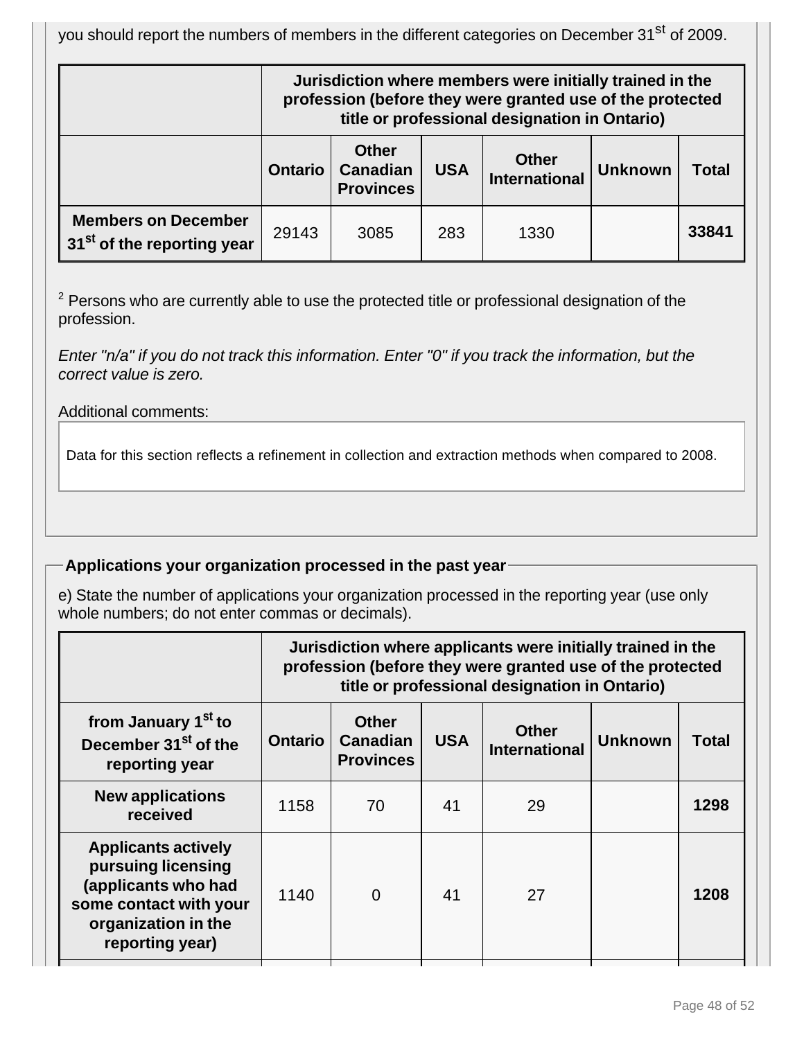you should report the numbers of members in the different categories on December 31st of 2009.

| | Jurisdiction where members were initially trained in the profession (before they were granted use of the protected title or professional designation in Ontario) | | | | | |
|---|---|---|---|---|---|---|
| | Ontario | Other Canadian Provinces | USA | Other International | Unknown | Total |
| **Members on December 31st of the reporting year** | 29143 | 3085 | 283 | 1330 | | **33841** |

[2] Persons who are currently able to use the protected title or professional designation of the profession.

*Enter "n/a" if you do not track this information. Enter "0" if you track the information, but the correct value is zero.*

Additional comments:

Data for this section reflects a refinement in collection and extraction methods when compared to 2008.

## Applications your organization processed in the past year

e) State the number of applications your organization processed in the reporting year (use only whole numbers; do not enter commas or decimals).

| | Jurisdiction where applicants were initially trained in the profession (before they were granted use of the protected title or professional designation in Ontario) | | | | | |
|---|---|---|---|---|---|---|
| **from January 1st to December 31st of the reporting year** | Ontario | Other Canadian Provinces | USA | Other International | Unknown | Total |
| **New applications received** | 1158 | 70 | 41 | 29 | | **1298** |
| **Applicants actively pursuing licensing (applicants who had some contact with your organization in the reporting year)** | 1140 | 0 | 41 | 27 | | **1208** |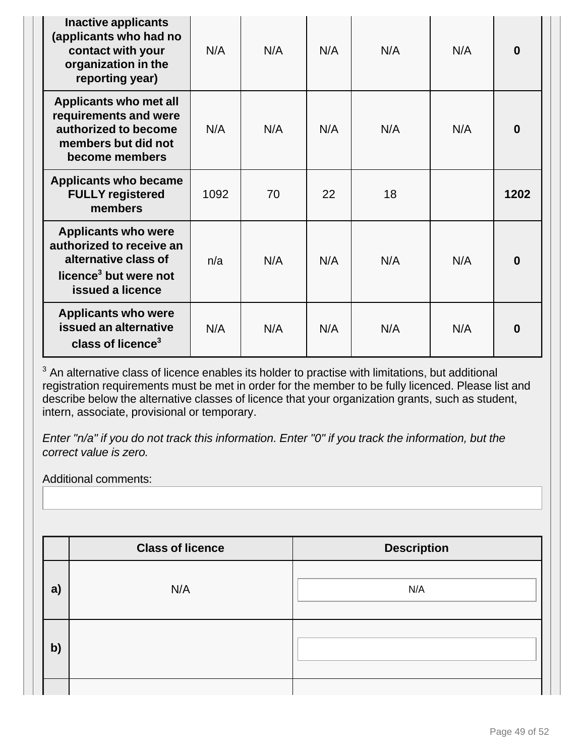| | | | | | | |
|---|---|---|---|---|---|---|
| **Inactive applicants (applicants who had no contact with your organization in the reporting year)** | N/A | N/A | N/A | N/A | N/A | **0** |
| **Applicants who met all requirements and were authorized to become members but did not become members** | N/A | N/A | N/A | N/A | N/A | **0** |
| **Applicants who became FULLY registered members** | 1092 | 70 | 22 | 18 | | **1202** |
| **Applicants who were authorized to receive an alternative class of licence[3] but were not issued a licence** | n/a | N/A | N/A | N/A | N/A | **0** |
| **Applicants who were issued an alternative class of licence[3]** | N/A | N/A | N/A | N/A | N/A | **0** |

[3] An alternative class of licence enables its holder to practise with limitations, but additional registration requirements must be met in order for the member to be fully licenced. Please list and describe below the alternative classes of licence that your organization grants, such as student, intern, associate, provisional or temporary.

*Enter "n/a" if you do not track this information. Enter "0" if you track the information, but the correct value is zero.*

Additional comments:

| | Class of licence | Description |
|---|---|---|
| **a)** | N/A | N/A |
| **b)** | | |
| | | |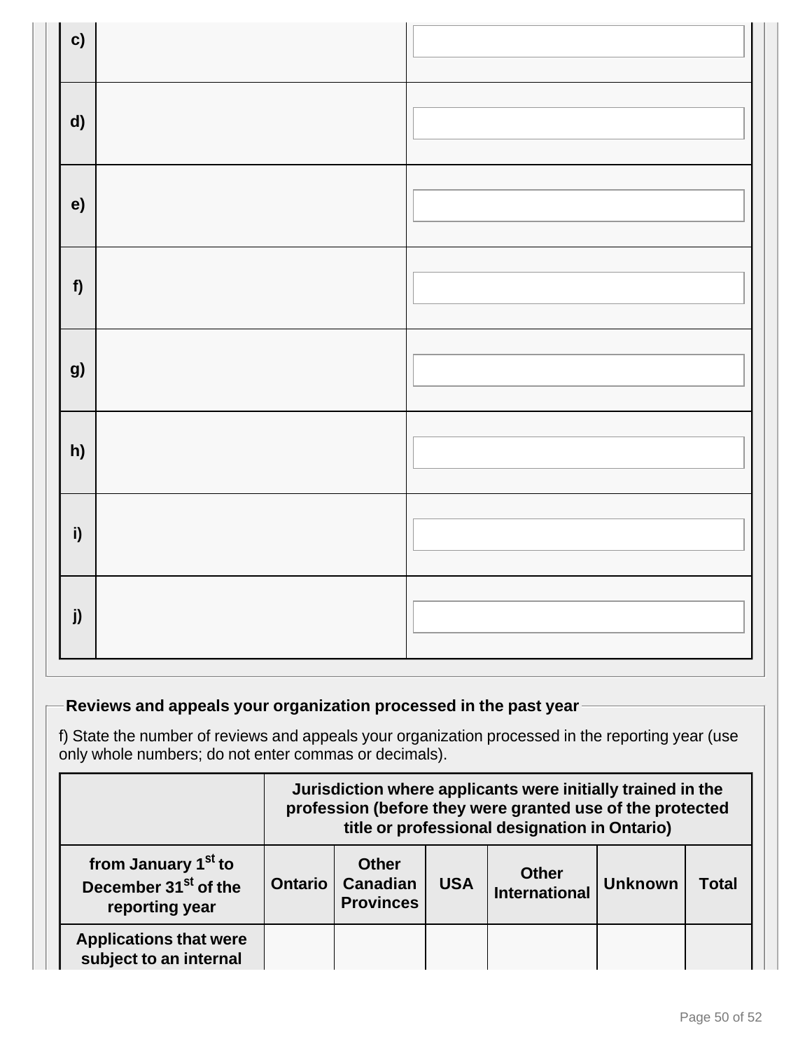| | | |
|---|---|---|
| c) | | |
| d) | | |
| e) | | |
| f) | | |
| g) | | |
| h) | | |
| i) | | |
| j) | | |

## Reviews and appeals your organization processed in the past year

f) State the number of reviews and appeals your organization processed in the reporting year (use only whole numbers; do not enter commas or decimals).

| | Jurisdiction where applicants were initially trained in the profession (before they were granted use of the protected title or professional designation in Ontario) | | | | | |
|---|---|---|---|---|---|---|
| from January 1st to December 31st of the reporting year | Ontario | Other Canadian Provinces | USA | Other International | Unknown | Total |
| Applications that were subject to an internal | | | | | | |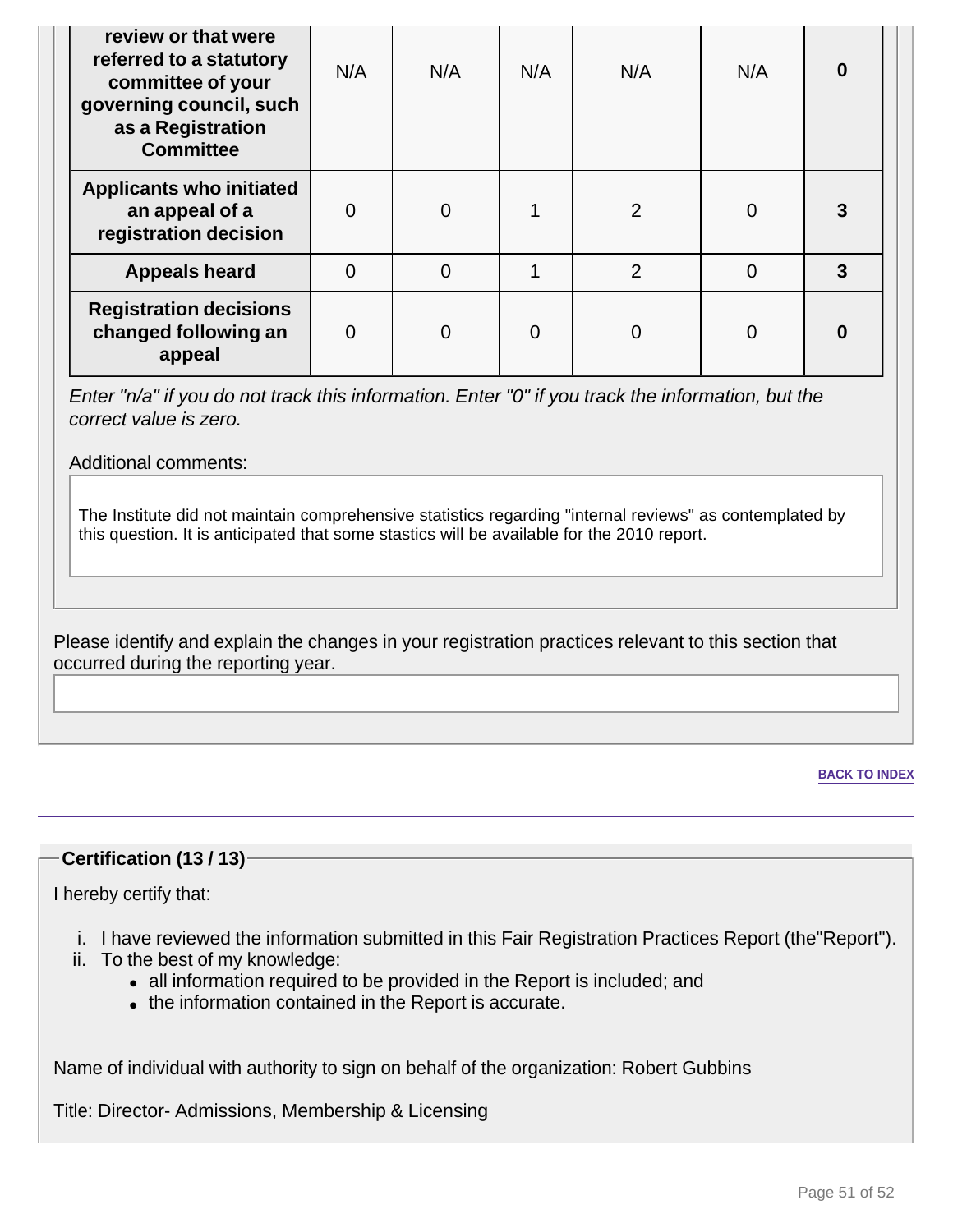| | | | | | | |
|---|---|---|---|---|---|---|
| **review or that were referred to a statutory committee of your governing council, such as a Registration Committee** | N/A | N/A | N/A | N/A | N/A | **0** |
| **Applicants who initiated an appeal of a registration decision** | 0 | 0 | 1 | 2 | 0 | **3** |
| **Appeals heard** | 0 | 0 | 1 | 2 | 0 | **3** |
| **Registration decisions changed following an appeal** | 0 | 0 | 0 | 0 | 0 | **0** |

*Enter "n/a" if you do not track this information. Enter "0" if you track the information, but the correct value is zero.*

Additional comments:

The Institute did not maintain comprehensive statistics regarding "internal reviews" as contemplated by this question. It is anticipated that some stastics will be available for the 2010 report.

Please identify and explain the changes in your registration practices relevant to this section that occurred during the reporting year.

BACK TO INDEX

## Certification (13 / 13)

I hereby certify that:

i. I have reviewed the information submitted in this Fair Registration Practices Report (the"Report").
ii. To the best of my knowledge:
    - all information required to be provided in the Report is included; and
    - the information contained in the Report is accurate.

Name of individual with authority to sign on behalf of the organization: Robert Gubbins

Title: Director- Admissions, Membership & Licensing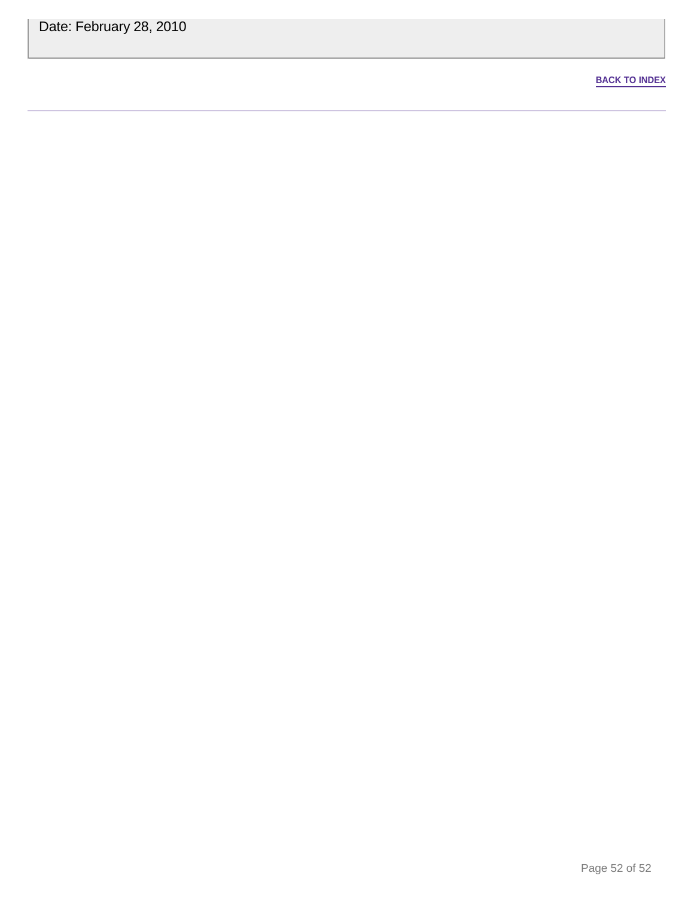Date: February 28, 2010

BACK TO INDEX

---